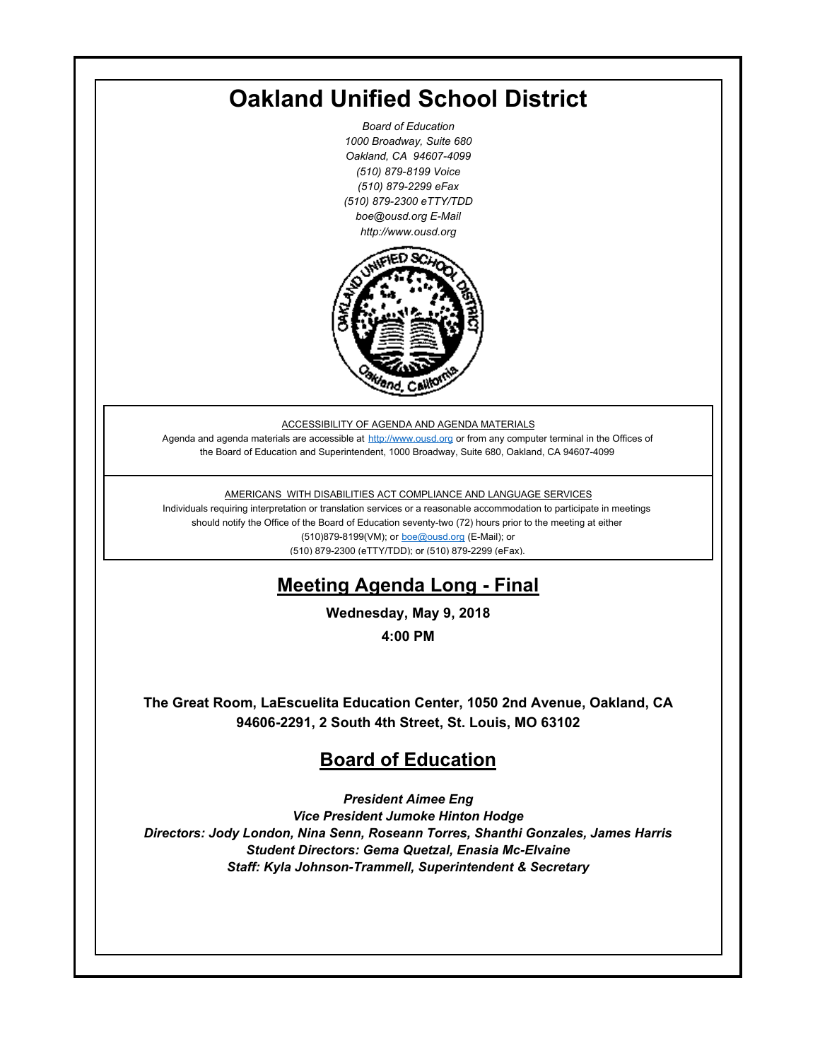# Oakland Unified School District

*Board of Education*
*1000 Broadway, Suite 680*
*Oakland, CA 94607-4099*
*(510) 879-8199 Voice*
*(510) 879-2299 eFax*
*(510) 879-2300 eTTY/TDD*
*boe@ousd.org E-Mail*
*http://www.ousd.org*

ACCESSIBILITY OF AGENDA AND AGENDA MATERIALS

Agenda and agenda materials are accessible at http://www.ousd.org or from any computer terminal in the Offices of the Board of Education and Superintendent, 1000 Broadway, Suite 680, Oakland, CA 94607-4099

AMERICANS WITH DISABILITIES ACT COMPLIANCE AND LANGUAGE SERVICES

Individuals requiring interpretation or translation services or a reasonable accommodation to participate in meetings should notify the Office of the Board of Education seventy-two (72) hours prior to the meeting at either (510)879-8199(VM); or boe@ousd.org (E-Mail); or (510) 879-2300 (eTTY/TDD); or (510) 879-2299 (eFax).

## Meeting Agenda Long - Final

**Wednesday, May 9, 2018**

**4:00 PM**

**The Great Room, LaEscuelita Education Center, 1050 2nd Avenue, Oakland, CA 94606-2291, 2 South 4th Street, St. Louis, MO 63102**

## Board of Education

***President Aimee Eng***
***Vice President Jumoke Hinton Hodge***
***Directors: Jody London, Nina Senn, Roseann Torres, Shanthi Gonzales, James Harris***
***Student Directors: Gema Quetzal, Enasia Mc-Elvaine***
***Staff: Kyla Johnson-Trammell, Superintendent & Secretary***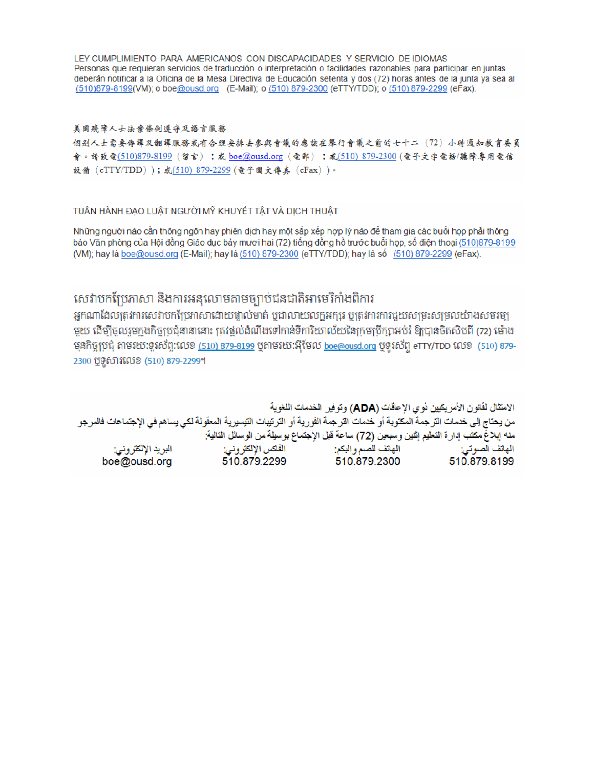LEY CUMPLIMIENTO PARA AMERICANOS CON DISCAPACIDADES Y SERVICIO DE IDIOMAS
Personas que requieran servicios de traducción o interpretación o facilidades razonables para participar en juntas deberán notificar a la Oficina de la Mesa Directiva de Educación setenta y dos (72) horas antes de la junta ya sea al (510)879-8199(VM); o boe@ousd.org (E-Mail); o (510) 879-2300 (eTTY/TDD); o (510) 879-2299 (eFax).

美國殘障人士法案條例遵守及語言服務
個別人士需要傳譯及翻譯服務或有合理安排去參與會議的應該在舉行會議之前的七十二（72）小時通知教育委員會。請致電(510)879-8199（留言）；或 boe@ousd.org（電郵）；或(510) 879-2300（電子文字電話/聽障專用電信設備（eTTY/TDD））；或(510) 879-2299（電子圖文傳真（eFax））。

TUÂN HÀNH ĐẠO LUẬT NGƯỜI MỸ KHUYẾT TẬT VÀ DỊCH THUẬT

Những người nào cần thông ngôn hay phiên dịch hay một sắp xếp hợp lý nào để tham gia các buổi họp phải thông báo Văn phòng của Hội đồng Giáo dục bảy mươi hai (72) tiếng đồng hồ trước buổi họp, số điện thoại (510)879-8199 (VM); hay là boe@ousd.org (E-Mail); hay là (510) 879-2300 (eTTY/TDD); hay là số (510) 879-2299 (eFax).

សេវាបកប្រែភាសា និងការអនុលោមតាមច្បាប់ជនជាតិអាមេរិកាំងពិការ
អ្នកណាដែលត្រូវការសេវាបកប្រែភាសាដោយផ្ទាល់មាត់ ឬជាលាយលក្ខអក្សរ ឬត្រូវការការជួយសម្រះសម្រួលយ៉ាងសមរម្យ មួយ ដើម្បីចូលរួមក្នុងកិច្ចប្រជុំនានានោះ ត្រូវផ្តល់ដំណឹងទៅកាន់ទីការិយាល័យនៃក្រុមប្រឹក្សាអប់រំ ឱ្យបានចិតសិបពីរ (72) ម៉ោង មុនកិច្ចប្រជុំ តាមរយៈទូរស័ព្ទ:លេខ (510) 879-8199 ឬតាមរយៈអ៊ីមែល boe@ousd.org ឬទូរស័ព្ទ eTTY/TDD លេខ (510) 879-2300 ឬទូរសារលេខ (510) 879-2299។

الامتثال لقانون الأمريكيين ذوي الإعاقات (ADA) وتوفير الخدمات اللغوية
من يحتاج إلى خدمات الترجمة المكتوبة أو خدمات الترجمة الفورية أو الترتيبات التيسيرية المعقولة لكي يساهم في الإجتماعات فالمرجو منه إبلاغ مكتب إدارة التعليم إثنين وسبعين (72) ساعة قبل الإجتماع بوسيلة من الوسائل التالية:

| الهاتف الصوتي: | الهاتف للصم والبكم: | الفكس الإلكتروني: | البريد الإلكتروني: |
|---|---|---|---|
| 510.879.8199 | 510.879.2300 | 510.879.2299 | boe@ousd.org |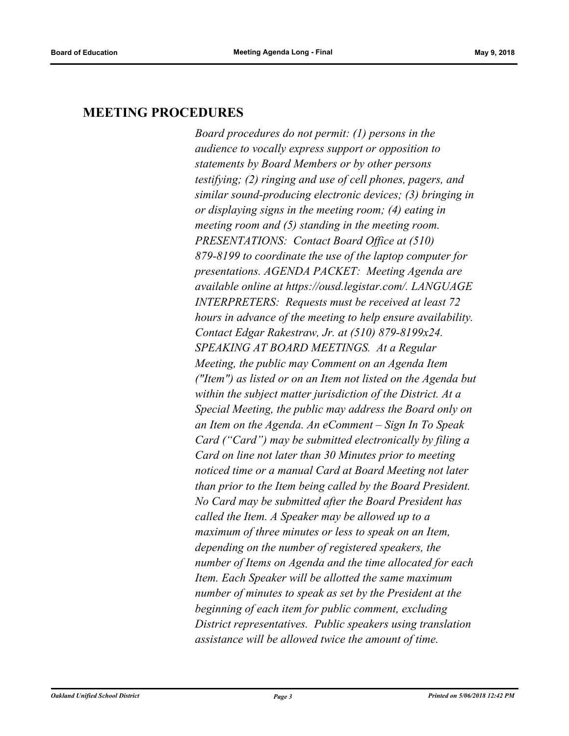## MEETING PROCEDURES

*Board procedures do not permit: (1) persons in the audience to vocally express support or opposition to statements by Board Members or by other persons testifying; (2) ringing and use of cell phones, pagers, and similar sound-producing electronic devices; (3) bringing in or displaying signs in the meeting room; (4) eating in meeting room and (5) standing in the meeting room. PRESENTATIONS: Contact Board Office at (510) 879-8199 to coordinate the use of the laptop computer for presentations. AGENDA PACKET: Meeting Agenda are available online at https://ousd.legistar.com/. LANGUAGE INTERPRETERS: Requests must be received at least 72 hours in advance of the meeting to help ensure availability. Contact Edgar Rakestraw, Jr. at (510) 879-8199x24. SPEAKING AT BOARD MEETINGS. At a Regular Meeting, the public may Comment on an Agenda Item ("Item") as listed or on an Item not listed on the Agenda but within the subject matter jurisdiction of the District. At a Special Meeting, the public may address the Board only on an Item on the Agenda. An eComment – Sign In To Speak Card ("Card") may be submitted electronically by filing a Card on line not later than 30 Minutes prior to meeting noticed time or a manual Card at Board Meeting not later than prior to the Item being called by the Board President. No Card may be submitted after the Board President has called the Item. A Speaker may be allowed up to a maximum of three minutes or less to speak on an Item, depending on the number of registered speakers, the number of Items on Agenda and the time allocated for each Item. Each Speaker will be allotted the same maximum number of minutes to speak as set by the President at the beginning of each item for public comment, excluding District representatives. Public speakers using translation assistance will be allowed twice the amount of time.*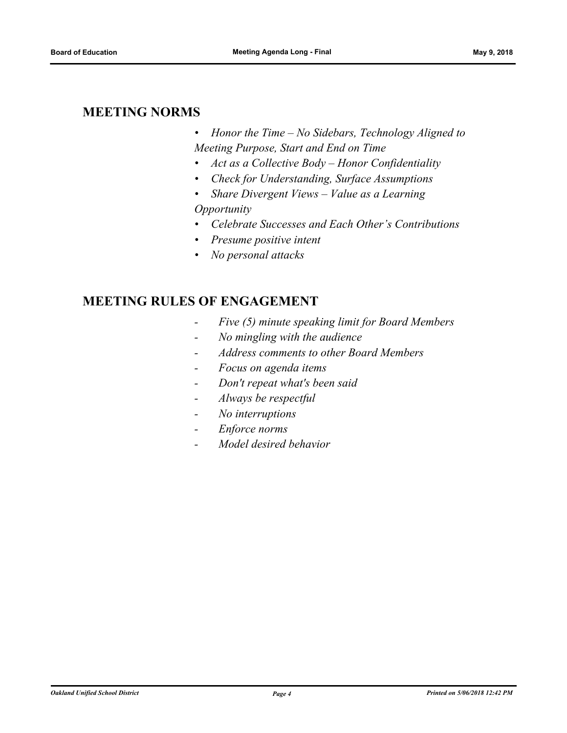## MEETING NORMS

- *Honor the Time – No Sidebars, Technology Aligned to Meeting Purpose, Start and End on Time*
- *Act as a Collective Body – Honor Confidentiality*
- *Check for Understanding, Surface Assumptions*
- *Share Divergent Views – Value as a Learning Opportunity*
- *Celebrate Successes and Each Other's Contributions*
- *Presume positive intent*
- *No personal attacks*

## MEETING RULES OF ENGAGEMENT

- *Five (5) minute speaking limit for Board Members*
- *No mingling with the audience*
- *Address comments to other Board Members*
- *Focus on agenda items*
- *Don't repeat what's been said*
- *Always be respectful*
- *No interruptions*
- *Enforce norms*
- *Model desired behavior*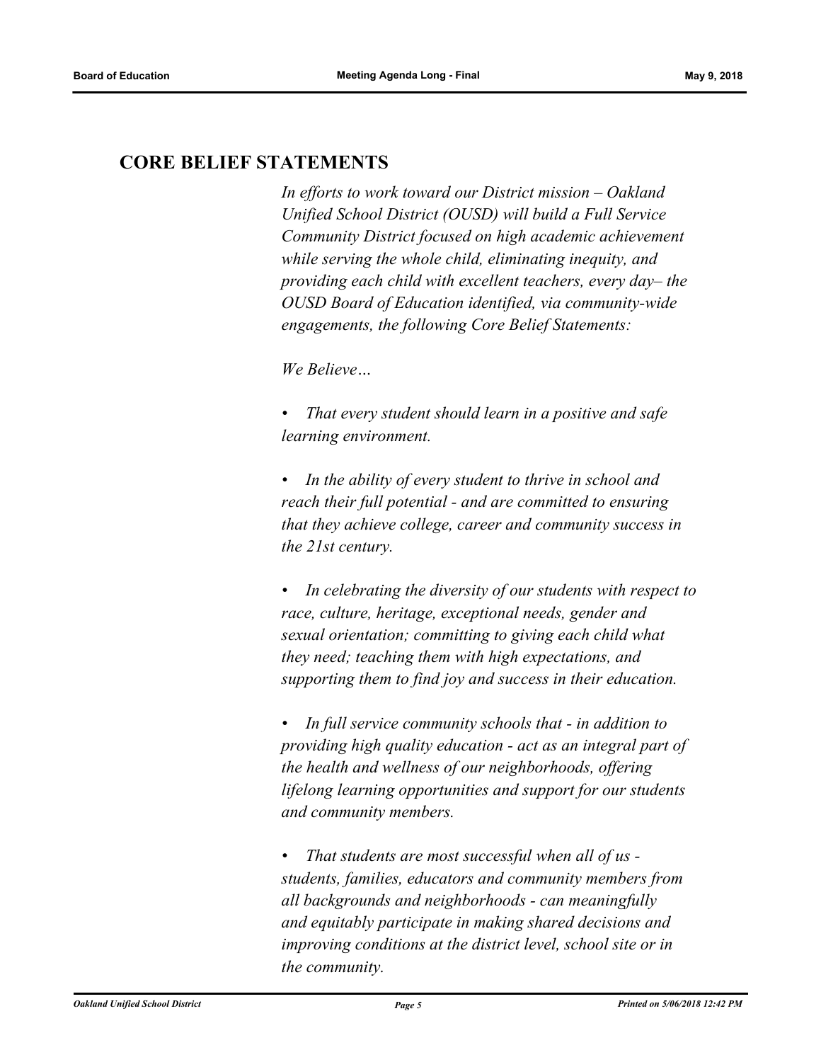## CORE BELIEF STATEMENTS

*In efforts to work toward our District mission – Oakland Unified School District (OUSD) will build a Full Service Community District focused on high academic achievement while serving the whole child, eliminating inequity, and providing each child with excellent teachers, every day– the OUSD Board of Education identified, via community-wide engagements, the following Core Belief Statements:*

*We Believe…*

- *That every student should learn in a positive and safe learning environment.*

- *In the ability of every student to thrive in school and reach their full potential - and are committed to ensuring that they achieve college, career and community success in the 21st century.*

- *In celebrating the diversity of our students with respect to race, culture, heritage, exceptional needs, gender and sexual orientation; committing to giving each child what they need; teaching them with high expectations, and supporting them to find joy and success in their education.*

- *In full service community schools that - in addition to providing high quality education - act as an integral part of the health and wellness of our neighborhoods, offering lifelong learning opportunities and support for our students and community members.*

- *That students are most successful when all of us - students, families, educators and community members from all backgrounds and neighborhoods - can meaningfully and equitably participate in making shared decisions and improving conditions at the district level, school site or in the community.*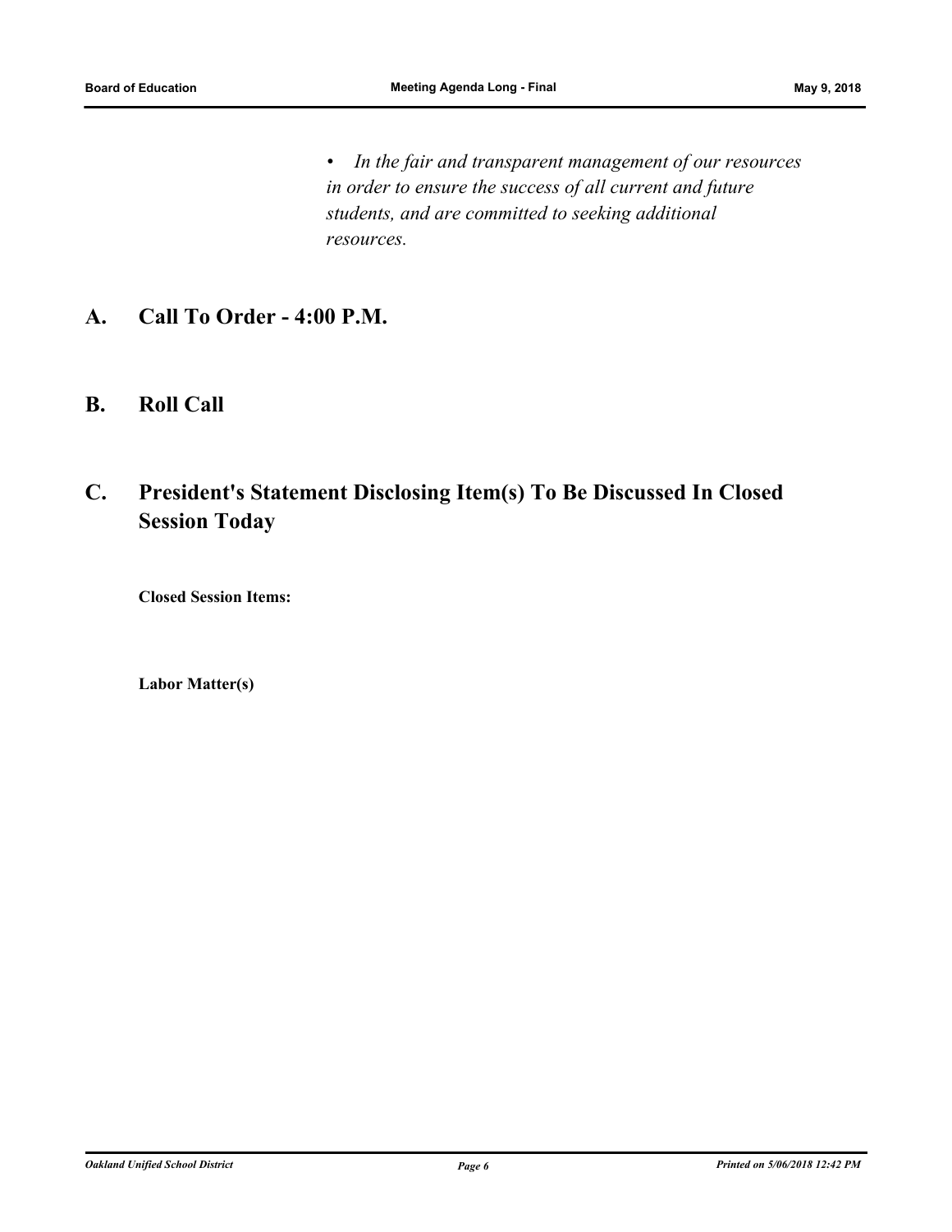- *In the fair and transparent management of our resources in order to ensure the success of all current and future students, and are committed to seeking additional resources.*

## A. Call To Order - 4:00 P.M.

## B. Roll Call

## C. President's Statement Disclosing Item(s) To Be Discussed In Closed Session Today

**Closed Session Items:**

**Labor Matter(s)**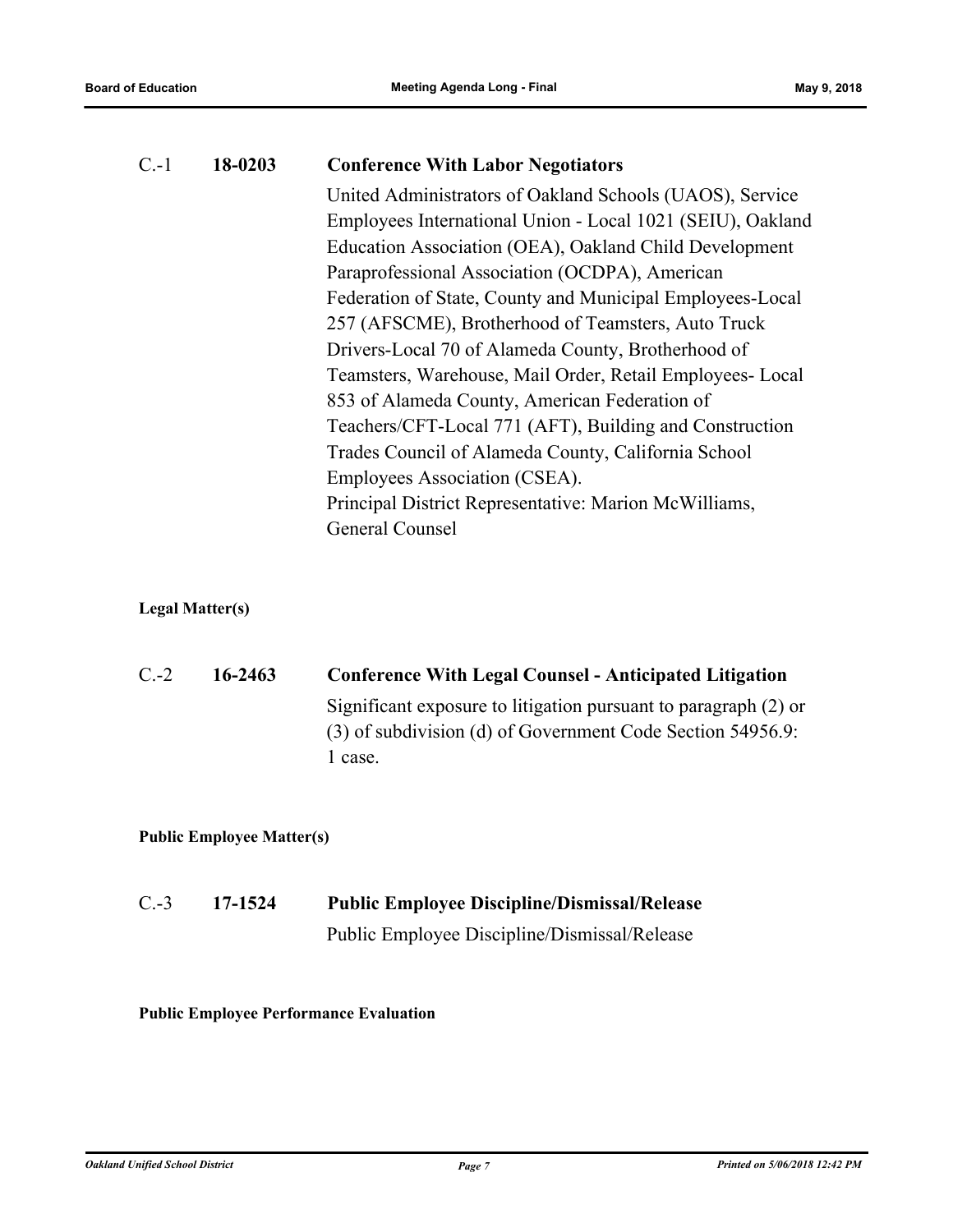**C.-1 18-0203 Conference With Labor Negotiators**

United Administrators of Oakland Schools (UAOS), Service Employees International Union - Local 1021 (SEIU), Oakland Education Association (OEA), Oakland Child Development Paraprofessional Association (OCDPA), American Federation of State, County and Municipal Employees-Local 257 (AFSCME), Brotherhood of Teamsters, Auto Truck Drivers-Local 70 of Alameda County, Brotherhood of Teamsters, Warehouse, Mail Order, Retail Employees- Local 853 of Alameda County, American Federation of Teachers/CFT-Local 771 (AFT), Building and Construction Trades Council of Alameda County, California School Employees Association (CSEA).
Principal District Representative: Marion McWilliams, General Counsel

**Legal Matter(s)**

**C.-2 16-2463 Conference With Legal Counsel - Anticipated Litigation**

Significant exposure to litigation pursuant to paragraph (2) or (3) of subdivision (d) of Government Code Section 54956.9: 1 case.

**Public Employee Matter(s)**

**C.-3 17-1524 Public Employee Discipline/Dismissal/Release**

Public Employee Discipline/Dismissal/Release

**Public Employee Performance Evaluation**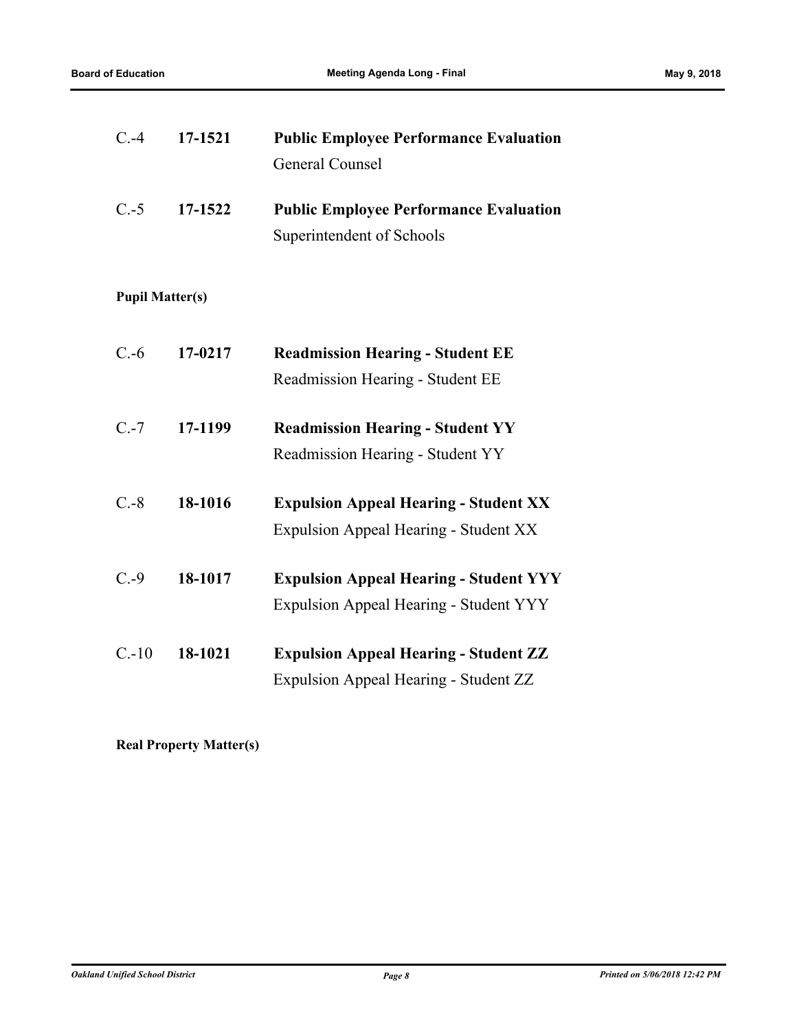C.-4 **17-1521** **Public Employee Performance Evaluation**

General Counsel

C.-5 **17-1522** **Public Employee Performance Evaluation**

Superintendent of Schools

**Pupil Matter(s)**

C.-6 **17-0217** **Readmission Hearing - Student EE**

Readmission Hearing - Student EE

C.-7 **17-1199** **Readmission Hearing - Student YY**

Readmission Hearing - Student YY

C.-8 **18-1016** **Expulsion Appeal Hearing - Student XX**

Expulsion Appeal Hearing - Student XX

C.-9 **18-1017** **Expulsion Appeal Hearing - Student YYY**

Expulsion Appeal Hearing - Student YYY

C.-10 **18-1021** **Expulsion Appeal Hearing - Student ZZ**

Expulsion Appeal Hearing - Student ZZ

**Real Property Matter(s)**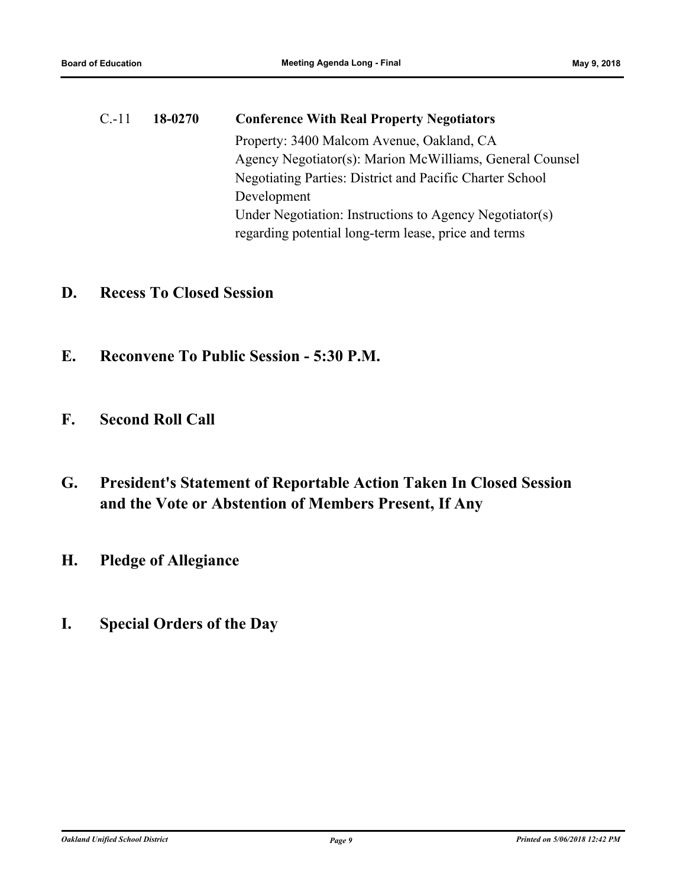C.-11 **18-0270** **Conference With Real Property Negotiators**

Property: 3400 Malcom Avenue, Oakland, CA
Agency Negotiator(s): Marion McWilliams, General Counsel
Negotiating Parties: District and Pacific Charter School Development
Under Negotiation: Instructions to Agency Negotiator(s) regarding potential long-term lease, price and terms

## D. Recess To Closed Session

## E. Reconvene To Public Session - 5:30 P.M.

## F. Second Roll Call

## G. President's Statement of Reportable Action Taken In Closed Session and the Vote or Abstention of Members Present, If Any

## H. Pledge of Allegiance

## I. Special Orders of the Day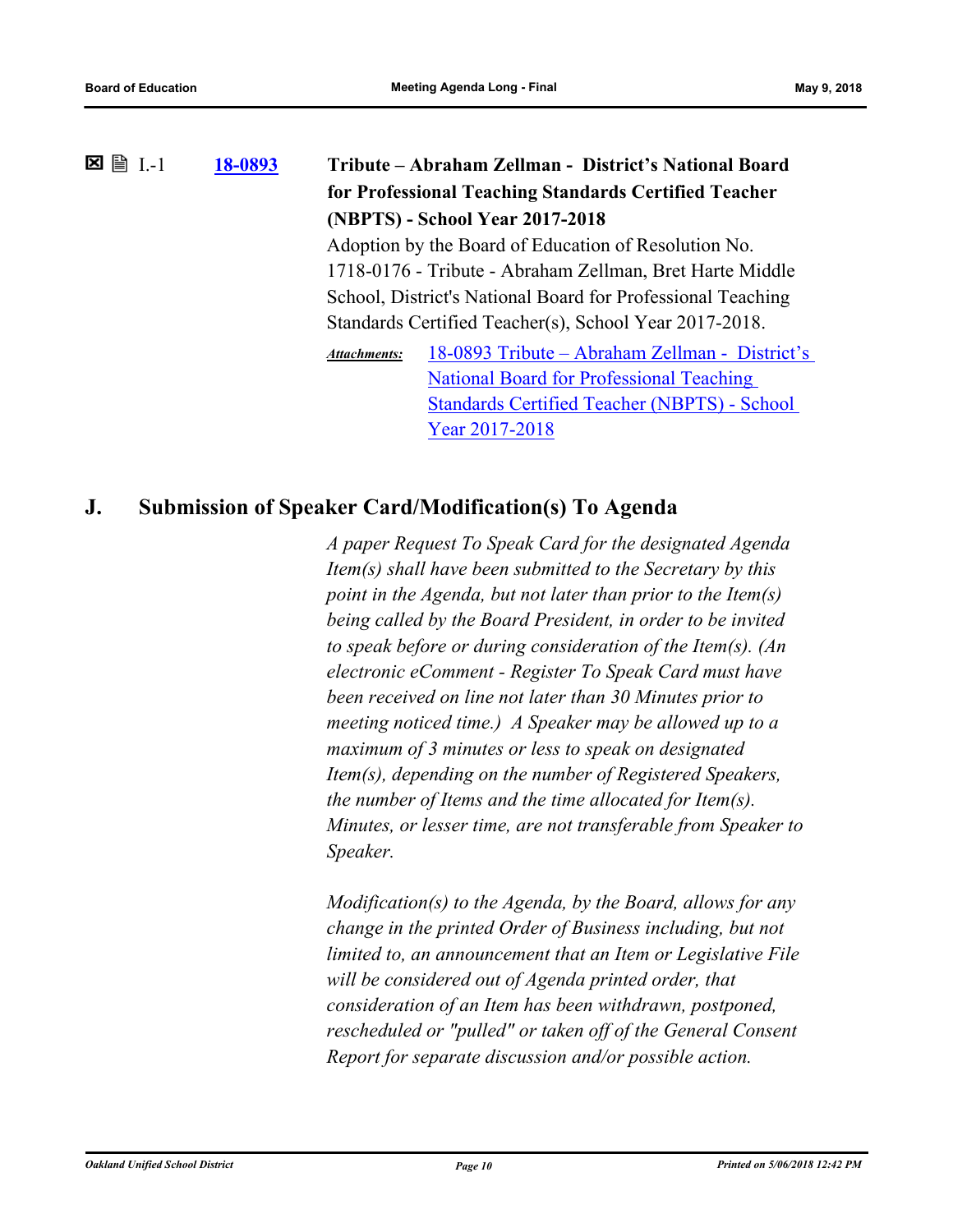☒ 🗎 I.-1 **18-0893** **Tribute – Abraham Zellman - District's National Board for Professional Teaching Standards Certified Teacher (NBPTS) - School Year 2017-2018**

Adoption by the Board of Education of Resolution No. 1718-0176 - Tribute - Abraham Zellman, Bret Harte Middle School, District's National Board for Professional Teaching Standards Certified Teacher(s), School Year 2017-2018.

***Attachments:*** 18-0893 Tribute – Abraham Zellman - District's National Board for Professional Teaching Standards Certified Teacher (NBPTS) - School Year 2017-2018

## J. Submission of Speaker Card/Modification(s) To Agenda

*A paper Request To Speak Card for the designated Agenda Item(s) shall have been submitted to the Secretary by this point in the Agenda, but not later than prior to the Item(s) being called by the Board President, in order to be invited to speak before or during consideration of the Item(s). (An electronic eComment - Register To Speak Card must have been received on line not later than 30 Minutes prior to meeting noticed time.) A Speaker may be allowed up to a maximum of 3 minutes or less to speak on designated Item(s), depending on the number of Registered Speakers, the number of Items and the time allocated for Item(s). Minutes, or lesser time, are not transferable from Speaker to Speaker.*

*Modification(s) to the Agenda, by the Board, allows for any change in the printed Order of Business including, but not limited to, an announcement that an Item or Legislative File will be considered out of Agenda printed order, that consideration of an Item has been withdrawn, postponed, rescheduled or "pulled" or taken off of the General Consent Report for separate discussion and/or possible action.*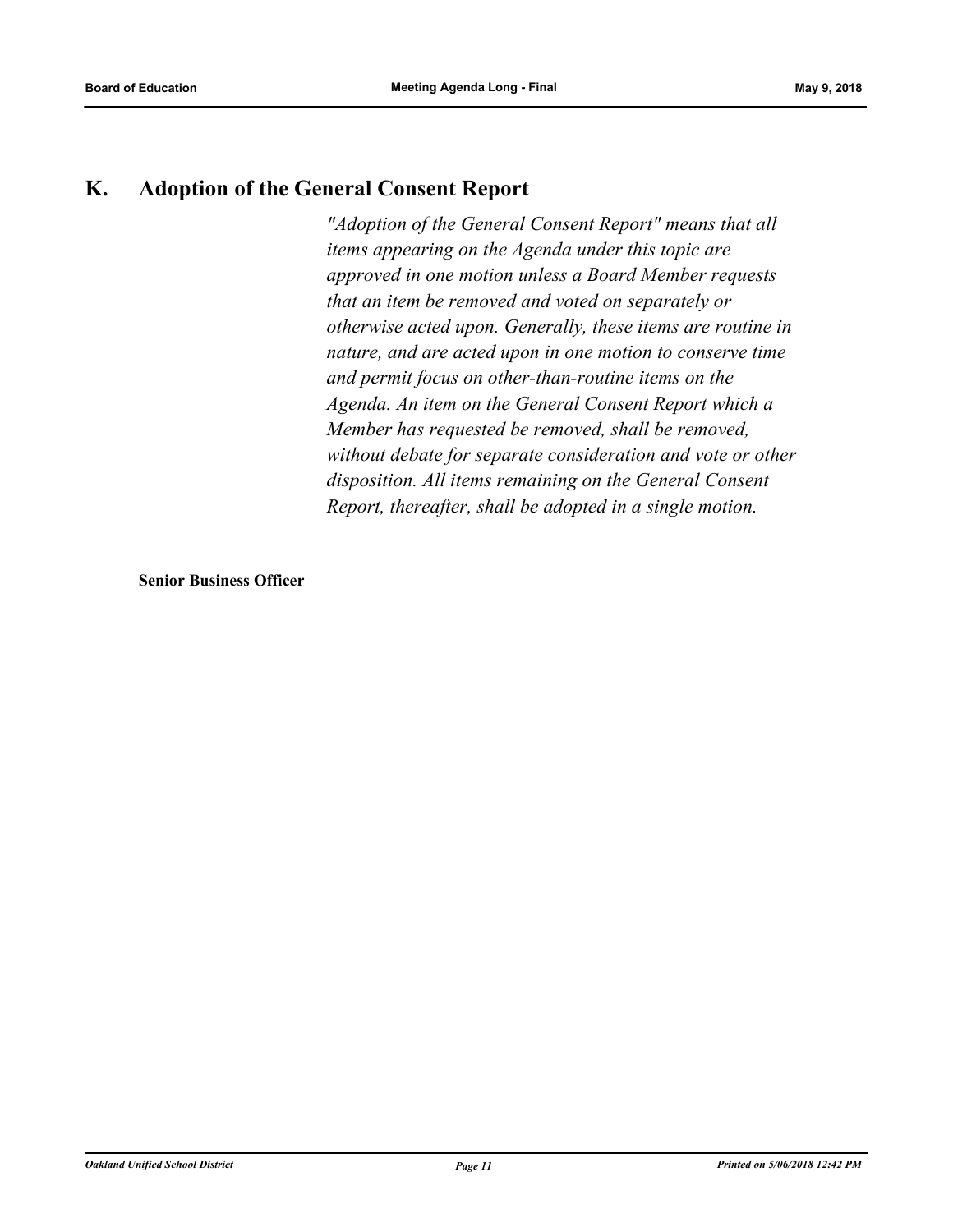## K. Adoption of the General Consent Report

*"Adoption of the General Consent Report" means that all items appearing on the Agenda under this topic are approved in one motion unless a Board Member requests that an item be removed and voted on separately or otherwise acted upon. Generally, these items are routine in nature, and are acted upon in one motion to conserve time and permit focus on other-than-routine items on the Agenda. An item on the General Consent Report which a Member has requested be removed, shall be removed, without debate for separate consideration and vote or other disposition. All items remaining on the General Consent Report, thereafter, shall be adopted in a single motion.*

**Senior Business Officer**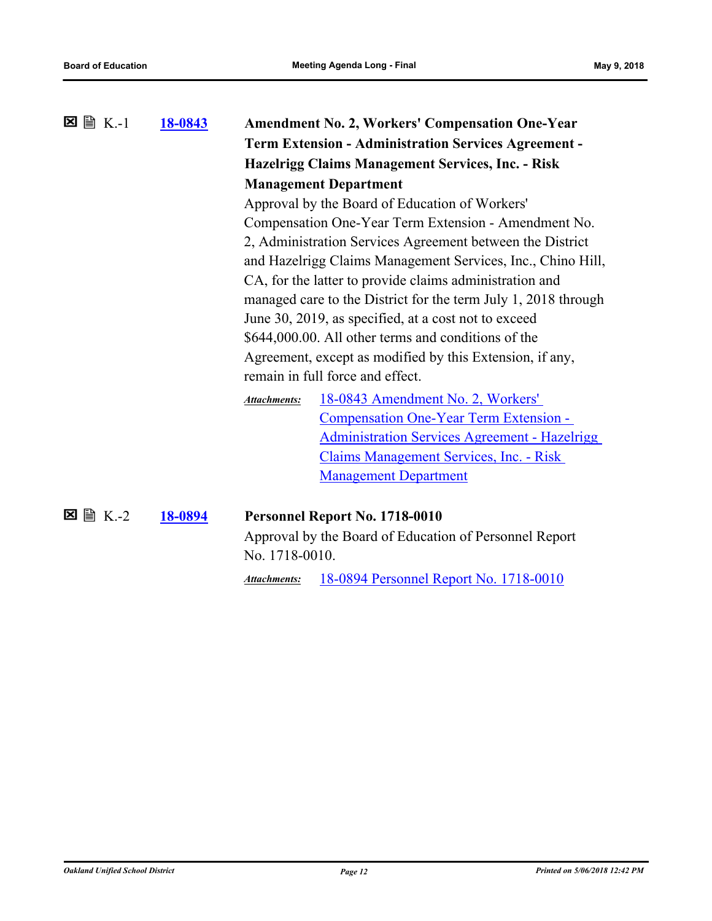☒ 🗎 K.-1 **18-0843** **Amendment No. 2, Workers' Compensation One-Year Term Extension - Administration Services Agreement - Hazelrigg Claims Management Services, Inc. - Risk Management Department**

Approval by the Board of Education of Workers' Compensation One-Year Term Extension - Amendment No. 2, Administration Services Agreement between the District and Hazelrigg Claims Management Services, Inc., Chino Hill, CA, for the latter to provide claims administration and managed care to the District for the term July 1, 2018 through June 30, 2019, as specified, at a cost not to exceed $644,000.00. All other terms and conditions of the Agreement, except as modified by this Extension, if any, remain in full force and effect.

***Attachments:*** 18-0843 Amendment No. 2, Workers' Compensation One-Year Term Extension - Administration Services Agreement - Hazelrigg Claims Management Services, Inc. - Risk Management Department

☒ 🗎 K.-2 **18-0894** **Personnel Report No. 1718-0010**

Approval by the Board of Education of Personnel Report No. 1718-0010.

***Attachments:*** 18-0894 Personnel Report No. 1718-0010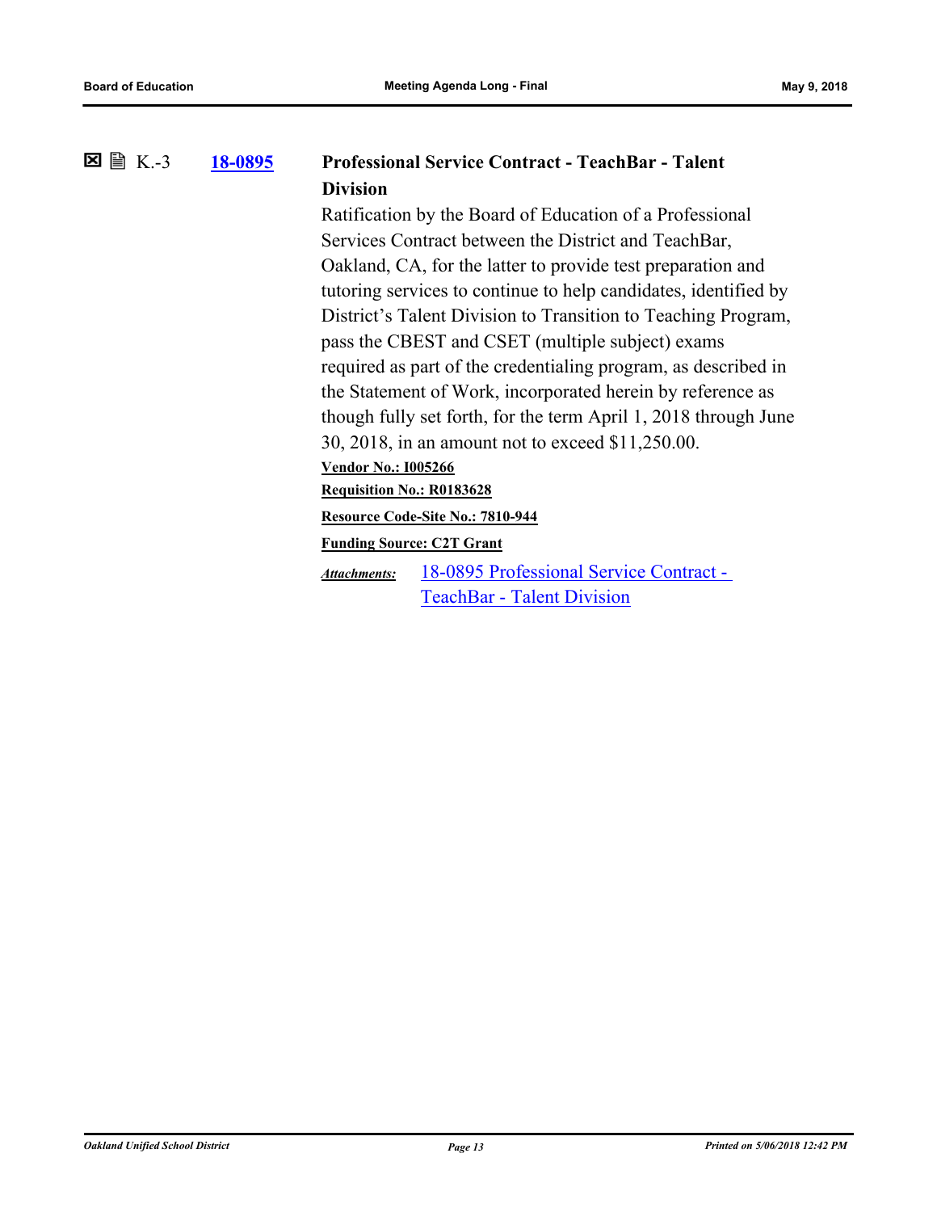☒ 🗎 K.-3 **18-0895**

**Professional Service Contract - TeachBar - Talent Division**

Ratification by the Board of Education of a Professional Services Contract between the District and TeachBar, Oakland, CA, for the latter to provide test preparation and tutoring services to continue to help candidates, identified by District's Talent Division to Transition to Teaching Program, pass the CBEST and CSET (multiple subject) exams required as part of the credentialing program, as described in the Statement of Work, incorporated herein by reference as though fully set forth, for the term April 1, 2018 through June 30, 2018, in an amount not to exceed $11,250.00.

**Vendor No.: I005266**

**Requisition No.: R0183628**

**Resource Code-Site No.: 7810-944**

**Funding Source: C2T Grant**

***Attachments:*** 18-0895 Professional Service Contract - TeachBar - Talent Division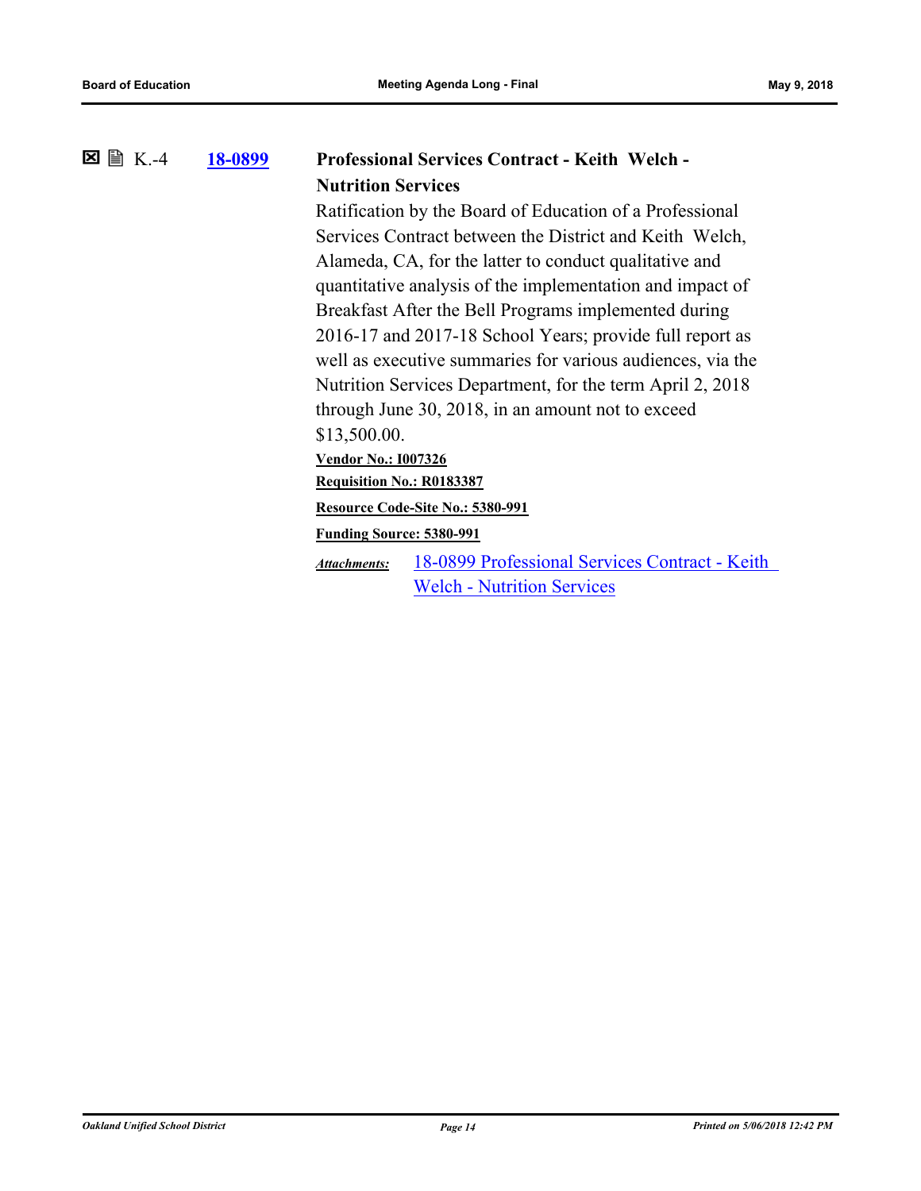☒ 🖹 K.-4 **18-0899** **Professional Services Contract - Keith Welch - Nutrition Services**

Ratification by the Board of Education of a Professional Services Contract between the District and Keith Welch, Alameda, CA, for the latter to conduct qualitative and quantitative analysis of the implementation and impact of Breakfast After the Bell Programs implemented during 2016-17 and 2017-18 School Years; provide full report as well as executive summaries for various audiences, via the Nutrition Services Department, for the term April 2, 2018 through June 30, 2018, in an amount not to exceed $13,500.00.

**Vendor No.: I007326**

**Requisition No.: R0183387**

**Resource Code-Site No.: 5380-991**

**Funding Source: 5380-991**

***Attachments:*** 18-0899 Professional Services Contract - Keith Welch - Nutrition Services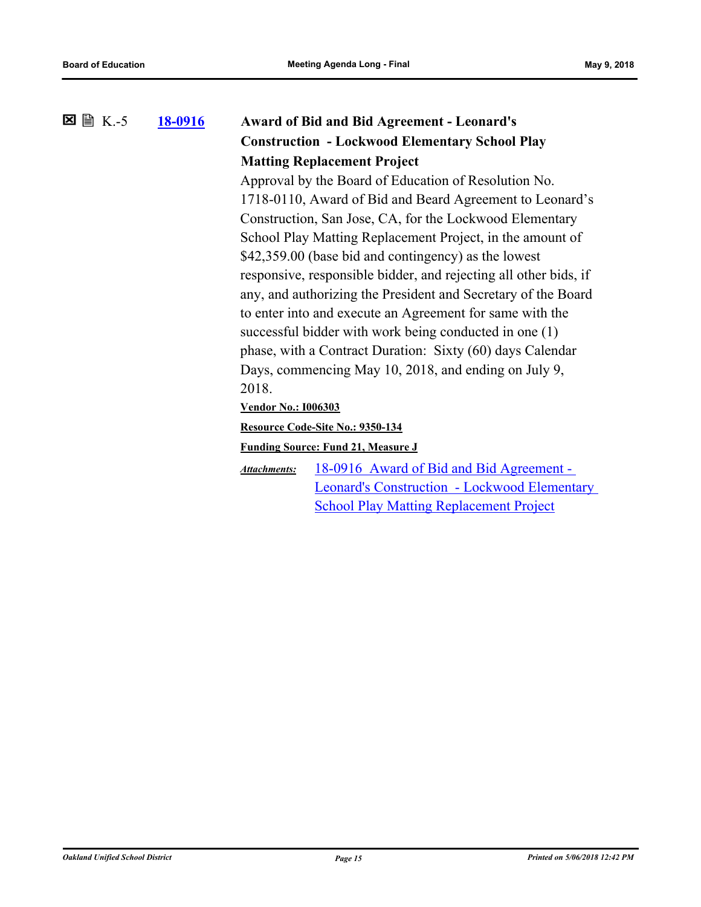☒ 🗎 K.-5 **18-0916** **Award of Bid and Bid Agreement - Leonard's Construction - Lockwood Elementary School Play Matting Replacement Project**

Approval by the Board of Education of Resolution No. 1718-0110, Award of Bid and Beard Agreement to Leonard's Construction, San Jose, CA, for the Lockwood Elementary School Play Matting Replacement Project, in the amount of $42,359.00 (base bid and contingency) as the lowest responsive, responsible bidder, and rejecting all other bids, if any, and authorizing the President and Secretary of the Board to enter into and execute an Agreement for same with the successful bidder with work being conducted in one (1) phase, with a Contract Duration: Sixty (60) days Calendar Days, commencing May 10, 2018, and ending on July 9, 2018.

**Vendor No.: I006303**

**Resource Code-Site No.: 9350-134**

**Funding Source: Fund 21, Measure J**

***Attachments:*** 18-0916 Award of Bid and Bid Agreement - Leonard's Construction - Lockwood Elementary School Play Matting Replacement Project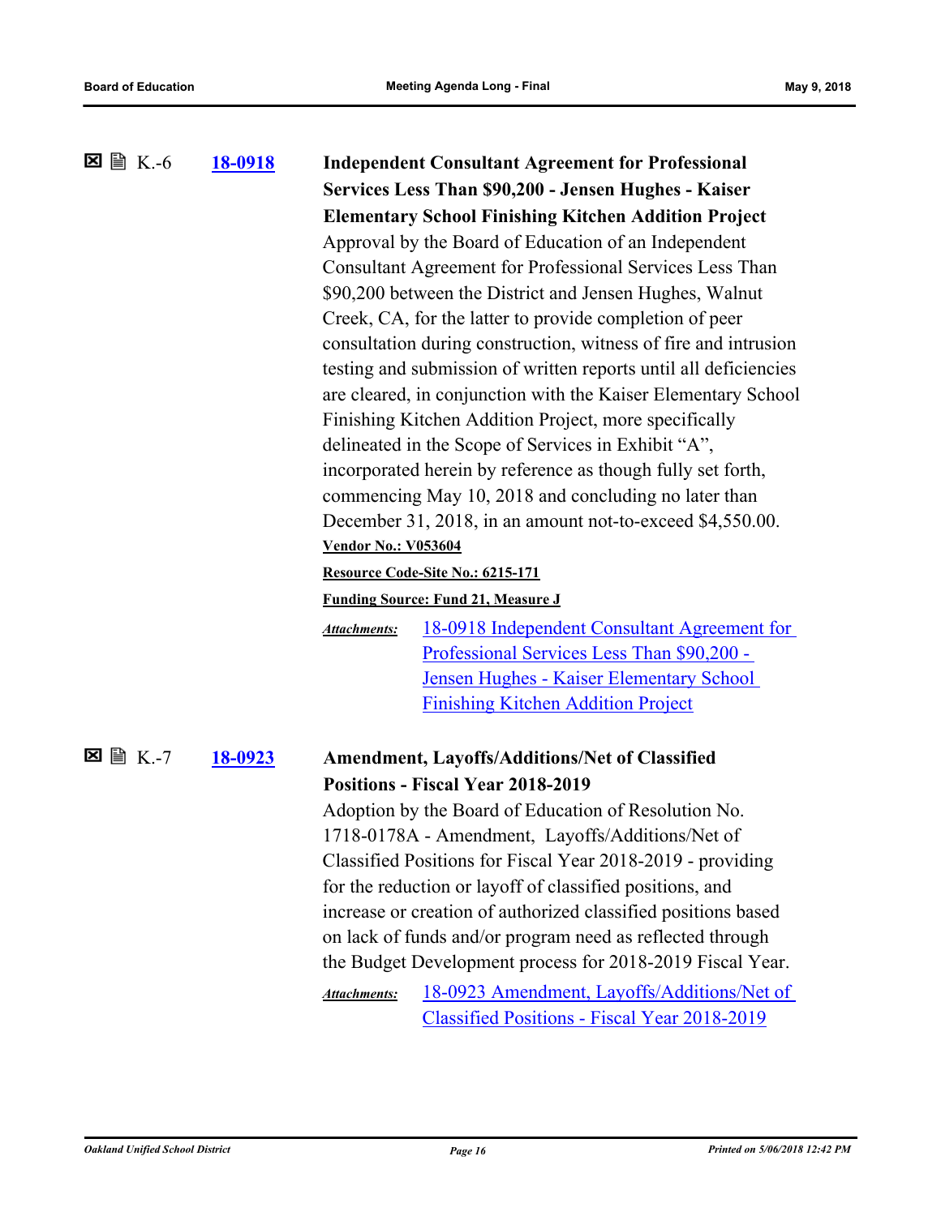☒ 🗎 K.-6 **18-0918** **Independent Consultant Agreement for Professional Services Less Than $90,200 - Jensen Hughes - Kaiser Elementary School Finishing Kitchen Addition Project**

Approval by the Board of Education of an Independent Consultant Agreement for Professional Services Less Than $90,200 between the District and Jensen Hughes, Walnut Creek, CA, for the latter to provide completion of peer consultation during construction, witness of fire and intrusion testing and submission of written reports until all deficiencies are cleared, in conjunction with the Kaiser Elementary School Finishing Kitchen Addition Project, more specifically delineated in the Scope of Services in Exhibit "A", incorporated herein by reference as though fully set forth, commencing May 10, 2018 and concluding no later than December 31, 2018, in an amount not-to-exceed $4,550.00.

**Vendor No.: V053604**

**Resource Code-Site No.: 6215-171**

**Funding Source: Fund 21, Measure J**

*Attachments:* 18-0918 Independent Consultant Agreement for Professional Services Less Than $90,200 - Jensen Hughes - Kaiser Elementary School Finishing Kitchen Addition Project

☒ 🗎 K.-7 **18-0923** **Amendment, Layoffs/Additions/Net of Classified Positions - Fiscal Year 2018-2019**

Adoption by the Board of Education of Resolution No. 1718-0178A - Amendment, Layoffs/Additions/Net of Classified Positions for Fiscal Year 2018-2019 - providing for the reduction or layoff of classified positions, and increase or creation of authorized classified positions based on lack of funds and/or program need as reflected through the Budget Development process for 2018-2019 Fiscal Year.

*Attachments:* 18-0923 Amendment, Layoffs/Additions/Net of Classified Positions - Fiscal Year 2018-2019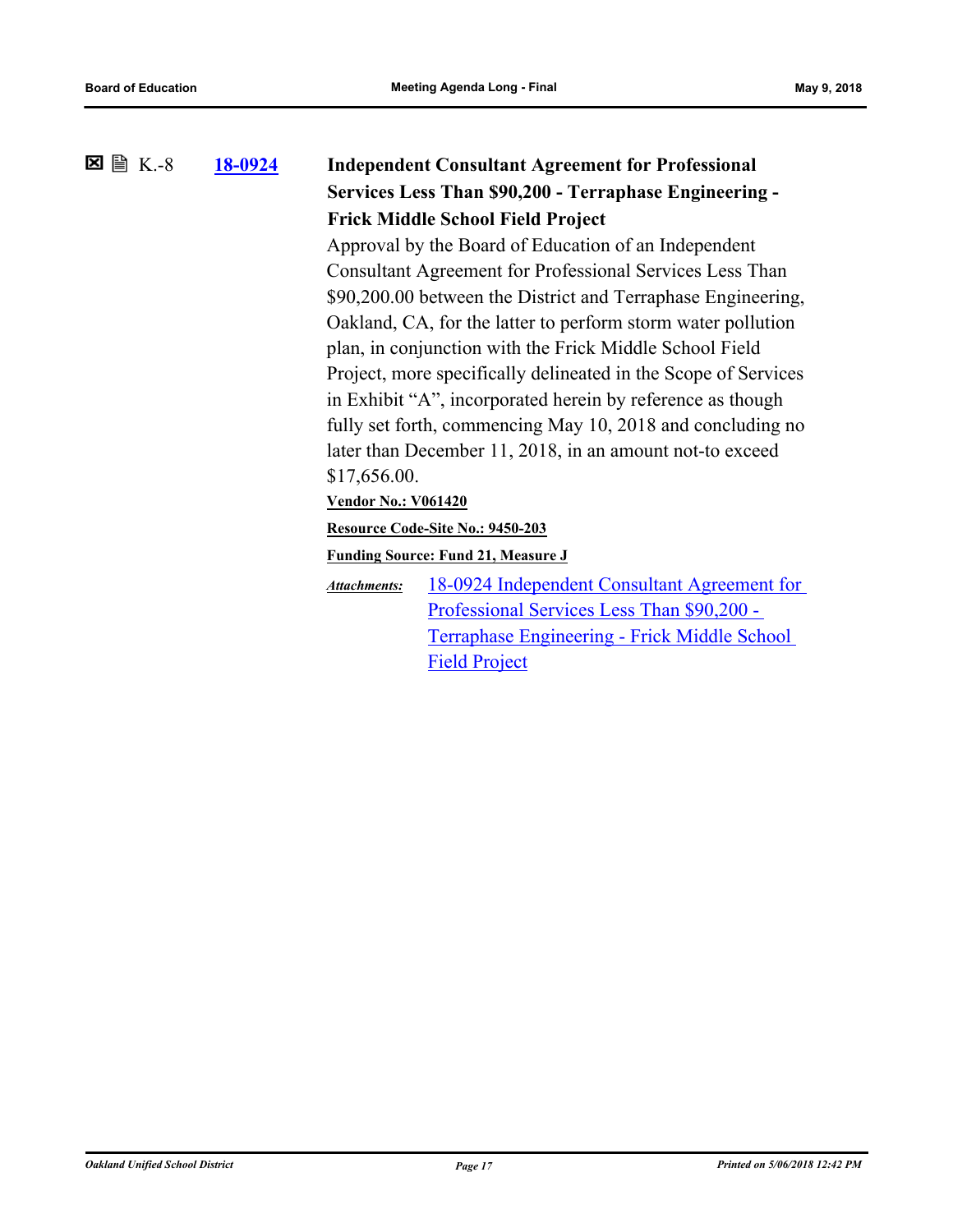☒ 🖹 K.-8 **18-0924**

**Independent Consultant Agreement for Professional Services Less Than $90,200 - Terraphase Engineering - Frick Middle School Field Project**

Approval by the Board of Education of an Independent Consultant Agreement for Professional Services Less Than $90,200.00 between the District and Terraphase Engineering, Oakland, CA, for the latter to perform storm water pollution plan, in conjunction with the Frick Middle School Field Project, more specifically delineated in the Scope of Services in Exhibit "A", incorporated herein by reference as though fully set forth, commencing May 10, 2018 and concluding no later than December 11, 2018, in an amount not-to exceed $17,656.00.

**Vendor No.: V061420**

**Resource Code-Site No.: 9450-203**

**Funding Source: Fund 21, Measure J**

*Attachments:* 18-0924 Independent Consultant Agreement for Professional Services Less Than $90,200 - Terraphase Engineering - Frick Middle School Field Project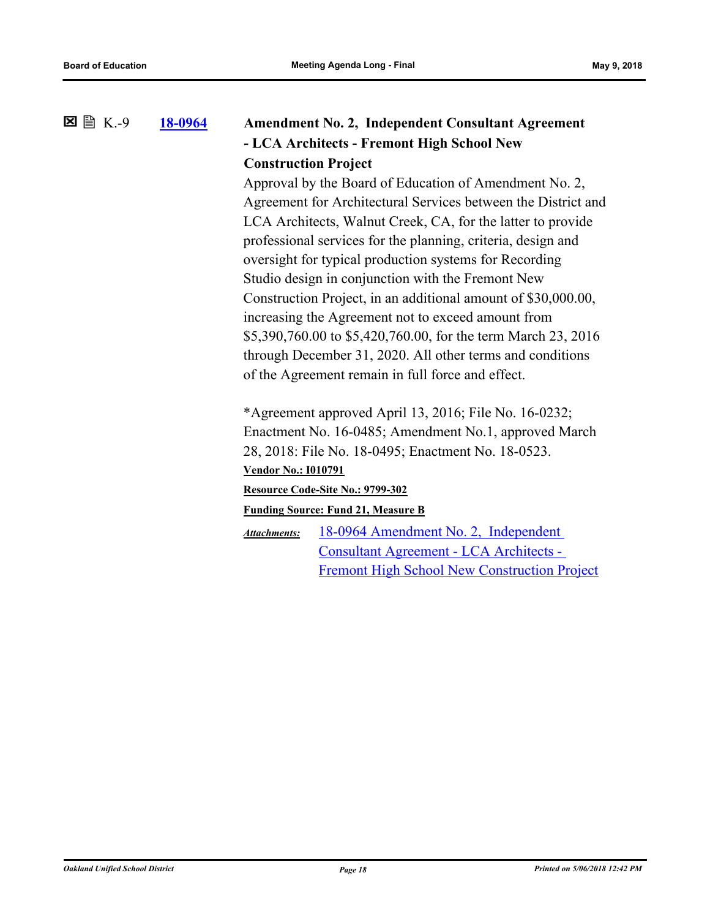☒ 🖹 K.-9 **18-0964** **Amendment No. 2, Independent Consultant Agreement - LCA Architects - Fremont High School New Construction Project**

Approval by the Board of Education of Amendment No. 2, Agreement for Architectural Services between the District and LCA Architects, Walnut Creek, CA, for the latter to provide professional services for the planning, criteria, design and oversight for typical production systems for Recording Studio design in conjunction with the Fremont New Construction Project, in an additional amount of $30,000.00, increasing the Agreement not to exceed amount from $5,390,760.00 to $5,420,760.00, for the term March 23, 2016 through December 31, 2020. All other terms and conditions of the Agreement remain in full force and effect.

*Agreement approved April 13, 2016; File No. 16-0232; Enactment No. 16-0485; Amendment No.1, approved March 28, 2018: File No. 18-0495; Enactment No. 18-0523.

**Vendor No.: I010791**

**Resource Code-Site No.: 9799-302**

**Funding Source: Fund 21, Measure B**

***Attachments:*** 18-0964 Amendment No. 2, Independent Consultant Agreement - LCA Architects - Fremont High School New Construction Project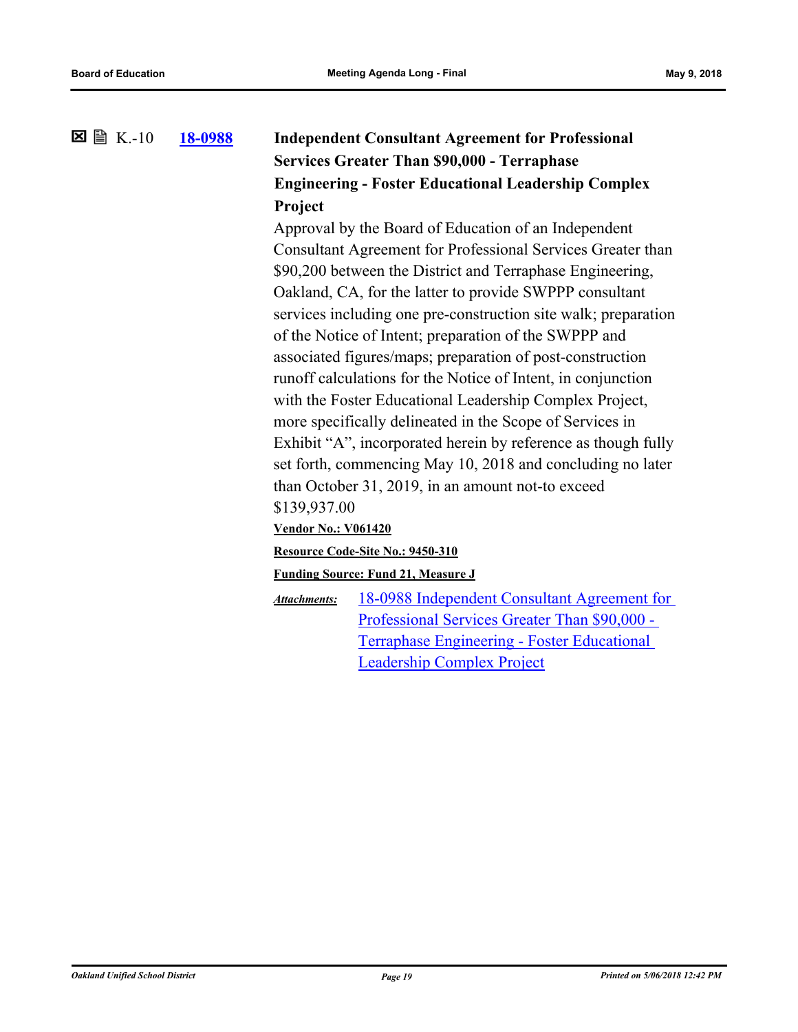☒ 🖹 K.-10 **18-0988** **Independent Consultant Agreement for Professional Services Greater Than $90,000 - Terraphase Engineering - Foster Educational Leadership Complex Project**

Approval by the Board of Education of an Independent Consultant Agreement for Professional Services Greater than $90,200 between the District and Terraphase Engineering, Oakland, CA, for the latter to provide SWPPP consultant services including one pre-construction site walk; preparation of the Notice of Intent; preparation of the SWPPP and associated figures/maps; preparation of post-construction runoff calculations for the Notice of Intent, in conjunction with the Foster Educational Leadership Complex Project, more specifically delineated in the Scope of Services in Exhibit "A", incorporated herein by reference as though fully set forth, commencing May 10, 2018 and concluding no later than October 31, 2019, in an amount not-to exceed $139,937.00

**Vendor No.: V061420**

**Resource Code-Site No.: 9450-310**

**Funding Source: Fund 21, Measure J**

*Attachments:* 18-0988 Independent Consultant Agreement for Professional Services Greater Than $90,000 - Terraphase Engineering - Foster Educational Leadership Complex Project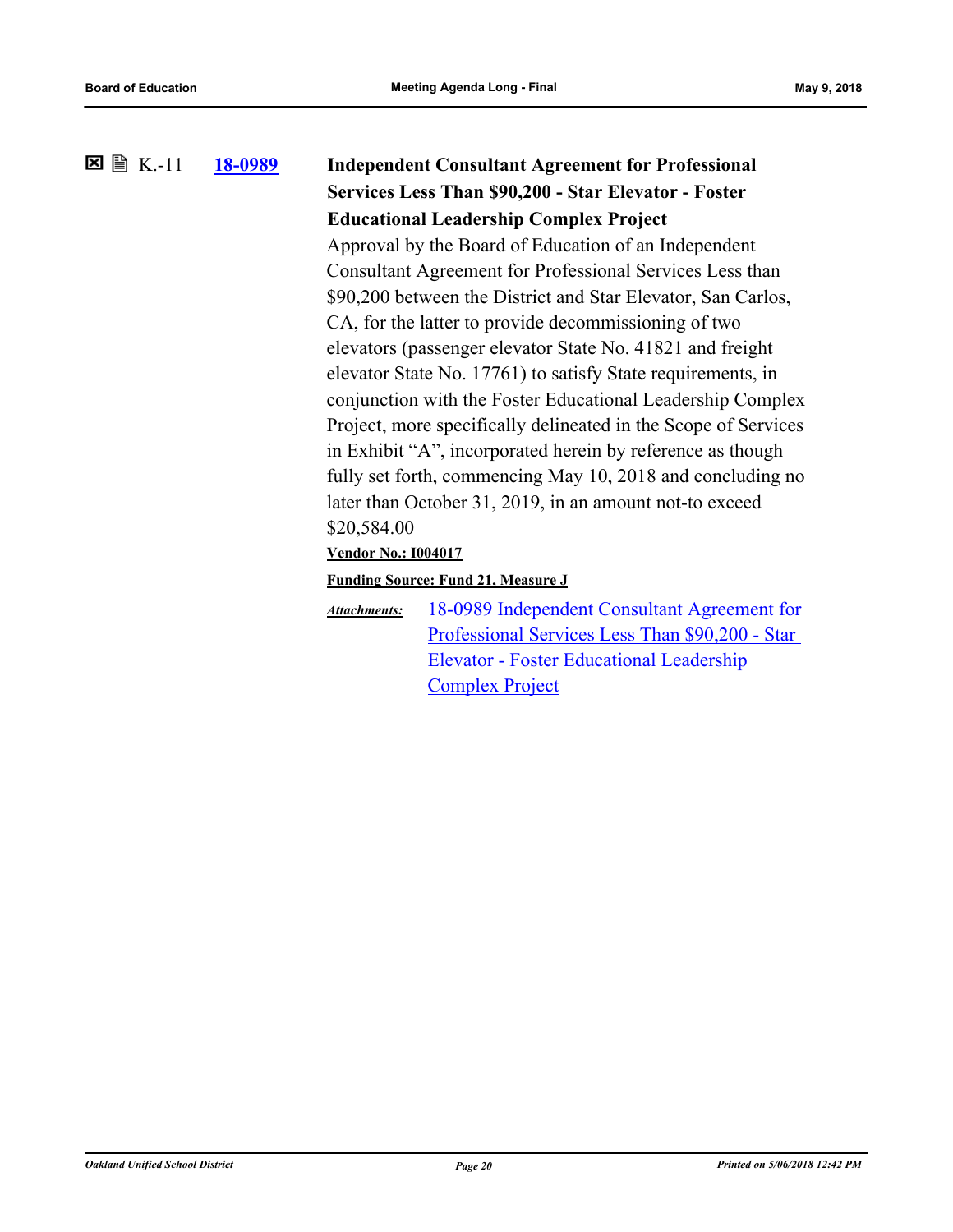☒ 🗎 K.-11 **18-0989**

**Independent Consultant Agreement for Professional Services Less Than $90,200 - Star Elevator - Foster Educational Leadership Complex Project**

Approval by the Board of Education of an Independent Consultant Agreement for Professional Services Less than $90,200 between the District and Star Elevator, San Carlos, CA, for the latter to provide decommissioning of two elevators (passenger elevator State No. 41821 and freight elevator State No. 17761) to satisfy State requirements, in conjunction with the Foster Educational Leadership Complex Project, more specifically delineated in the Scope of Services in Exhibit "A", incorporated herein by reference as though fully set forth, commencing May 10, 2018 and concluding no later than October 31, 2019, in an amount not-to exceed $20,584.00

**Vendor No.: I004017**

**Funding Source: Fund 21, Measure J**

***Attachments:*** 18-0989 Independent Consultant Agreement for Professional Services Less Than $90,200 - Star Elevator - Foster Educational Leadership Complex Project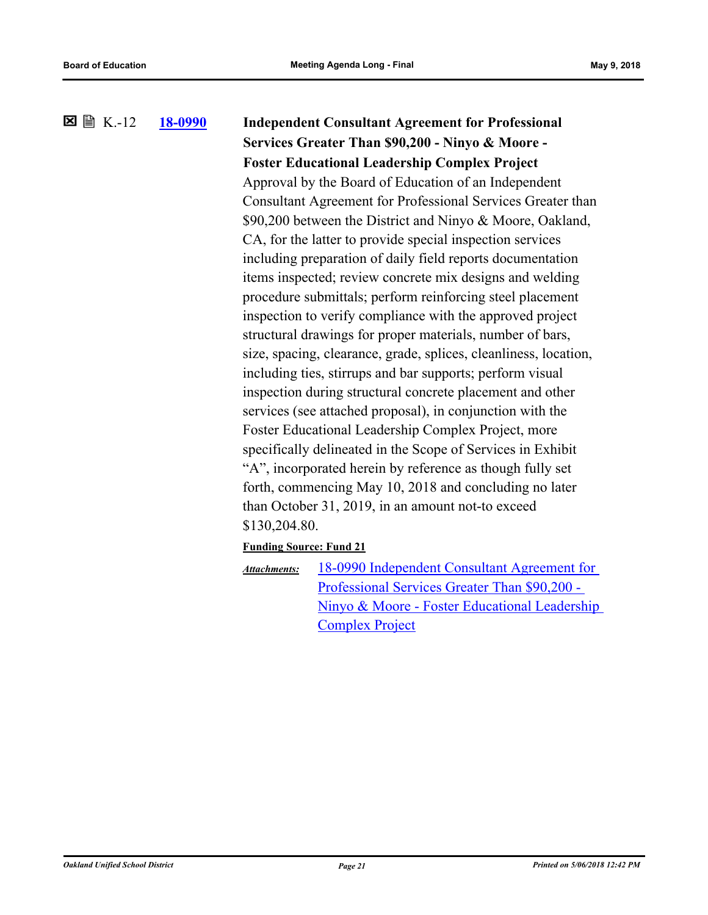☒ 🗎 K.-12 **18-0990**

**Independent Consultant Agreement for Professional Services Greater Than $90,200 - Ninyo & Moore - Foster Educational Leadership Complex Project**

Approval by the Board of Education of an Independent Consultant Agreement for Professional Services Greater than $90,200 between the District and Ninyo & Moore, Oakland, CA, for the latter to provide special inspection services including preparation of daily field reports documentation items inspected; review concrete mix designs and welding procedure submittals; perform reinforcing steel placement inspection to verify compliance with the approved project structural drawings for proper materials, number of bars, size, spacing, clearance, grade, splices, cleanliness, location, including ties, stirrups and bar supports; perform visual inspection during structural concrete placement and other services (see attached proposal), in conjunction with the Foster Educational Leadership Complex Project, more specifically delineated in the Scope of Services in Exhibit "A", incorporated herein by reference as though fully set forth, commencing May 10, 2018 and concluding no later than October 31, 2019, in an amount not-to exceed $130,204.80.

**Funding Source: Fund 21**

***Attachments:*** 18-0990 Independent Consultant Agreement for Professional Services Greater Than $90,200 - Ninyo & Moore - Foster Educational Leadership Complex Project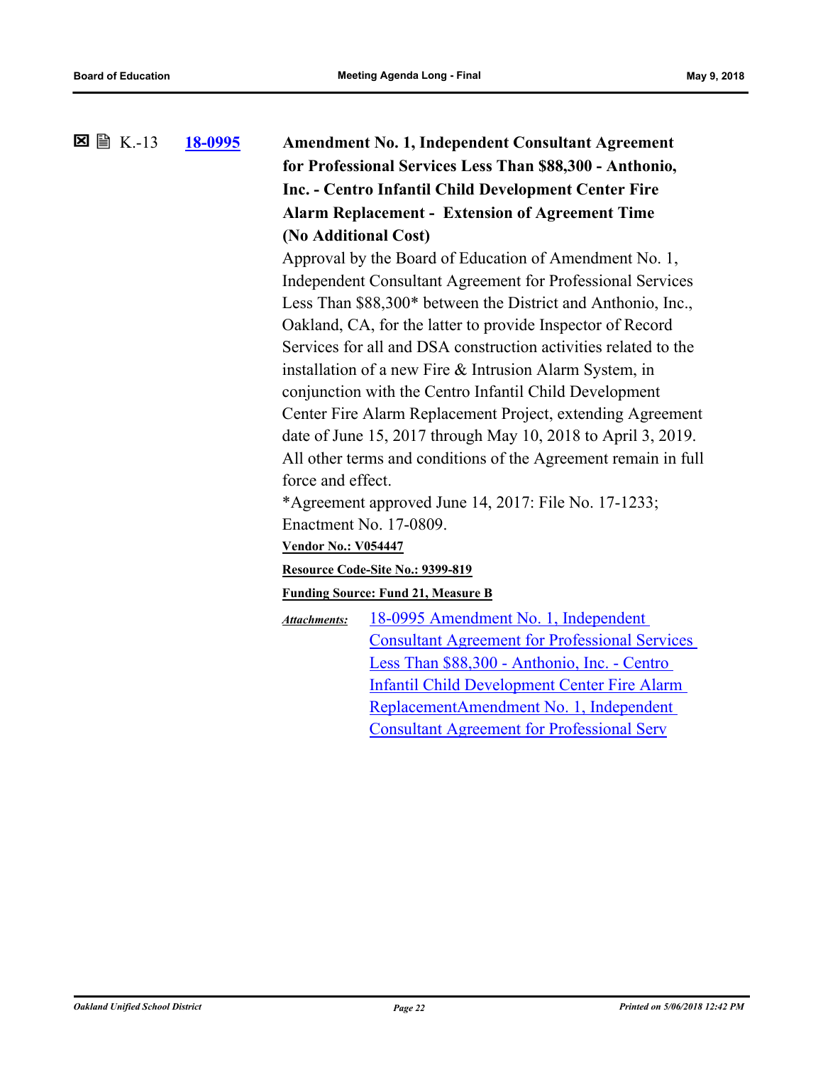☒ 🗎 K.-13 **18-0995** **Amendment No. 1, Independent Consultant Agreement for Professional Services Less Than $88,300 - Anthonio, Inc. - Centro Infantil Child Development Center Fire Alarm Replacement - Extension of Agreement Time (No Additional Cost)**

Approval by the Board of Education of Amendment No. 1, Independent Consultant Agreement for Professional Services Less Than $88,300* between the District and Anthonio, Inc., Oakland, CA, for the latter to provide Inspector of Record Services for all and DSA construction activities related to the installation of a new Fire & Intrusion Alarm System, in conjunction with the Centro Infantil Child Development Center Fire Alarm Replacement Project, extending Agreement date of June 15, 2017 through May 10, 2018 to April 3, 2019. All other terms and conditions of the Agreement remain in full force and effect.

*Agreement approved June 14, 2017: File No. 17-1233; Enactment No. 17-0809.

**Vendor No.: V054447**

**Resource Code-Site No.: 9399-819**

**Funding Source: Fund 21, Measure B**

*Attachments:* 18-0995 Amendment No. 1, Independent Consultant Agreement for Professional Services Less Than $88,300 - Anthonio, Inc. - Centro Infantil Child Development Center Fire Alarm ReplacementAmendment No. 1, Independent Consultant Agreement for Professional Serv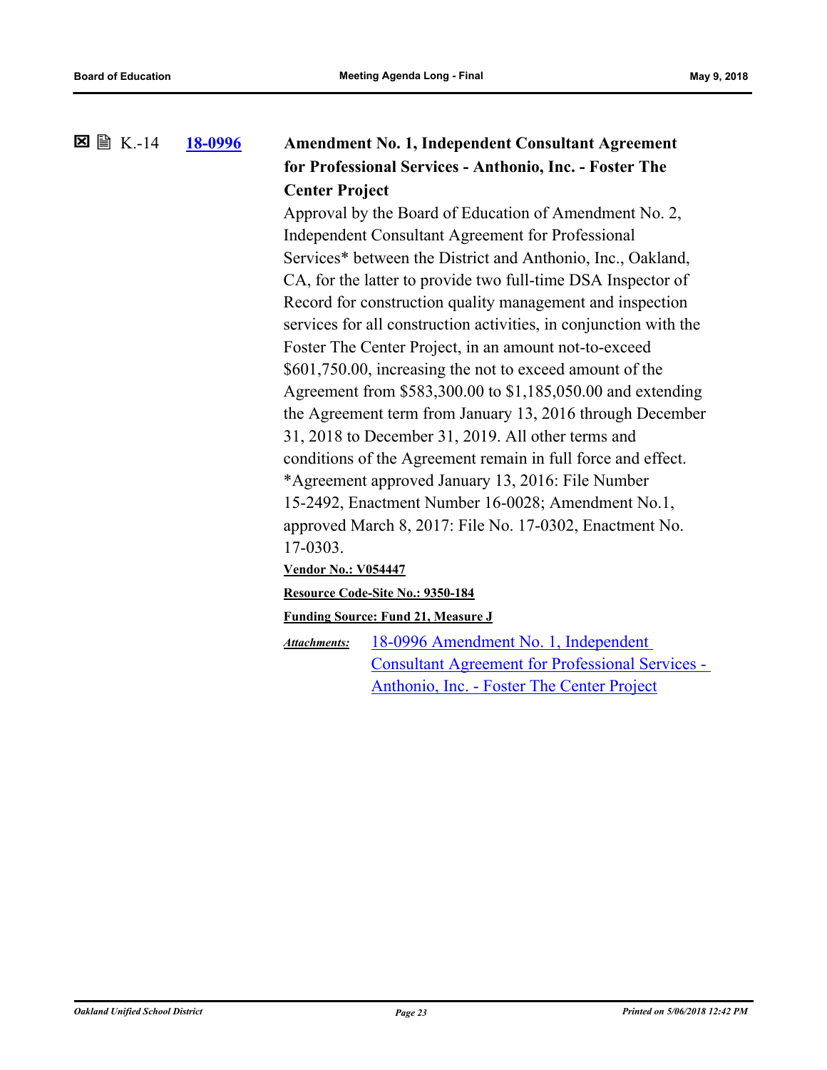☒ 🗎 K.-14 **[18-0996](18-0996)** **Amendment No. 1, Independent Consultant Agreement for Professional Services - Anthonio, Inc. - Foster The Center Project**

Approval by the Board of Education of Amendment No. 2, Independent Consultant Agreement for Professional Services* between the District and Anthonio, Inc., Oakland, CA, for the latter to provide two full-time DSA Inspector of Record for construction quality management and inspection services for all construction activities, in conjunction with the Foster The Center Project, in an amount not-to-exceed $601,750.00, increasing the not to exceed amount of the Agreement from $583,300.00 to $1,185,050.00 and extending the Agreement term from January 13, 2016 through December 31, 2018 to December 31, 2019. All other terms and conditions of the Agreement remain in full force and effect.

*Agreement approved January 13, 2016: File Number 15-2492, Enactment Number 16-0028; Amendment No.1, approved March 8, 2017: File No. 17-0302, Enactment No. 17-0303.

**Vendor No.: V054447**

**Resource Code-Site No.: 9350-184**

**Funding Source: Fund 21, Measure J**

***Attachments:*** 18-0996 Amendment No. 1, Independent Consultant Agreement for Professional Services - Anthonio, Inc. - Foster The Center Project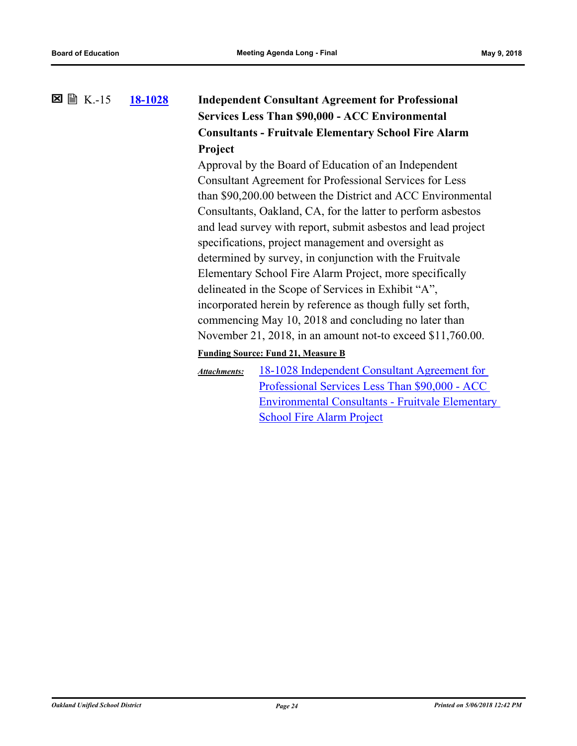K.-15 **18-1028** **Independent Consultant Agreement for Professional Services Less Than $90,000 - ACC Environmental Consultants - Fruitvale Elementary School Fire Alarm Project**

Approval by the Board of Education of an Independent Consultant Agreement for Professional Services for Less than $90,200.00 between the District and ACC Environmental Consultants, Oakland, CA, for the latter to perform asbestos and lead survey with report, submit asbestos and lead project specifications, project management and oversight as determined by survey, in conjunction with the Fruitvale Elementary School Fire Alarm Project, more specifically delineated in the Scope of Services in Exhibit "A", incorporated herein by reference as though fully set forth, commencing May 10, 2018 and concluding no later than November 21, 2018, in an amount not-to exceed $11,760.00.

**Funding Source: Fund 21, Measure B**

***Attachments:*** 18-1028 Independent Consultant Agreement for Professional Services Less Than $90,000 - ACC Environmental Consultants - Fruitvale Elementary School Fire Alarm Project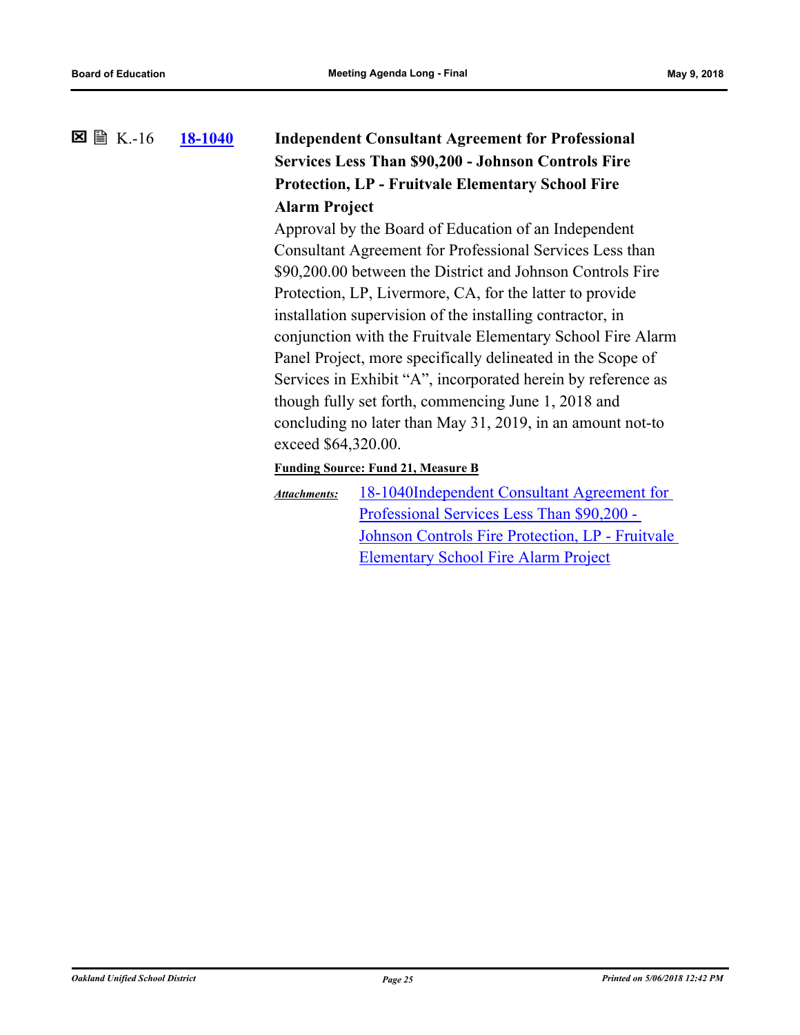☒ 🗎 K.-16 **18-1040** **Independent Consultant Agreement for Professional Services Less Than $90,200 - Johnson Controls Fire Protection, LP - Fruitvale Elementary School Fire Alarm Project**

Approval by the Board of Education of an Independent Consultant Agreement for Professional Services Less than $90,200.00 between the District and Johnson Controls Fire Protection, LP, Livermore, CA, for the latter to provide installation supervision of the installing contractor, in conjunction with the Fruitvale Elementary School Fire Alarm Panel Project, more specifically delineated in the Scope of Services in Exhibit "A", incorporated herein by reference as though fully set forth, commencing June 1, 2018 and concluding no later than May 31, 2019, in an amount not-to exceed $64,320.00.

**Funding Source: Fund 21, Measure B**

*Attachments:* 18-1040Independent Consultant Agreement for Professional Services Less Than $90,200 - Johnson Controls Fire Protection, LP - Fruitvale Elementary School Fire Alarm Project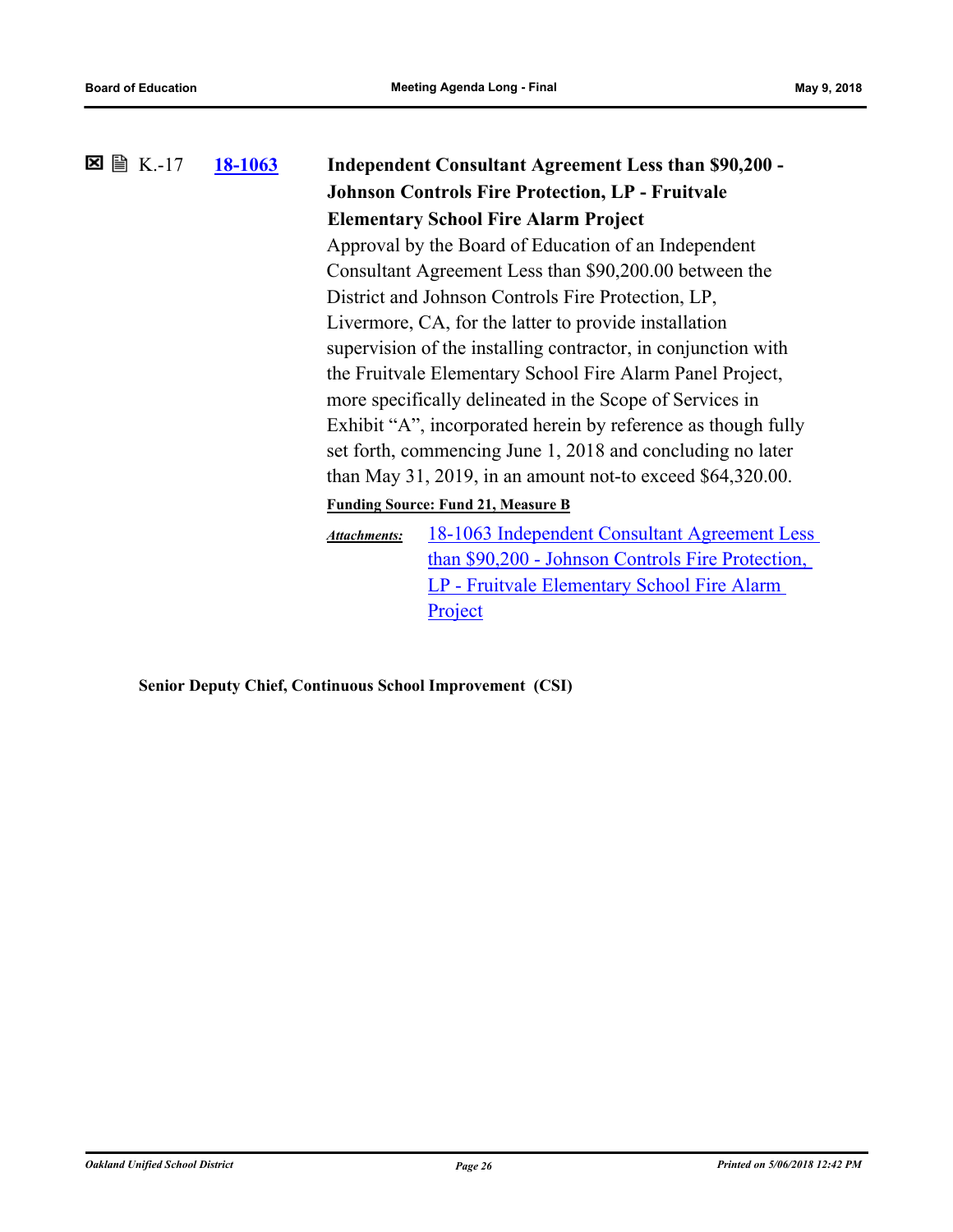☒ 🗎 K.-17 **18-1063** **Independent Consultant Agreement Less than $90,200 - Johnson Controls Fire Protection, LP - Fruitvale Elementary School Fire Alarm Project**

Approval by the Board of Education of an Independent Consultant Agreement Less than $90,200.00 between the District and Johnson Controls Fire Protection, LP, Livermore, CA, for the latter to provide installation supervision of the installing contractor, in conjunction with the Fruitvale Elementary School Fire Alarm Panel Project, more specifically delineated in the Scope of Services in Exhibit "A", incorporated herein by reference as though fully set forth, commencing June 1, 2018 and concluding no later than May 31, 2019, in an amount not-to exceed $64,320.00.

**Funding Source: Fund 21, Measure B**

***Attachments:*** 18-1063 Independent Consultant Agreement Less than $90,200 - Johnson Controls Fire Protection, LP - Fruitvale Elementary School Fire Alarm Project

**Senior Deputy Chief, Continuous School Improvement (CSI)**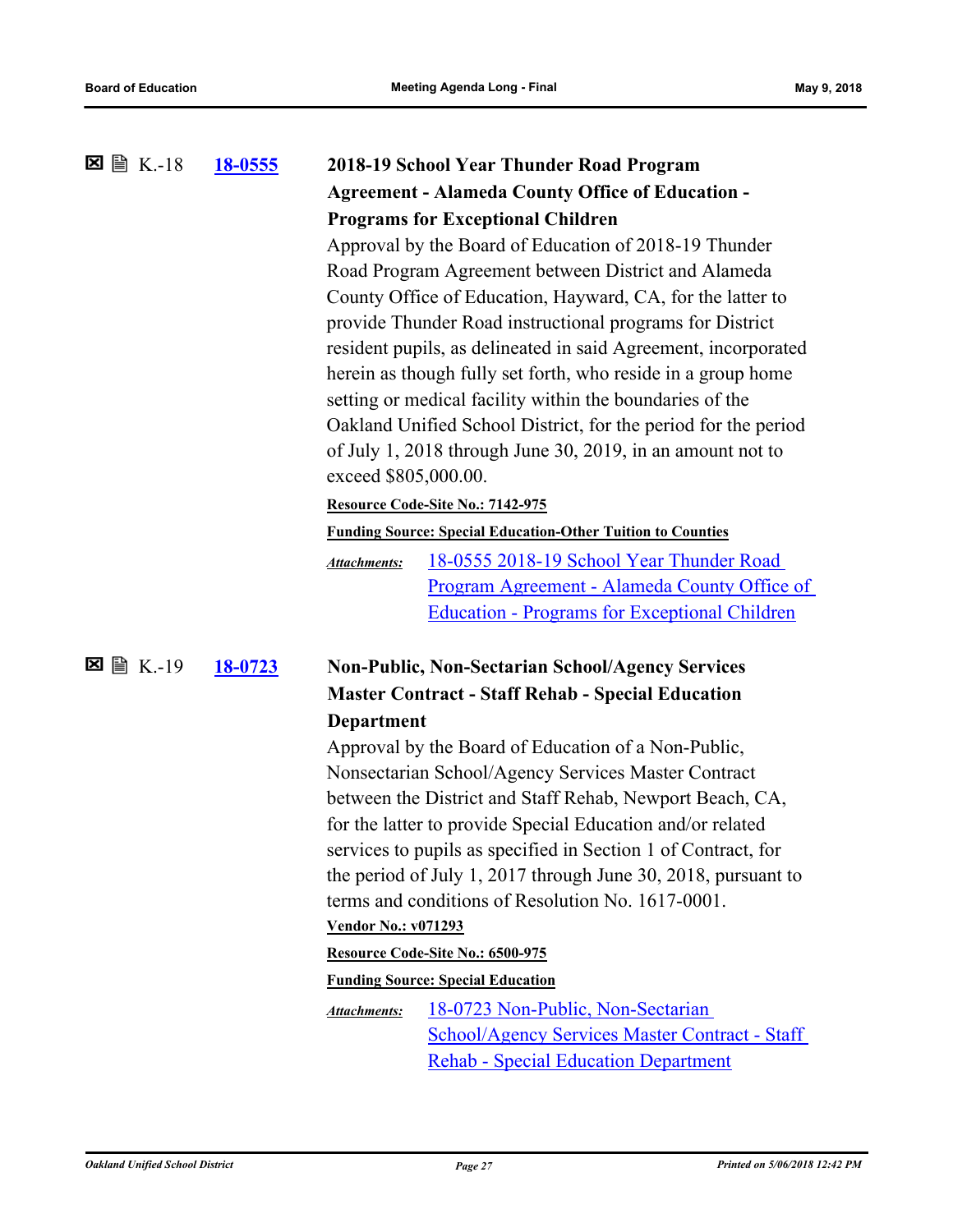☒ 🗎 K.-18 **18-0555**

**2018-19 School Year Thunder Road Program Agreement - Alameda County Office of Education - Programs for Exceptional Children**

Approval by the Board of Education of 2018-19 Thunder Road Program Agreement between District and Alameda County Office of Education, Hayward, CA, for the latter to provide Thunder Road instructional programs for District resident pupils, as delineated in said Agreement, incorporated herein as though fully set forth, who reside in a group home setting or medical facility within the boundaries of the Oakland Unified School District, for the period for the period of July 1, 2018 through June 30, 2019, in an amount not to exceed $805,000.00.

**Resource Code-Site No.: 7142-975**

**Funding Source: Special Education-Other Tuition to Counties**

*Attachments:* 18-0555 2018-19 School Year Thunder Road Program Agreement - Alameda County Office of Education - Programs for Exceptional Children

☒ 🗎 K.-19 **18-0723**

**Non-Public, Non-Sectarian School/Agency Services Master Contract - Staff Rehab - Special Education Department**

Approval by the Board of Education of a Non-Public, Nonsectarian School/Agency Services Master Contract between the District and Staff Rehab, Newport Beach, CA, for the latter to provide Special Education and/or related services to pupils as specified in Section 1 of Contract, for the period of July 1, 2017 through June 30, 2018, pursuant to terms and conditions of Resolution No. 1617-0001.

**Vendor No.: v071293**

**Resource Code-Site No.: 6500-975**

**Funding Source: Special Education**

*Attachments:* 18-0723 Non-Public, Non-Sectarian School/Agency Services Master Contract - Staff Rehab - Special Education Department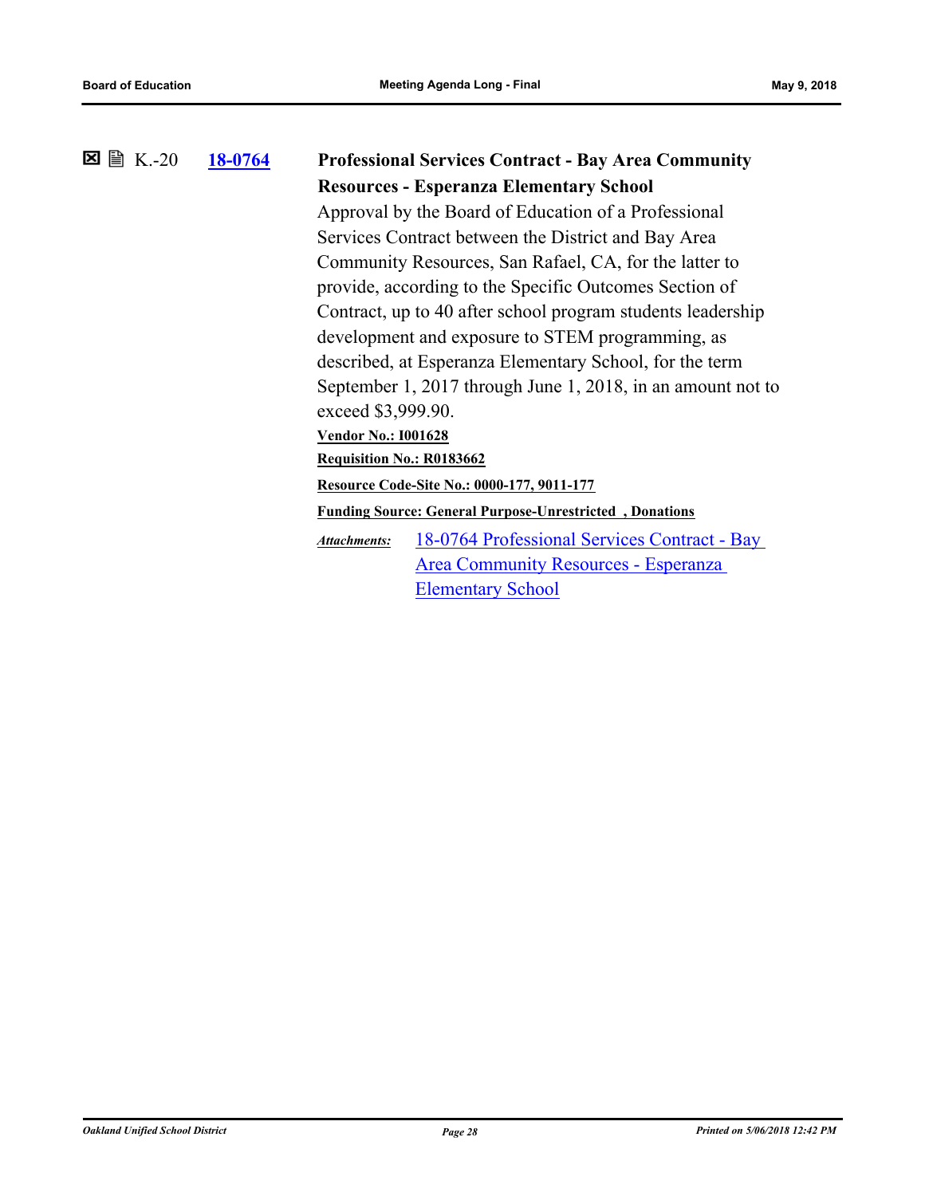☒ 🗎 K.-20 **[18-0764](18-0764)** **Professional Services Contract - Bay Area Community Resources - Esperanza Elementary School**

Approval by the Board of Education of a Professional Services Contract between the District and Bay Area Community Resources, San Rafael, CA, for the latter to provide, according to the Specific Outcomes Section of Contract, up to 40 after school program students leadership development and exposure to STEM programming, as described, at Esperanza Elementary School, for the term September 1, 2017 through June 1, 2018, in an amount not to exceed $3,999.90.

**Vendor No.: I001628**

**Requisition No.: R0183662**

**Resource Code-Site No.: 0000-177, 9011-177**

**Funding Source: General Purpose-Unrestricted , Donations**

*Attachments:* 18-0764 Professional Services Contract - Bay Area Community Resources - Esperanza Elementary School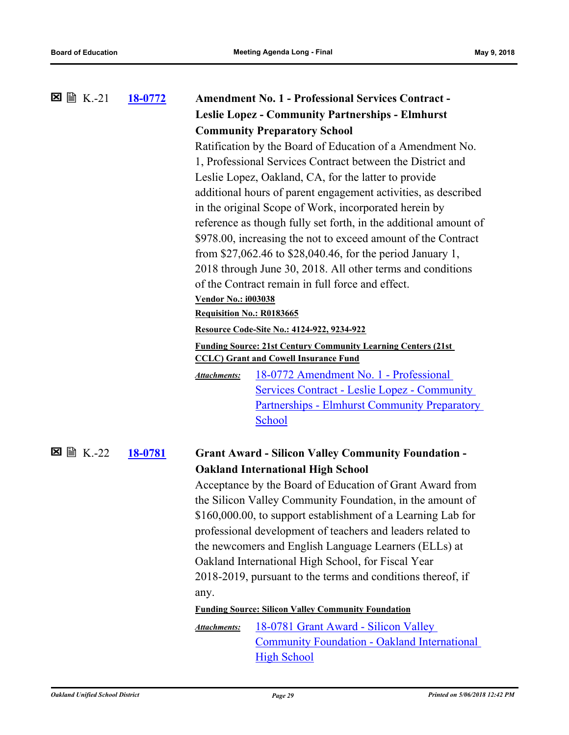☒ 🖹 K.-21 **18-0772** **Amendment No. 1 - Professional Services Contract - Leslie Lopez - Community Partnerships - Elmhurst Community Preparatory School**

Ratification by the Board of Education of a Amendment No. 1, Professional Services Contract between the District and Leslie Lopez, Oakland, CA, for the latter to provide additional hours of parent engagement activities, as described in the original Scope of Work, incorporated herein by reference as though fully set forth, in the additional amount of $978.00, increasing the not to exceed amount of the Contract from $27,062.46 to $28,040.46, for the period January 1, 2018 through June 30, 2018. All other terms and conditions of the Contract remain in full force and effect.

**Vendor No.: i003038**

**Requisition No.: R0183665**

**Resource Code-Site No.: 4124-922, 9234-922**

**Funding Source: 21st Century Community Learning Centers (21st CCLC) Grant and Cowell Insurance Fund**

*Attachments:* 18-0772 Amendment No. 1 - Professional Services Contract - Leslie Lopez - Community Partnerships - Elmhurst Community Preparatory School

☒ 🖹 K.-22 **18-0781** **Grant Award - Silicon Valley Community Foundation - Oakland International High School**

Acceptance by the Board of Education of Grant Award from the Silicon Valley Community Foundation, in the amount of $160,000.00, to support establishment of a Learning Lab for professional development of teachers and leaders related to the newcomers and English Language Learners (ELLs) at Oakland International High School, for Fiscal Year 2018-2019, pursuant to the terms and conditions thereof, if any.

**Funding Source: Silicon Valley Community Foundation**

*Attachments:* 18-0781 Grant Award - Silicon Valley Community Foundation - Oakland International High School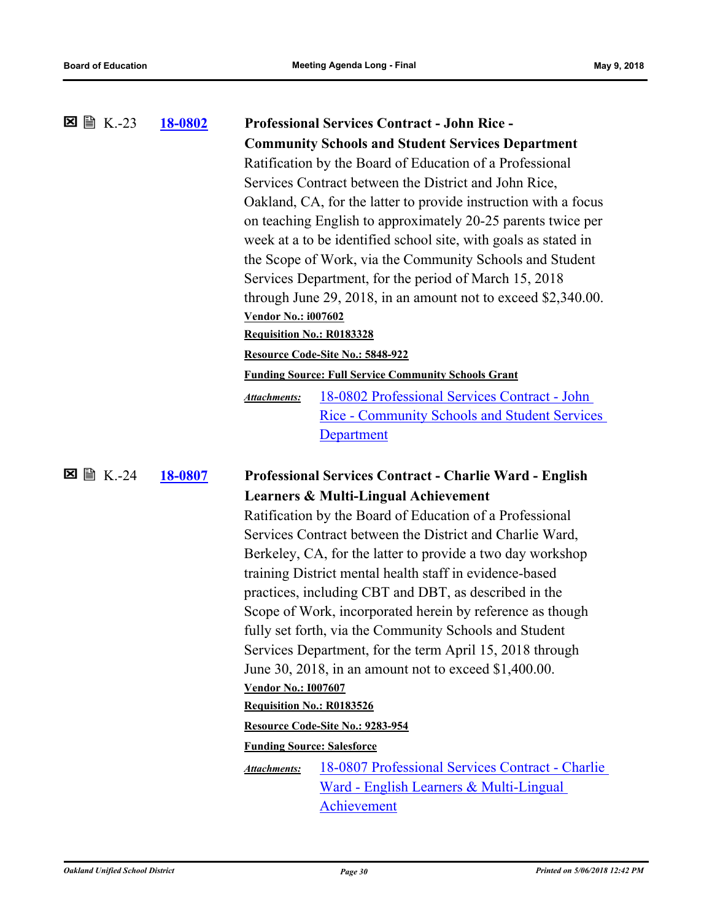☒ 🗎 K.-23 **[18-0802](#)**

**Professional Services Contract - John Rice - Community Schools and Student Services Department**

Ratification by the Board of Education of a Professional Services Contract between the District and John Rice, Oakland, CA, for the latter to provide instruction with a focus on teaching English to approximately 20-25 parents twice per week at a to be identified school site, with goals as stated in the Scope of Work, via the Community Schools and Student Services Department, for the period of March 15, 2018 through June 29, 2018, in an amount not to exceed $2,340.00.

**Vendor No.: i007602**

**Requisition No.: R0183328**

**Resource Code-Site No.: 5848-922**

**Funding Source: Full Service Community Schools Grant**

***Attachments:*** [18-0802 Professional Services Contract - John Rice - Community Schools and Student Services Department](#)

☒ 🗎 K.-24 **[18-0807](#)**

**Professional Services Contract - Charlie Ward - English Learners & Multi-Lingual Achievement**

Ratification by the Board of Education of a Professional Services Contract between the District and Charlie Ward, Berkeley, CA, for the latter to provide a two day workshop training District mental health staff in evidence-based practices, including CBT and DBT, as described in the Scope of Work, incorporated herein by reference as though fully set forth, via the Community Schools and Student Services Department, for the term April 15, 2018 through June 30, 2018, in an amount not to exceed $1,400.00.

**Vendor No.: I007607**

**Requisition No.: R0183526**

**Resource Code-Site No.: 9283-954**

**Funding Source: Salesforce**

***Attachments:*** [18-0807 Professional Services Contract - Charlie Ward - English Learners & Multi-Lingual Achievement](#)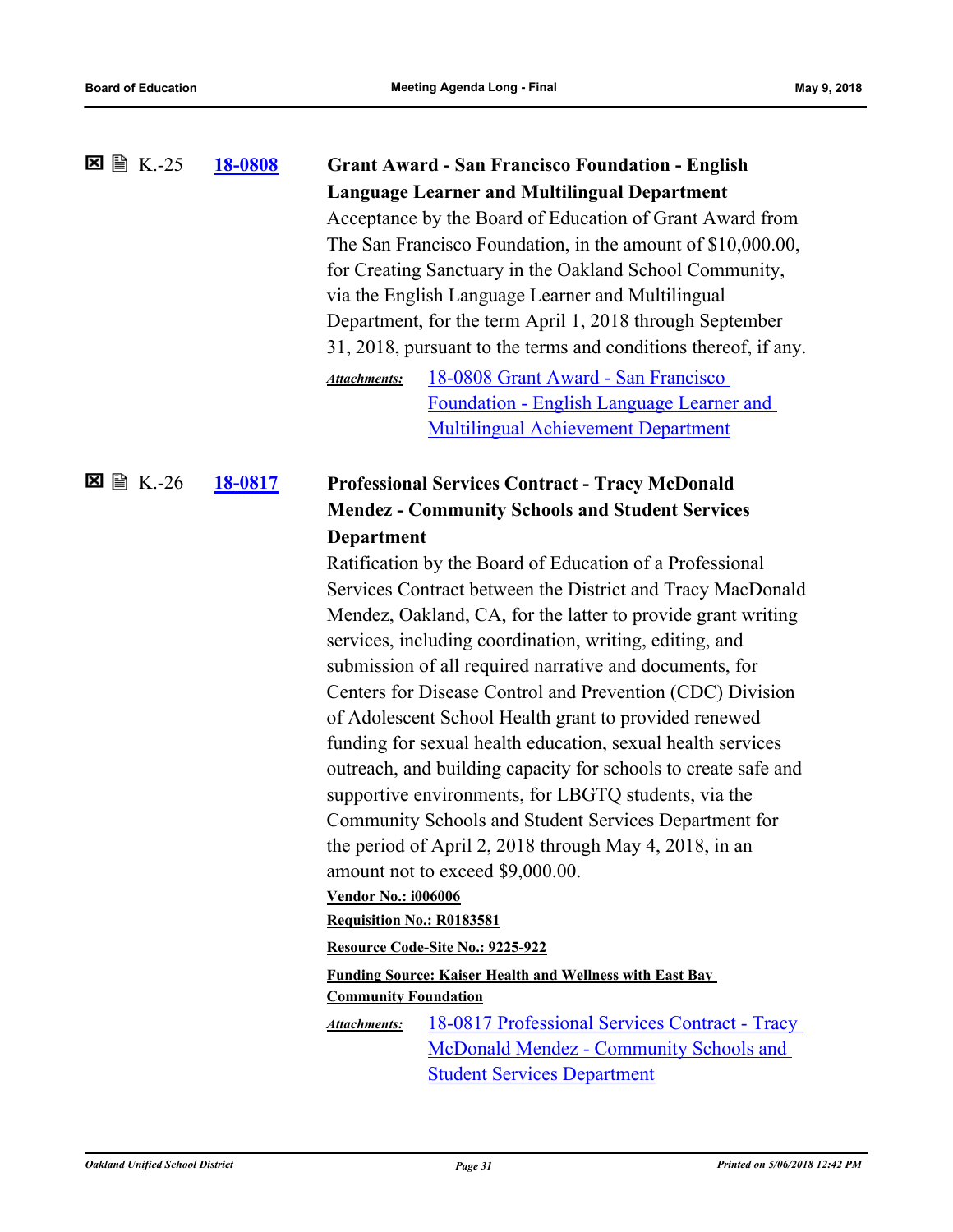☒ 🗎 K.-25 **18-0808**

**Grant Award - San Francisco Foundation - English Language Learner and Multilingual Department**

Acceptance by the Board of Education of Grant Award from The San Francisco Foundation, in the amount of $10,000.00, for Creating Sanctuary in the Oakland School Community, via the English Language Learner and Multilingual Department, for the term April 1, 2018 through September 31, 2018, pursuant to the terms and conditions thereof, if any.

*Attachments:* 18-0808 Grant Award - San Francisco Foundation - English Language Learner and Multilingual Achievement Department

☒ 🗎 K.-26 **18-0817**

**Professional Services Contract - Tracy McDonald Mendez - Community Schools and Student Services Department**

Ratification by the Board of Education of a Professional Services Contract between the District and Tracy MacDonald Mendez, Oakland, CA, for the latter to provide grant writing services, including coordination, writing, editing, and submission of all required narrative and documents, for Centers for Disease Control and Prevention (CDC) Division of Adolescent School Health grant to provided renewed funding for sexual health education, sexual health services outreach, and building capacity for schools to create safe and supportive environments, for LBGTQ students, via the Community Schools and Student Services Department for the period of April 2, 2018 through May 4, 2018, in an amount not to exceed $9,000.00.

**Vendor No.: i006006**

**Requisition No.: R0183581**

**Resource Code-Site No.: 9225-922**

**Funding Source: Kaiser Health and Wellness with East Bay Community Foundation**

*Attachments:* 18-0817 Professional Services Contract - Tracy McDonald Mendez - Community Schools and Student Services Department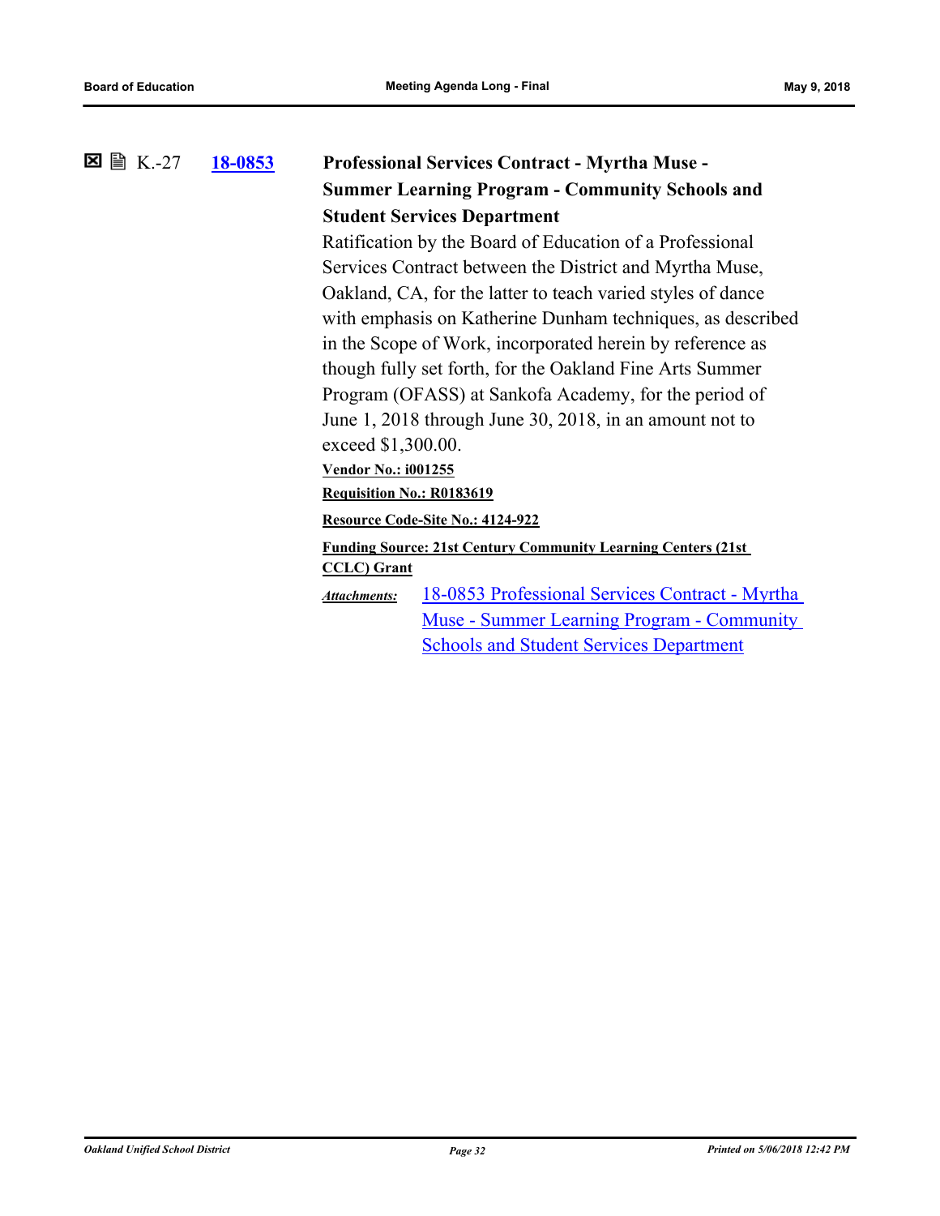☒ 🗎 K.-27 **18-0853** **Professional Services Contract - Myrtha Muse - Summer Learning Program - Community Schools and Student Services Department**

Ratification by the Board of Education of a Professional Services Contract between the District and Myrtha Muse, Oakland, CA, for the latter to teach varied styles of dance with emphasis on Katherine Dunham techniques, as described in the Scope of Work, incorporated herein by reference as though fully set forth, for the Oakland Fine Arts Summer Program (OFASS) at Sankofa Academy, for the period of June 1, 2018 through June 30, 2018, in an amount not to exceed $1,300.00.

**Vendor No.: i001255**

**Requisition No.: R0183619**

**Resource Code-Site No.: 4124-922**

**Funding Source: 21st Century Community Learning Centers (21st CCLC) Grant**

*Attachments:* 18-0853 Professional Services Contract - Myrtha Muse - Summer Learning Program - Community Schools and Student Services Department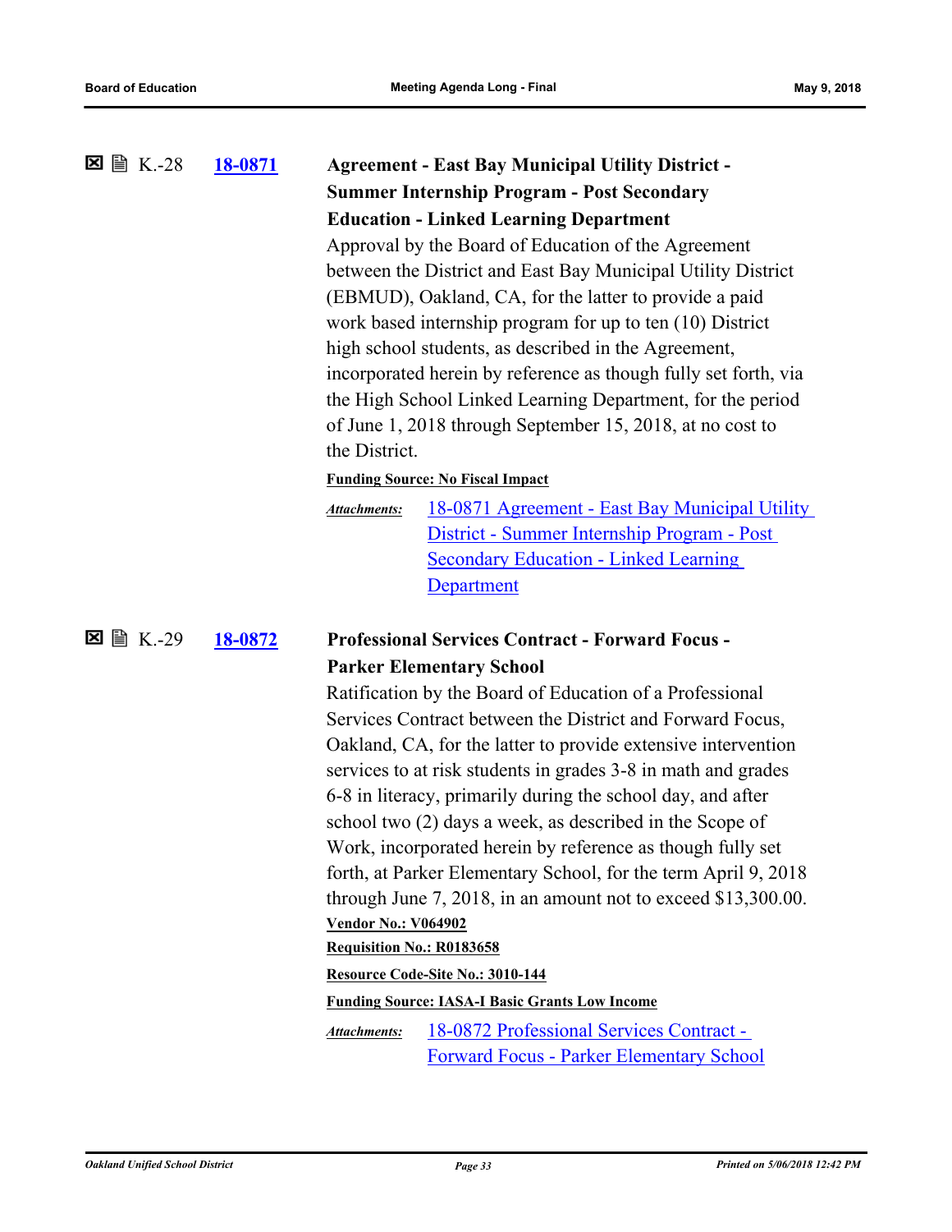☒ 🖹 K.-28 **18-0871** **Agreement - East Bay Municipal Utility District - Summer Internship Program - Post Secondary Education - Linked Learning Department**

Approval by the Board of Education of the Agreement between the District and East Bay Municipal Utility District (EBMUD), Oakland, CA, for the latter to provide a paid work based internship program for up to ten (10) District high school students, as described in the Agreement, incorporated herein by reference as though fully set forth, via the High School Linked Learning Department, for the period of June 1, 2018 through September 15, 2018, at no cost to the District.

**Funding Source: No Fiscal Impact**

*Attachments:* 18-0871 Agreement - East Bay Municipal Utility District - Summer Internship Program - Post Secondary Education - Linked Learning Department

☒ 🖹 K.-29 **18-0872** **Professional Services Contract - Forward Focus - Parker Elementary School**

Ratification by the Board of Education of a Professional Services Contract between the District and Forward Focus, Oakland, CA, for the latter to provide extensive intervention services to at risk students in grades 3-8 in math and grades 6-8 in literacy, primarily during the school day, and after school two (2) days a week, as described in the Scope of Work, incorporated herein by reference as though fully set forth, at Parker Elementary School, for the term April 9, 2018 through June 7, 2018, in an amount not to exceed $13,300.00.

**Vendor No.: V064902**

**Requisition No.: R0183658**

**Resource Code-Site No.: 3010-144**

**Funding Source: IASA-I Basic Grants Low Income**

*Attachments:* 18-0872 Professional Services Contract - Forward Focus - Parker Elementary School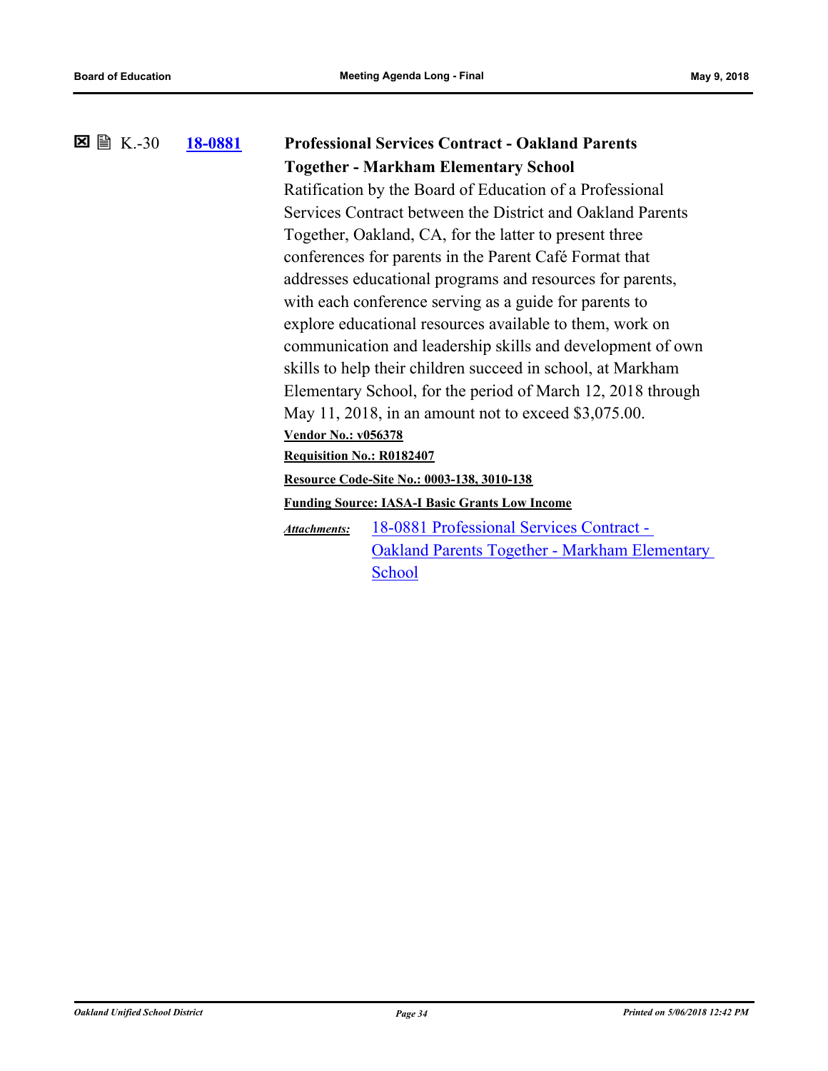☒ 🗎 K.-30 **18-0881** **Professional Services Contract - Oakland Parents Together - Markham Elementary School**

Ratification by the Board of Education of a Professional Services Contract between the District and Oakland Parents Together, Oakland, CA, for the latter to present three conferences for parents in the Parent Café Format that addresses educational programs and resources for parents, with each conference serving as a guide for parents to explore educational resources available to them, work on communication and leadership skills and development of own skills to help their children succeed in school, at Markham Elementary School, for the period of March 12, 2018 through May 11, 2018, in an amount not to exceed $3,075.00.

**Vendor No.: v056378**

**Requisition No.: R0182407**

**Resource Code-Site No.: 0003-138, 3010-138**

**Funding Source: IASA-I Basic Grants Low Income**

*Attachments:* 18-0881 Professional Services Contract - Oakland Parents Together - Markham Elementary School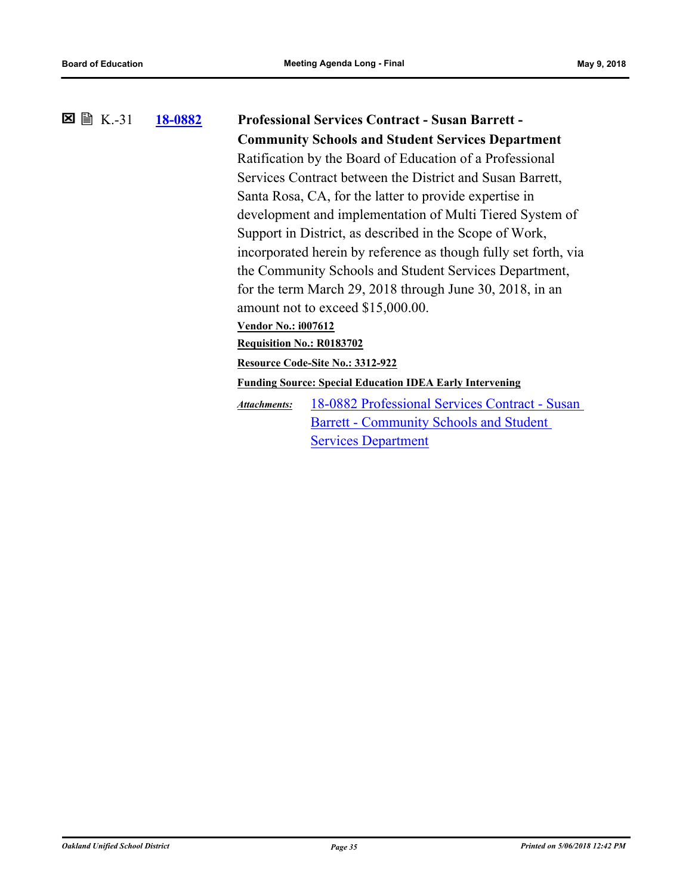☒ 🗎 K.-31 **18-0882** **Professional Services Contract - Susan Barrett - Community Schools and Student Services Department**

Ratification by the Board of Education of a Professional Services Contract between the District and Susan Barrett, Santa Rosa, CA, for the latter to provide expertise in development and implementation of Multi Tiered System of Support in District, as described in the Scope of Work, incorporated herein by reference as though fully set forth, via the Community Schools and Student Services Department, for the term March 29, 2018 through June 30, 2018, in an amount not to exceed $15,000.00.

**Vendor No.: i007612**

**Requisition No.: R0183702**

**Resource Code-Site No.: 3312-922**

**Funding Source: Special Education IDEA Early Intervening**

*Attachments:* 18-0882 Professional Services Contract - Susan Barrett - Community Schools and Student Services Department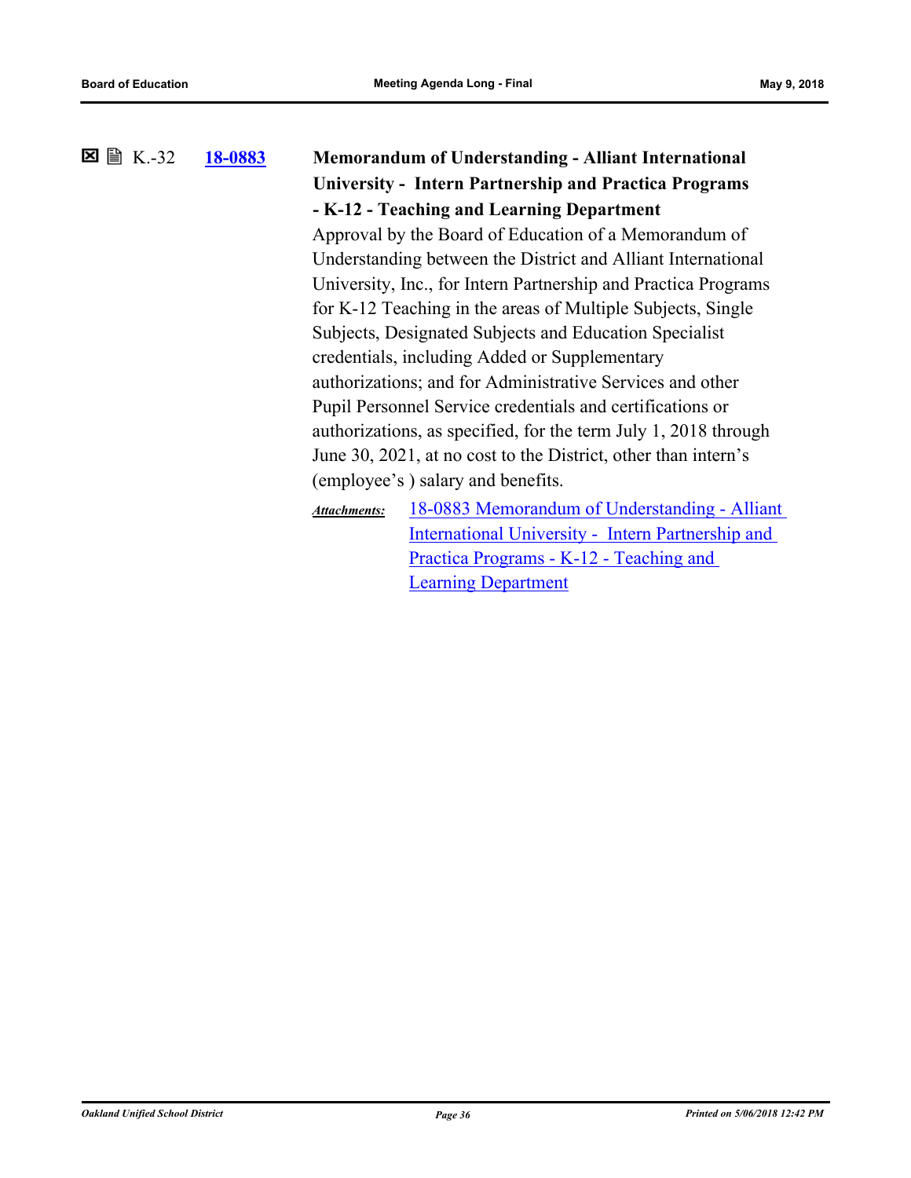☒ 🗎 K.-32 **18-0883** **Memorandum of Understanding - Alliant International University - Intern Partnership and Practica Programs - K-12 - Teaching and Learning Department**

Approval by the Board of Education of a Memorandum of Understanding between the District and Alliant International University, Inc., for Intern Partnership and Practica Programs for K-12 Teaching in the areas of Multiple Subjects, Single Subjects, Designated Subjects and Education Specialist credentials, including Added or Supplementary authorizations; and for Administrative Services and other Pupil Personnel Service credentials and certifications or authorizations, as specified, for the term July 1, 2018 through June 30, 2021, at no cost to the District, other than intern's (employee's ) salary and benefits.

***Attachments:*** 18-0883 Memorandum of Understanding - Alliant International University - Intern Partnership and Practica Programs - K-12 - Teaching and Learning Department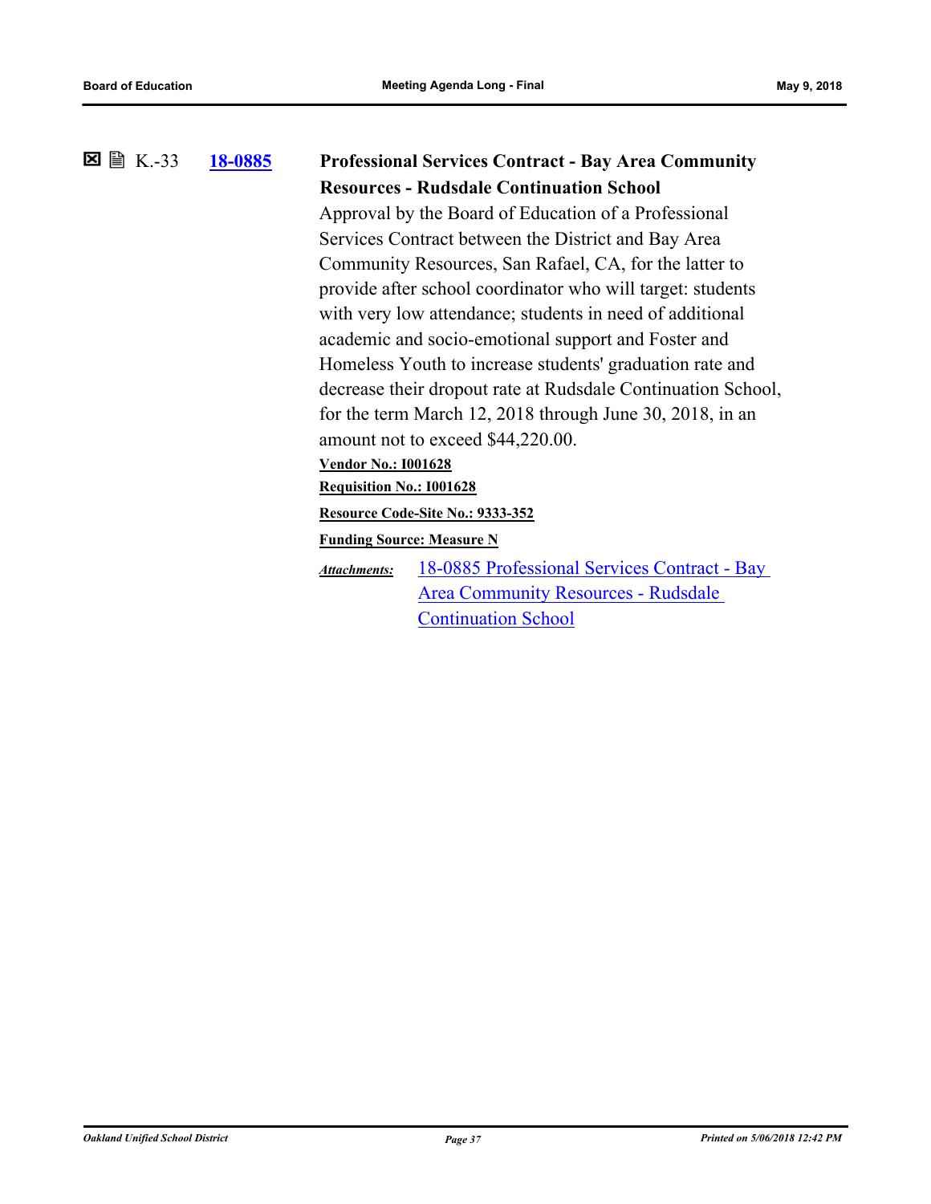☒ 🖹 K.-33 **18-0885** **Professional Services Contract - Bay Area Community Resources - Rudsdale Continuation School**

Approval by the Board of Education of a Professional Services Contract between the District and Bay Area Community Resources, San Rafael, CA, for the latter to provide after school coordinator who will target: students with very low attendance; students in need of additional academic and socio-emotional support and Foster and Homeless Youth to increase students' graduation rate and decrease their dropout rate at Rudsdale Continuation School, for the term March 12, 2018 through June 30, 2018, in an amount not to exceed $44,220.00.

**Vendor No.: I001628**

**Requisition No.: I001628**

**Resource Code-Site No.: 9333-352**

**Funding Source: Measure N**

*Attachments:* 18-0885 Professional Services Contract - Bay Area Community Resources - Rudsdale Continuation School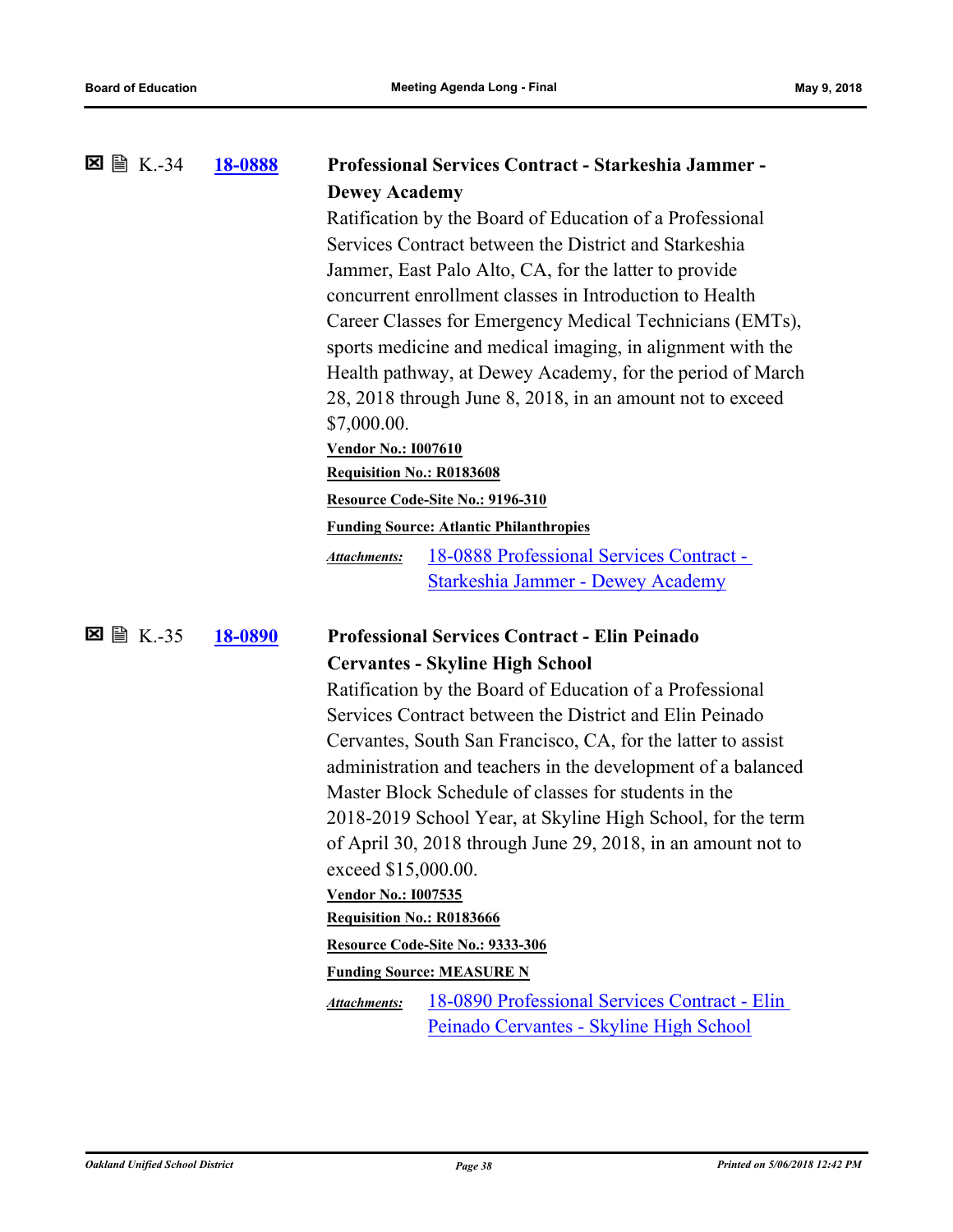☒ 🗎 K.-34 **18-0888** **Professional Services Contract - Starkeshia Jammer - Dewey Academy**

Ratification by the Board of Education of a Professional Services Contract between the District and Starkeshia Jammer, East Palo Alto, CA, for the latter to provide concurrent enrollment classes in Introduction to Health Career Classes for Emergency Medical Technicians (EMTs), sports medicine and medical imaging, in alignment with the Health pathway, at Dewey Academy, for the period of March 28, 2018 through June 8, 2018, in an amount not to exceed $7,000.00.

**Vendor No.: I007610**

**Requisition No.: R0183608**

**Resource Code-Site No.: 9196-310**

**Funding Source: Atlantic Philanthropies**

*Attachments:* 18-0888 Professional Services Contract - Starkeshia Jammer - Dewey Academy

☒ 🗎 K.-35 **18-0890** **Professional Services Contract - Elin Peinado Cervantes - Skyline High School**

Ratification by the Board of Education of a Professional Services Contract between the District and Elin Peinado Cervantes, South San Francisco, CA, for the latter to assist administration and teachers in the development of a balanced Master Block Schedule of classes for students in the 2018-2019 School Year, at Skyline High School, for the term of April 30, 2018 through June 29, 2018, in an amount not to exceed $15,000.00.

**Vendor No.: I007535**

**Requisition No.: R0183666**

**Resource Code-Site No.: 9333-306**

**Funding Source: MEASURE N**

*Attachments:* 18-0890 Professional Services Contract - Elin Peinado Cervantes - Skyline High School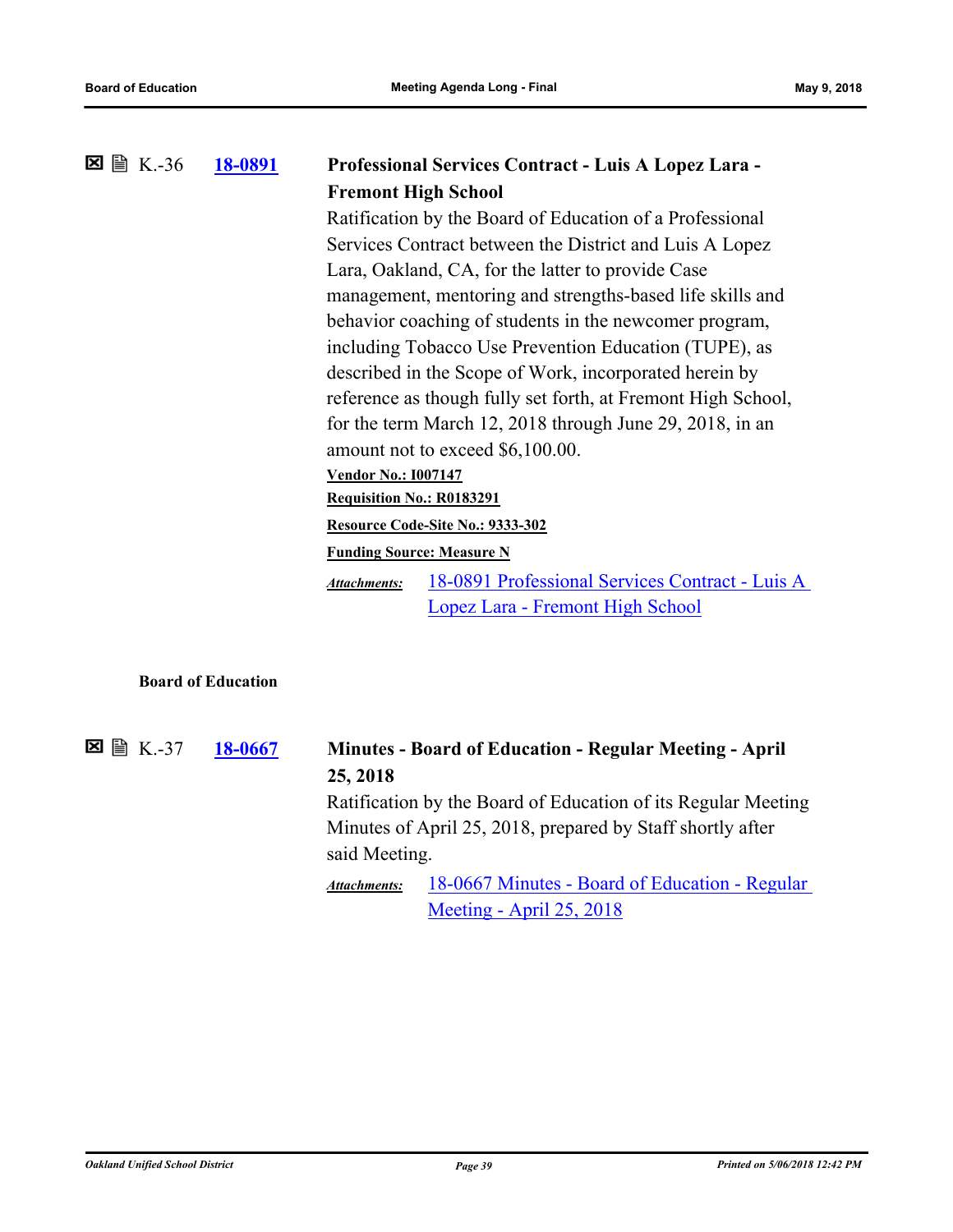☒ 🗎 K.-36 **18-0891** **Professional Services Contract - Luis A Lopez Lara - Fremont High School**

Ratification by the Board of Education of a Professional Services Contract between the District and Luis A Lopez Lara, Oakland, CA, for the latter to provide Case management, mentoring and strengths-based life skills and behavior coaching of students in the newcomer program, including Tobacco Use Prevention Education (TUPE), as described in the Scope of Work, incorporated herein by reference as though fully set forth, at Fremont High School, for the term March 12, 2018 through June 29, 2018, in an amount not to exceed $6,100.00.

**Vendor No.: I007147**

**Requisition No.: R0183291**

**Resource Code-Site No.: 9333-302**

**Funding Source: Measure N**

*Attachments:* 18-0891 Professional Services Contract - Luis A Lopez Lara - Fremont High School

**Board of Education**

☒ 🗎 K.-37 **18-0667** **Minutes - Board of Education - Regular Meeting - April 25, 2018**

Ratification by the Board of Education of its Regular Meeting Minutes of April 25, 2018, prepared by Staff shortly after said Meeting.

*Attachments:* 18-0667 Minutes - Board of Education - Regular Meeting - April 25, 2018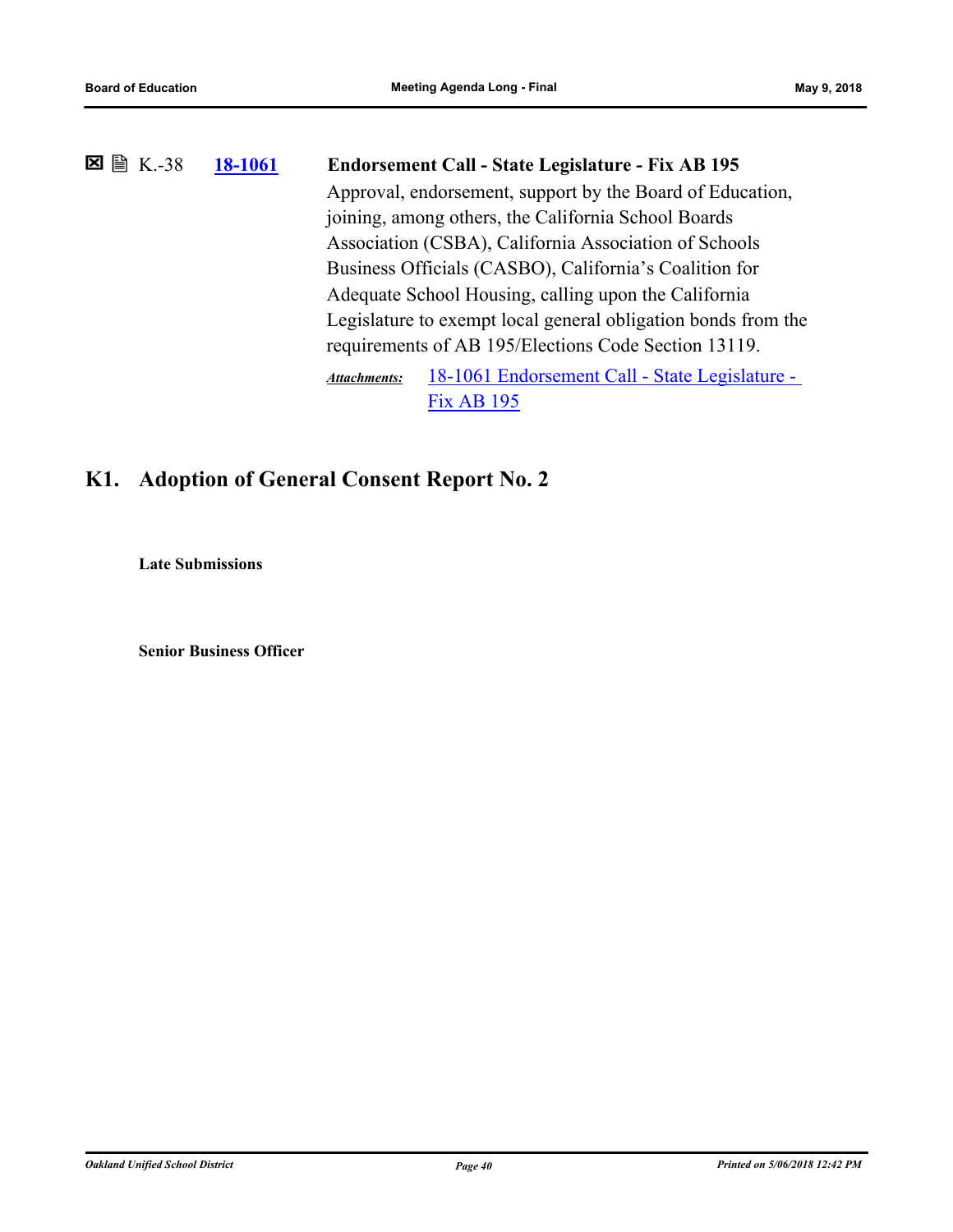☒ 🗎 K.-38 **18-1061** **Endorsement Call - State Legislature - Fix AB 195**

Approval, endorsement, support by the Board of Education, joining, among others, the California School Boards Association (CSBA), California Association of Schools Business Officials (CASBO), California's Coalition for Adequate School Housing, calling upon the California Legislature to exempt local general obligation bonds from the requirements of AB 195/Elections Code Section 13119.

***Attachments:*** 18-1061 Endorsement Call - State Legislature - Fix AB 195

## K1. Adoption of General Consent Report No. 2

**Late Submissions**

**Senior Business Officer**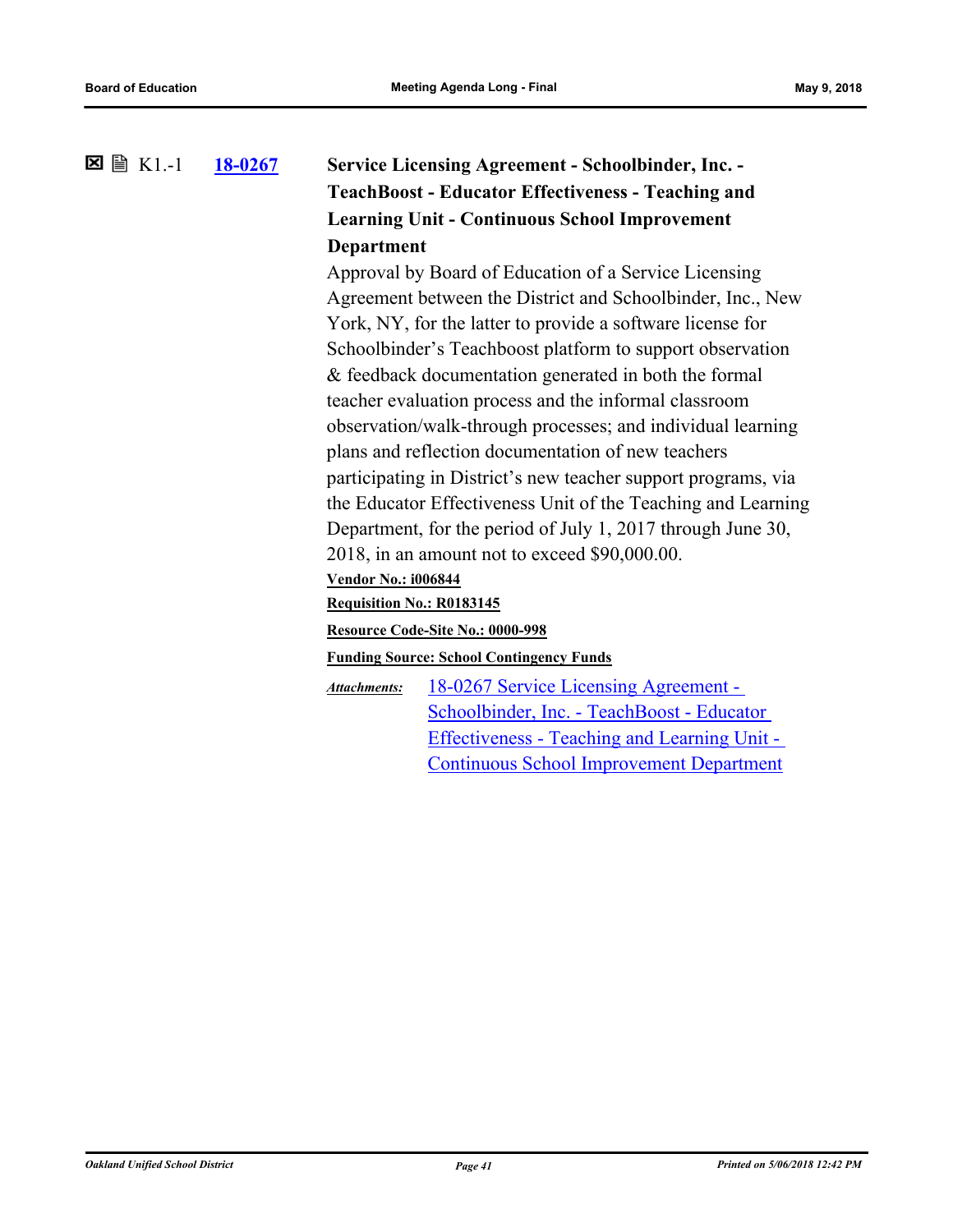☒ 🗎 K1.-1 **18-0267**

**Service Licensing Agreement - Schoolbinder, Inc. - TeachBoost - Educator Effectiveness - Teaching and Learning Unit - Continuous School Improvement Department**

Approval by Board of Education of a Service Licensing Agreement between the District and Schoolbinder, Inc., New York, NY, for the latter to provide a software license for Schoolbinder's Teachboost platform to support observation & feedback documentation generated in both the formal teacher evaluation process and the informal classroom observation/walk-through processes; and individual learning plans and reflection documentation of new teachers participating in District's new teacher support programs, via the Educator Effectiveness Unit of the Teaching and Learning Department, for the period of July 1, 2017 through June 30, 2018, in an amount not to exceed $90,000.00.

**Vendor No.: i006844**

**Requisition No.: R0183145**

**Resource Code-Site No.: 0000-998**

**Funding Source: School Contingency Funds**

*Attachments:* 18-0267 Service Licensing Agreement - Schoolbinder, Inc. - TeachBoost - Educator Effectiveness - Teaching and Learning Unit - Continuous School Improvement Department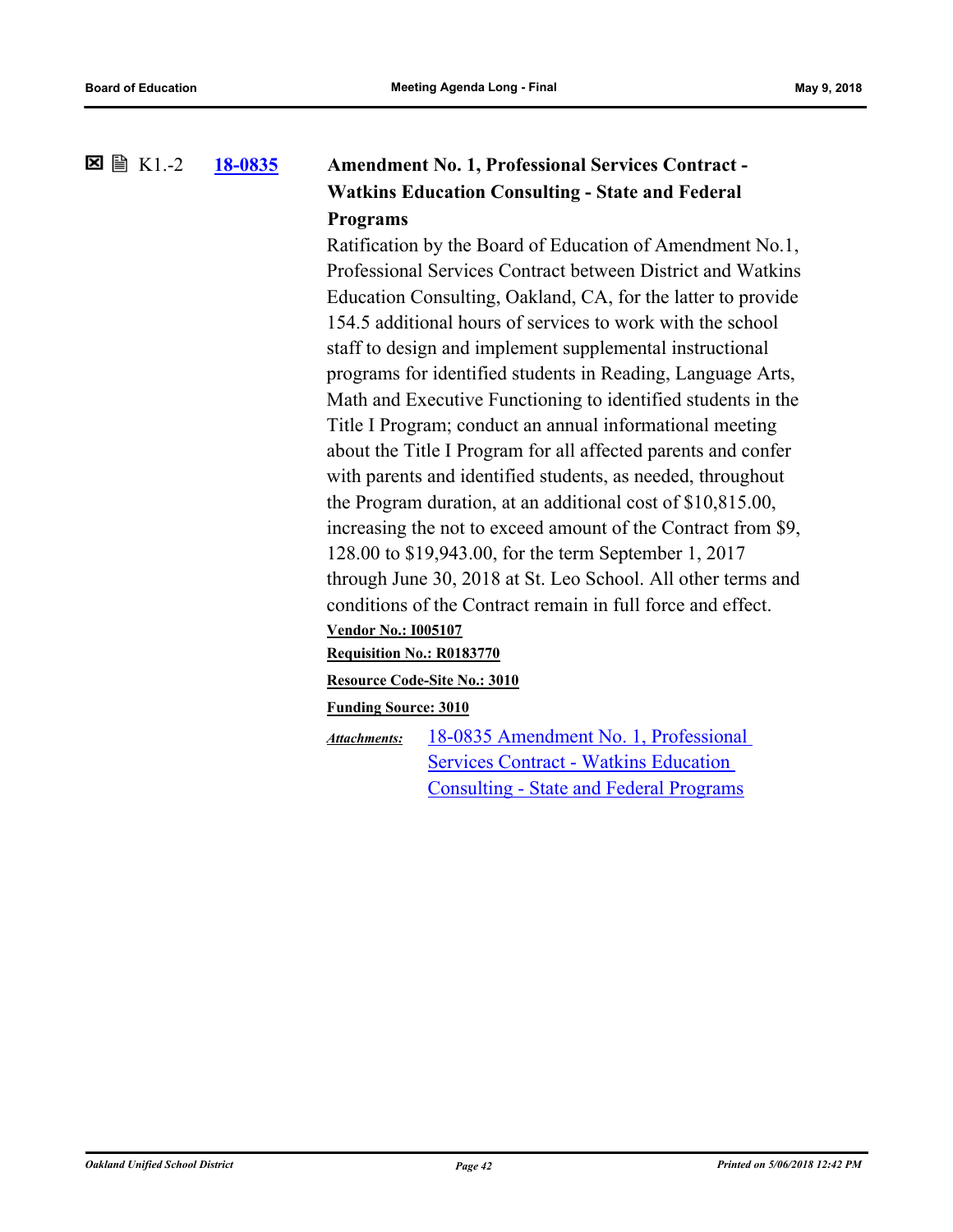☒ 🗎 K1.-2 **18-0835** **Amendment No. 1, Professional Services Contract - Watkins Education Consulting - State and Federal Programs**

Ratification by the Board of Education of Amendment No.1, Professional Services Contract between District and Watkins Education Consulting, Oakland, CA, for the latter to provide 154.5 additional hours of services to work with the school staff to design and implement supplemental instructional programs for identified students in Reading, Language Arts, Math and Executive Functioning to identified students in the Title I Program; conduct an annual informational meeting about the Title I Program for all affected parents and confer with parents and identified students, as needed, throughout the Program duration, at an additional cost of $10,815.00, increasing the not to exceed amount of the Contract from $9,128.00 to $19,943.00, for the term September 1, 2017 through June 30, 2018 at St. Leo School. All other terms and conditions of the Contract remain in full force and effect.

**Vendor No.: I005107**

**Requisition No.: R0183770**

**Resource Code-Site No.: 3010**

**Funding Source: 3010**

***Attachments:*** 18-0835 Amendment No. 1, Professional Services Contract - Watkins Education Consulting - State and Federal Programs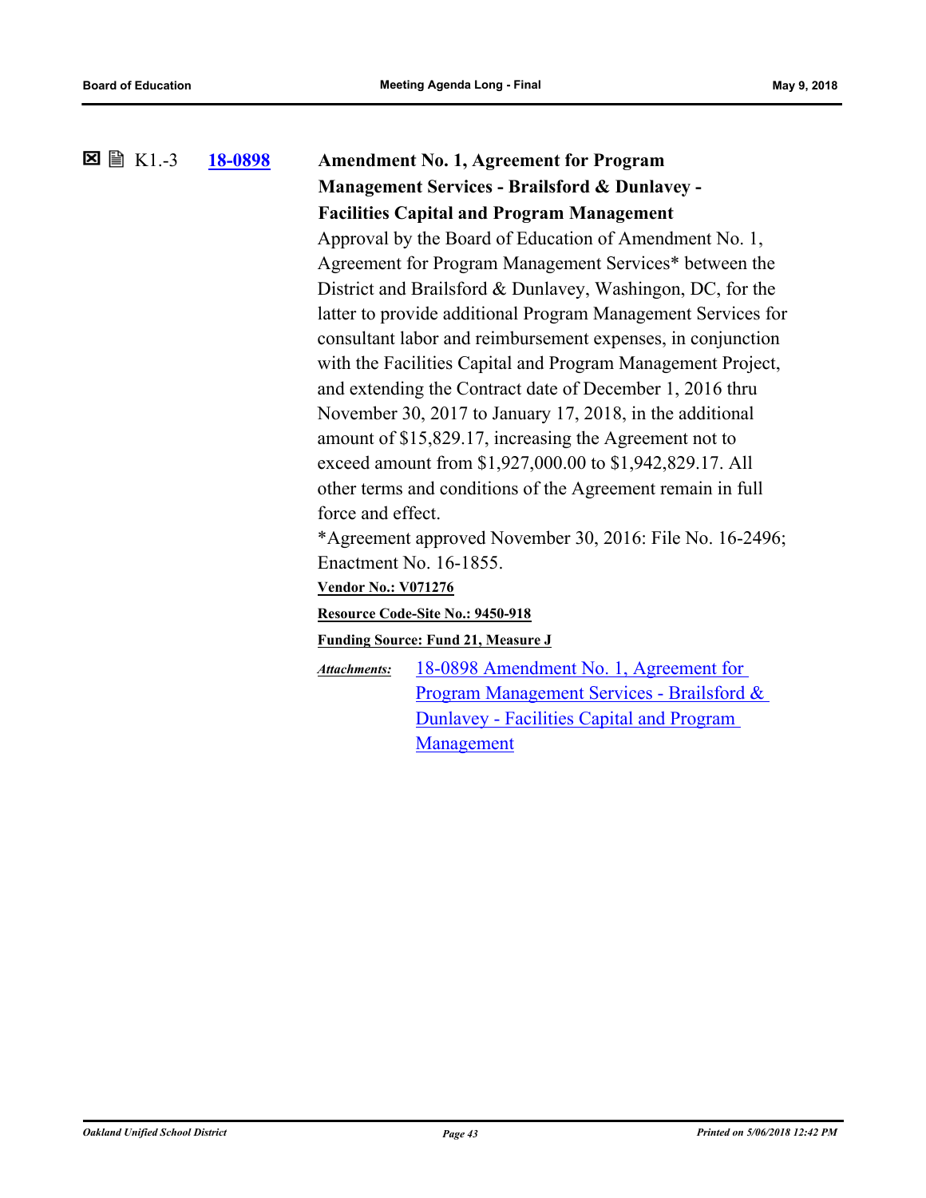☒ 🗎 K1.-3 **18-0898** **Amendment No. 1, Agreement for Program Management Services - Brailsford & Dunlavey - Facilities Capital and Program Management**

Approval by the Board of Education of Amendment No. 1, Agreement for Program Management Services* between the District and Brailsford & Dunlavey, Washingon, DC, for the latter to provide additional Program Management Services for consultant labor and reimbursement expenses, in conjunction with the Facilities Capital and Program Management Project, and extending the Contract date of December 1, 2016 thru November 30, 2017 to January 17, 2018, in the additional amount of $15,829.17, increasing the Agreement not to exceed amount from $1,927,000.00 to $1,942,829.17. All other terms and conditions of the Agreement remain in full force and effect.

*Agreement approved November 30, 2016: File No. 16-2496; Enactment No. 16-1855.

**Vendor No.: V071276**

**Resource Code-Site No.: 9450-918**

**Funding Source: Fund 21, Measure J**

*Attachments:* 18-0898 Amendment No. 1, Agreement for Program Management Services - Brailsford & Dunlavey - Facilities Capital and Program Management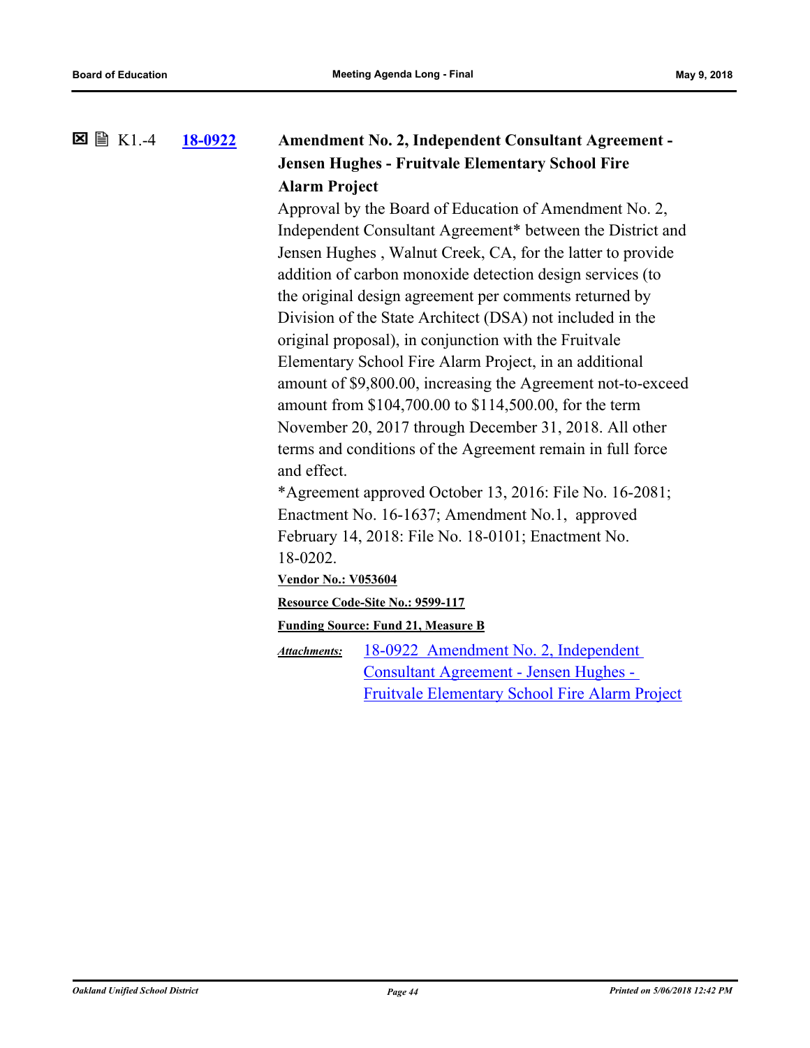☒ 🗎 K1.-4 **18-0922**

**Amendment No. 2, Independent Consultant Agreement - Jensen Hughes - Fruitvale Elementary School Fire Alarm Project**

Approval by the Board of Education of Amendment No. 2, Independent Consultant Agreement* between the District and Jensen Hughes , Walnut Creek, CA, for the latter to provide addition of carbon monoxide detection design services (to the original design agreement per comments returned by Division of the State Architect (DSA) not included in the original proposal), in conjunction with the Fruitvale Elementary School Fire Alarm Project, in an additional amount of $9,800.00, increasing the Agreement not-to-exceed amount from $104,700.00 to $114,500.00, for the term November 20, 2017 through December 31, 2018. All other terms and conditions of the Agreement remain in full force and effect.

*Agreement approved October 13, 2016: File No. 16-2081; Enactment No. 16-1637; Amendment No.1, approved February 14, 2018: File No. 18-0101; Enactment No. 18-0202.

**Vendor No.: V053604**

**Resource Code-Site No.: 9599-117**

**Funding Source: Fund 21, Measure B**

*Attachments:* 18-0922 Amendment No. 2, Independent Consultant Agreement - Jensen Hughes - Fruitvale Elementary School Fire Alarm Project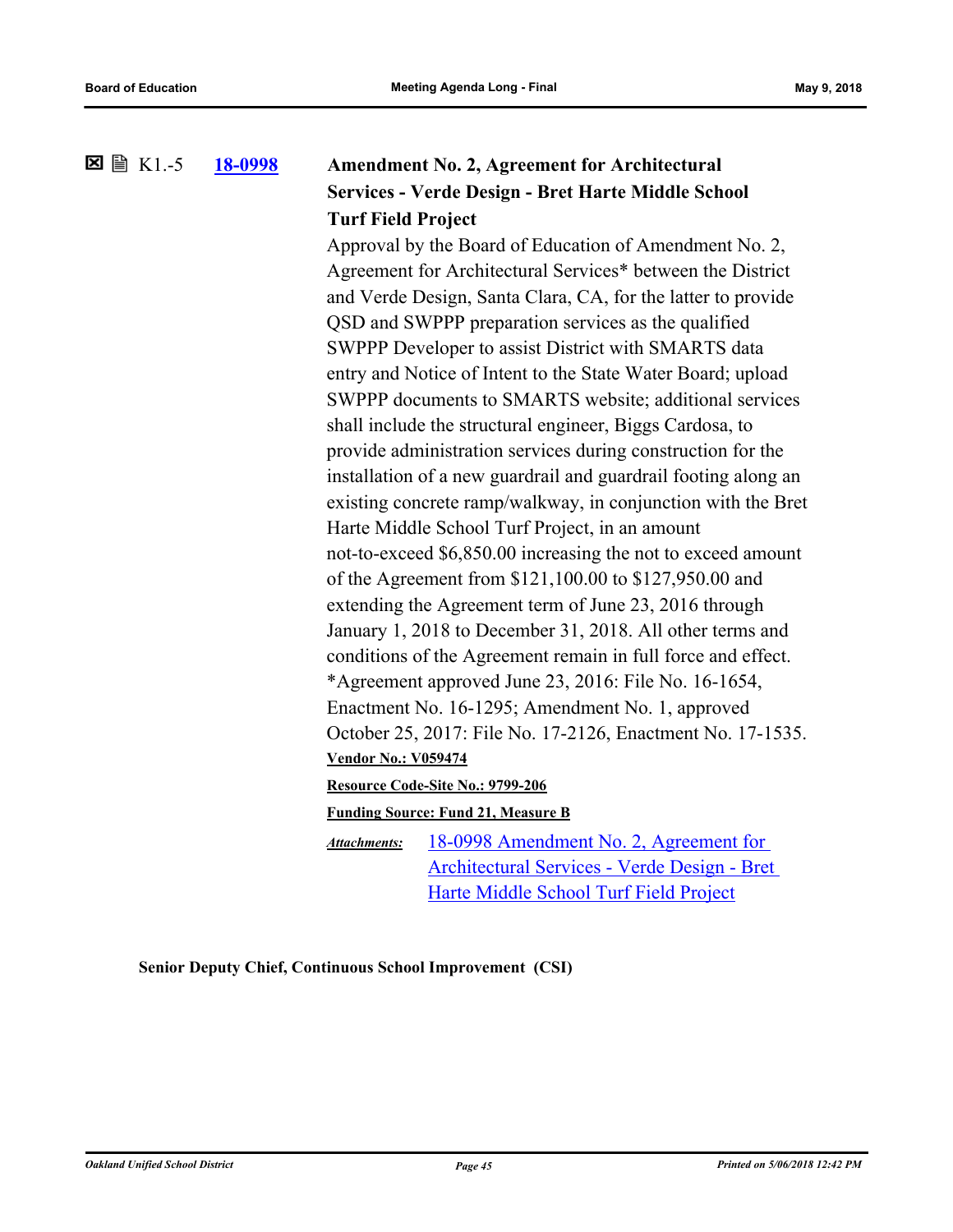☒ 🗎 K1.-5 **[18-0998](#)**

**Amendment No. 2, Agreement for Architectural Services - Verde Design - Bret Harte Middle School Turf Field Project**

Approval by the Board of Education of Amendment No. 2, Agreement for Architectural Services* between the District and Verde Design, Santa Clara, CA, for the latter to provide QSD and SWPPP preparation services as the qualified SWPPP Developer to assist District with SMARTS data entry and Notice of Intent to the State Water Board; upload SWPPP documents to SMARTS website; additional services shall include the structural engineer, Biggs Cardosa, to provide administration services during construction for the installation of a new guardrail and guardrail footing along an existing concrete ramp/walkway, in conjunction with the Bret Harte Middle School Turf Project, in an amount not-to-exceed $6,850.00 increasing the not to exceed amount of the Agreement from $121,100.00 to $127,950.00 and extending the Agreement term of June 23, 2016 through January 1, 2018 to December 31, 2018. All other terms and conditions of the Agreement remain in full force and effect.
*Agreement approved June 23, 2016: File No. 16-1654, Enactment No. 16-1295; Amendment No. 1, approved October 25, 2017: File No. 17-2126, Enactment No. 17-1535.

**Vendor No.: V059474**

**Resource Code-Site No.: 9799-206**

**Funding Source: Fund 21, Measure B**

***Attachments:*** [18-0998 Amendment No. 2, Agreement for Architectural Services - Verde Design - Bret Harte Middle School Turf Field Project](#)

**Senior Deputy Chief, Continuous School Improvement (CSI)**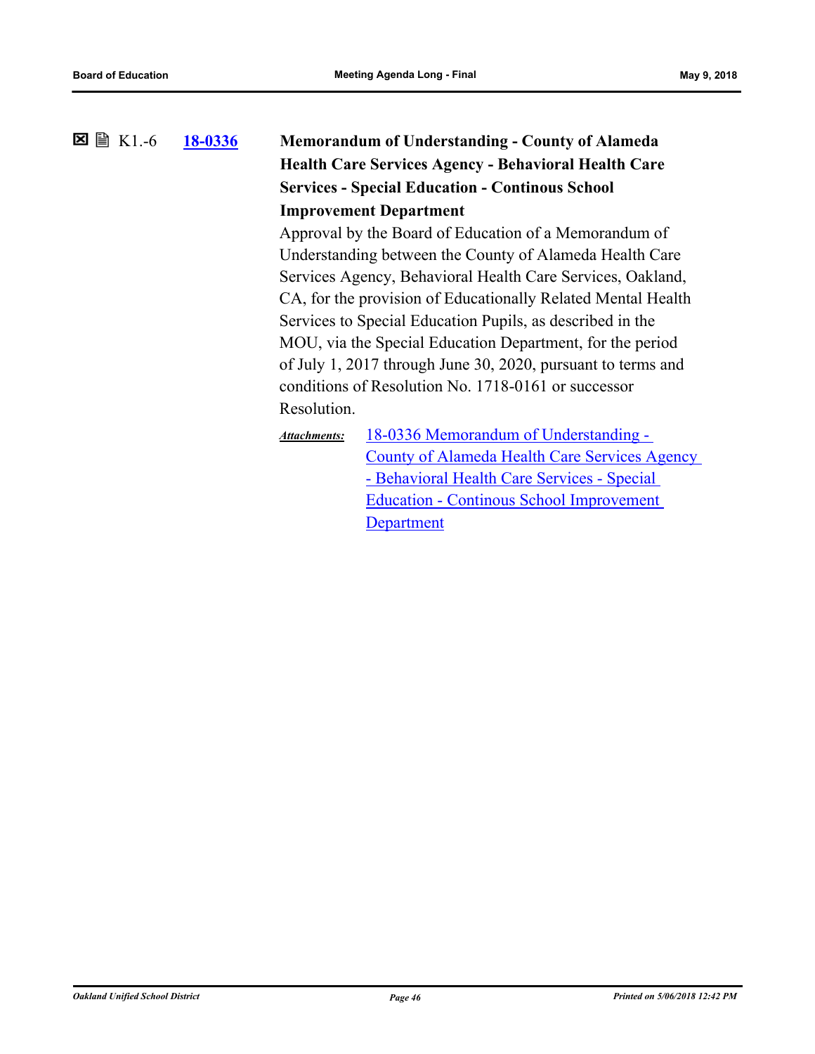K1.-6 **18-0336** **Memorandum of Understanding - County of Alameda Health Care Services Agency - Behavioral Health Care Services - Special Education - Continous School Improvement Department**

Approval by the Board of Education of a Memorandum of Understanding between the County of Alameda Health Care Services Agency, Behavioral Health Care Services, Oakland, CA, for the provision of Educationally Related Mental Health Services to Special Education Pupils, as described in the MOU, via the Special Education Department, for the period of July 1, 2017 through June 30, 2020, pursuant to terms and conditions of Resolution No. 1718-0161 or successor Resolution.

***Attachments:*** 18-0336 Memorandum of Understanding - County of Alameda Health Care Services Agency - Behavioral Health Care Services - Special Education - Continous School Improvement Department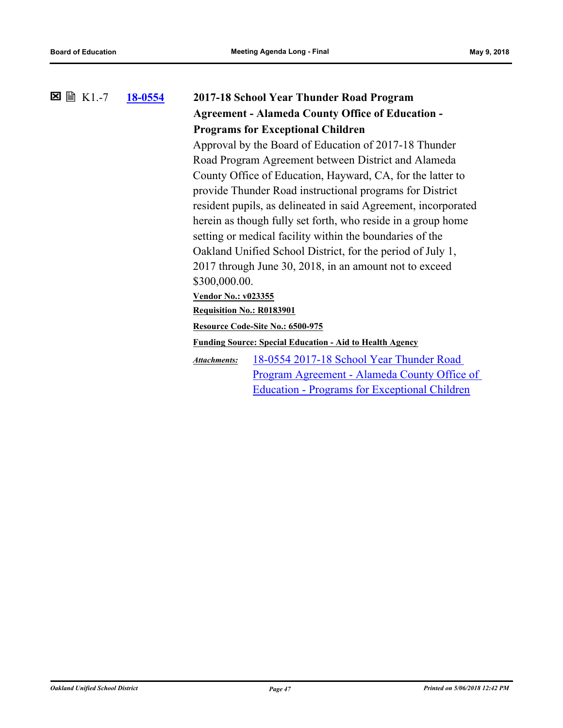☒ 🖹 K1.-7 **18-0554** **2017-18 School Year Thunder Road Program Agreement - Alameda County Office of Education - Programs for Exceptional Children**

Approval by the Board of Education of 2017-18 Thunder Road Program Agreement between District and Alameda County Office of Education, Hayward, CA, for the latter to provide Thunder Road instructional programs for District resident pupils, as delineated in said Agreement, incorporated herein as though fully set forth, who reside in a group home setting or medical facility within the boundaries of the Oakland Unified School District, for the period of July 1, 2017 through June 30, 2018, in an amount not to exceed $300,000.00.

**Vendor No.: v023355**

**Requisition No.: R0183901**

**Resource Code-Site No.: 6500-975**

**Funding Source: Special Education - Aid to Health Agency**

***Attachments:*** 18-0554 2017-18 School Year Thunder Road Program Agreement - Alameda County Office of Education - Programs for Exceptional Children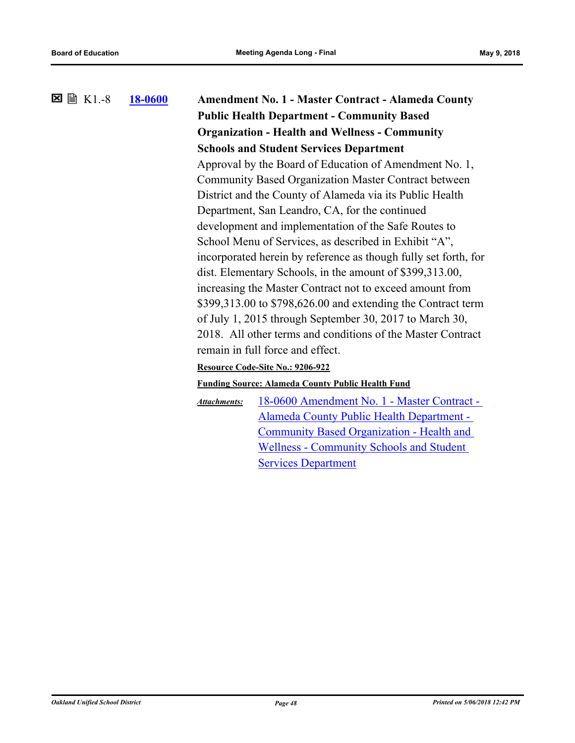☒ 🗎 K1.-8 **18-0600** **Amendment No. 1 - Master Contract - Alameda County Public Health Department - Community Based Organization - Health and Wellness - Community Schools and Student Services Department**

Approval by the Board of Education of Amendment No. 1, Community Based Organization Master Contract between District and the County of Alameda via its Public Health Department, San Leandro, CA, for the continued development and implementation of the Safe Routes to School Menu of Services, as described in Exhibit "A", incorporated herein by reference as though fully set forth, for dist. Elementary Schools, in the amount of $399,313.00, increasing the Master Contract not to exceed amount from $399,313.00 to $798,626.00 and extending the Contract term of July 1, 2015 through September 30, 2017 to March 30, 2018. All other terms and conditions of the Master Contract remain in full force and effect.

**Resource Code-Site No.: 9206-922**

**Funding Source: Alameda County Public Health Fund**

*Attachments:* 18-0600 Amendment No. 1 - Master Contract - Alameda County Public Health Department - Community Based Organization - Health and Wellness - Community Schools and Student Services Department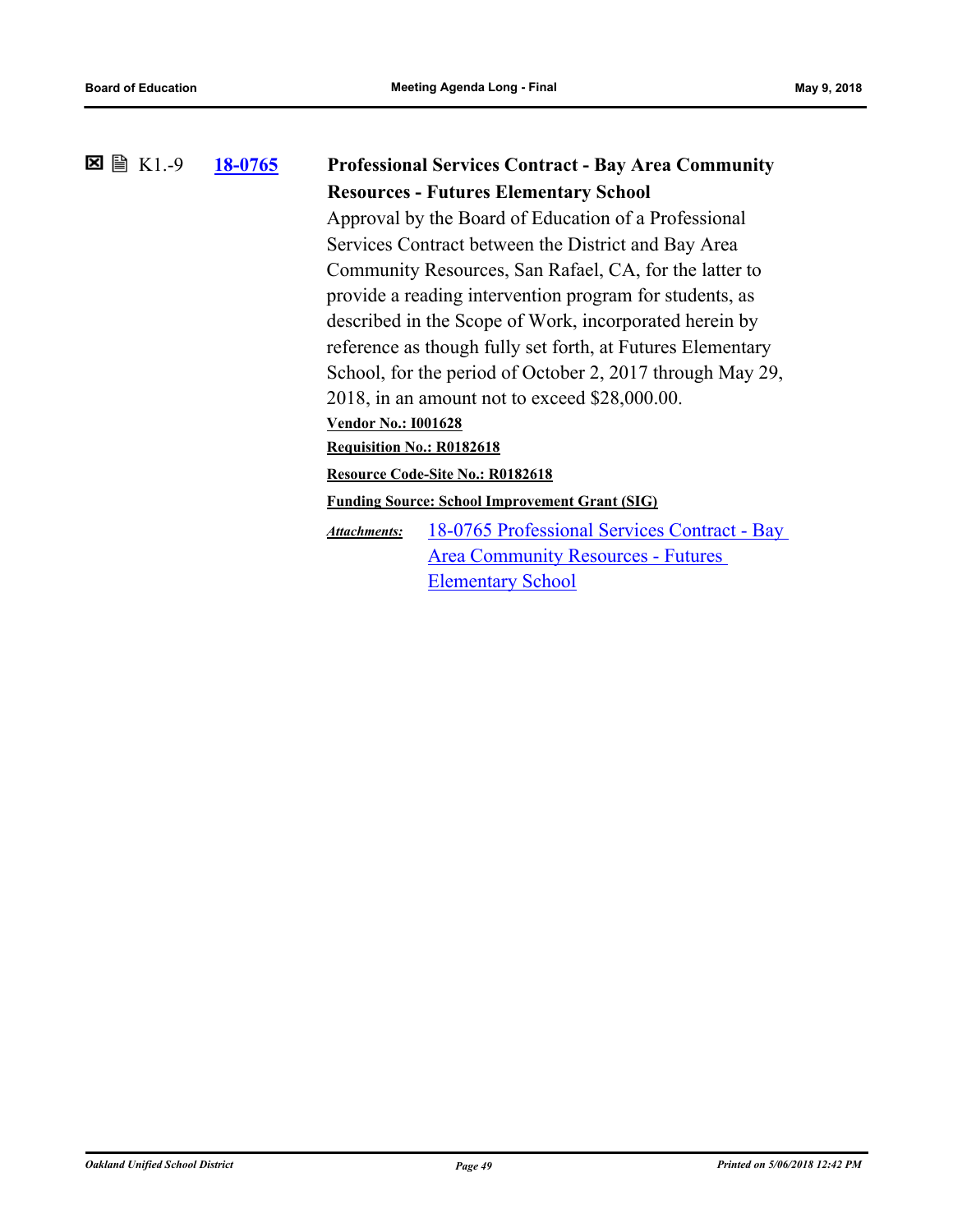☒ 🗎 K1.-9 **18-0765** **Professional Services Contract - Bay Area Community Resources - Futures Elementary School**

Approval by the Board of Education of a Professional Services Contract between the District and Bay Area Community Resources, San Rafael, CA, for the latter to provide a reading intervention program for students, as described in the Scope of Work, incorporated herein by reference as though fully set forth, at Futures Elementary School, for the period of October 2, 2017 through May 29, 2018, in an amount not to exceed $28,000.00.

**Vendor No.: I001628**

**Requisition No.: R0182618**

**Resource Code-Site No.: R0182618**

**Funding Source: School Improvement Grant (SIG)**

*Attachments:* 18-0765 Professional Services Contract - Bay Area Community Resources - Futures Elementary School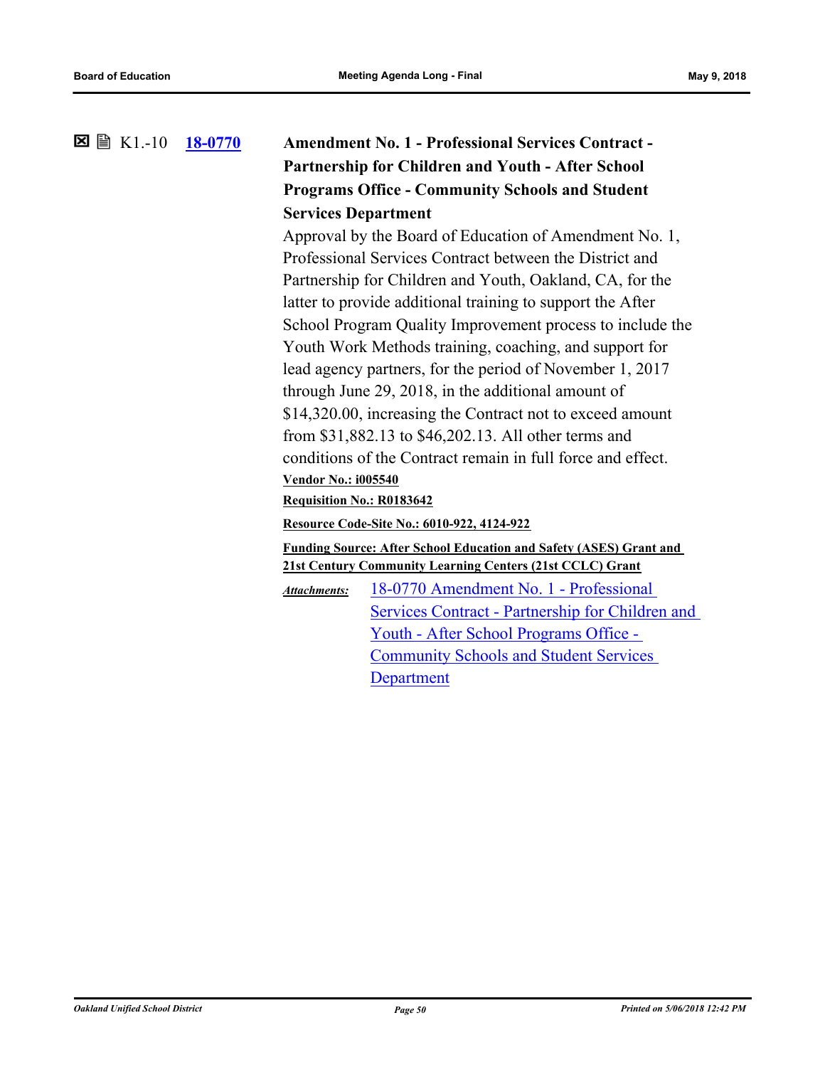☒ 🗎 K1.-10 **18-0770**

**Amendment No. 1 - Professional Services Contract - Partnership for Children and Youth - After School Programs Office - Community Schools and Student Services Department**

Approval by the Board of Education of Amendment No. 1, Professional Services Contract between the District and Partnership for Children and Youth, Oakland, CA, for the latter to provide additional training to support the After School Program Quality Improvement process to include the Youth Work Methods training, coaching, and support for lead agency partners, for the period of November 1, 2017 through June 29, 2018, in the additional amount of $14,320.00, increasing the Contract not to exceed amount from $31,882.13 to $46,202.13. All other terms and conditions of the Contract remain in full force and effect.

**Vendor No.: i005540**

**Requisition No.: R0183642**

**Resource Code-Site No.: 6010-922, 4124-922**

**Funding Source: After School Education and Safety (ASES) Grant and 21st Century Community Learning Centers (21st CCLC) Grant**

*Attachments:* 18-0770 Amendment No. 1 - Professional Services Contract - Partnership for Children and Youth - After School Programs Office - Community Schools and Student Services Department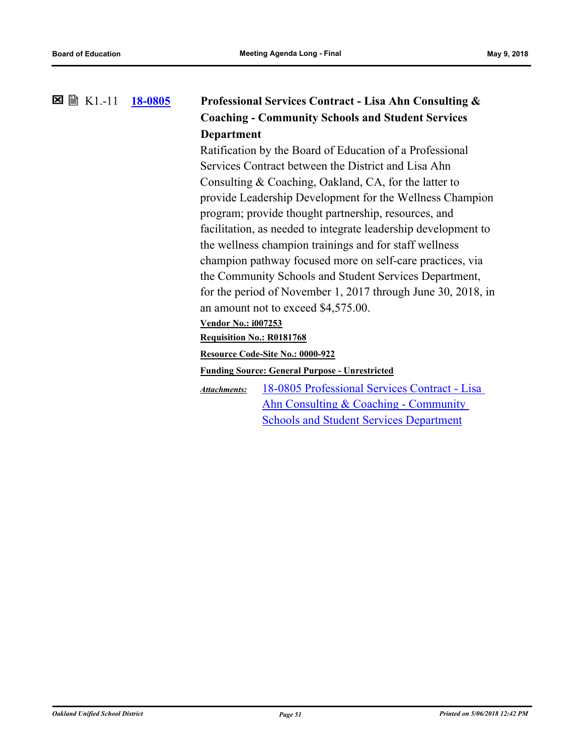☒ 🖹 K1.-11 **18-0805** **Professional Services Contract - Lisa Ahn Consulting & Coaching - Community Schools and Student Services Department**

Ratification by the Board of Education of a Professional Services Contract between the District and Lisa Ahn Consulting & Coaching, Oakland, CA, for the latter to provide Leadership Development for the Wellness Champion program; provide thought partnership, resources, and facilitation, as needed to integrate leadership development to the wellness champion trainings and for staff wellness champion pathway focused more on self-care practices, via the Community Schools and Student Services Department, for the period of November 1, 2017 through June 30, 2018, in an amount not to exceed $4,575.00.

**Vendor No.: i007253**

**Requisition No.: R0181768**

**Resource Code-Site No.: 0000-922**

**Funding Source: General Purpose - Unrestricted**

*Attachments:* 18-0805 Professional Services Contract - Lisa Ahn Consulting & Coaching - Community Schools and Student Services Department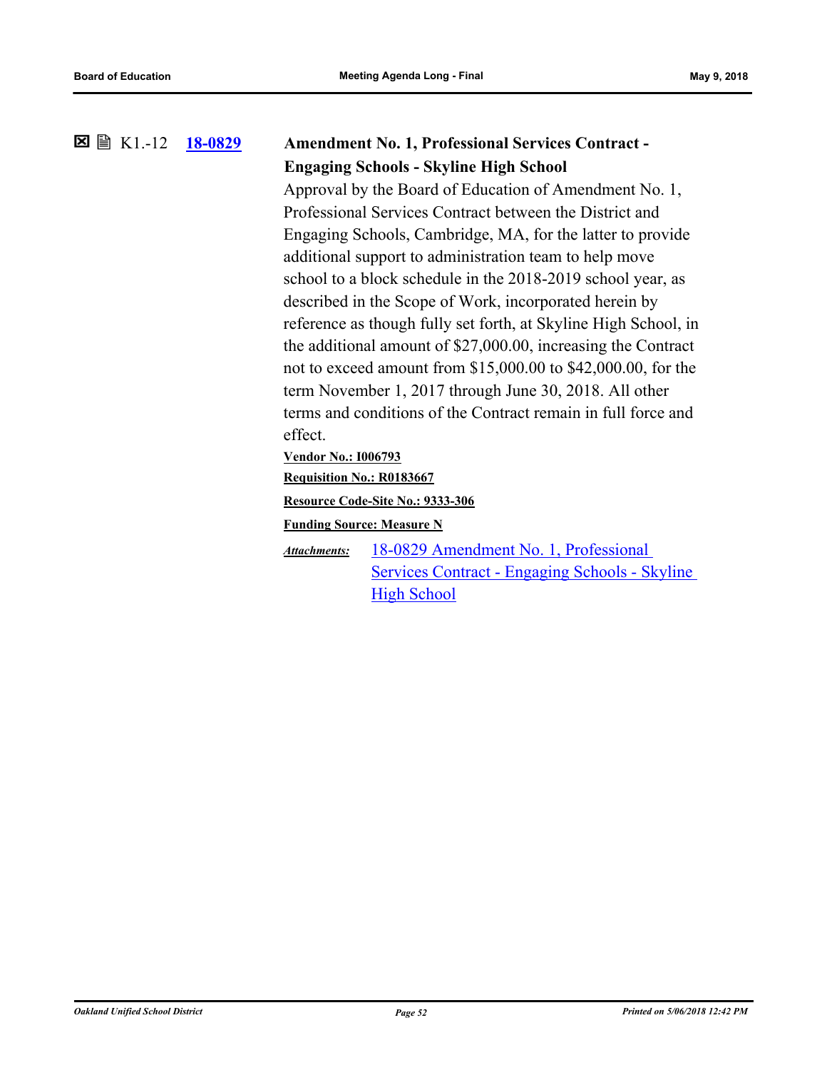☒ 🗎 K1.-12 **18-0829**

**Amendment No. 1, Professional Services Contract - Engaging Schools - Skyline High School**

Approval by the Board of Education of Amendment No. 1, Professional Services Contract between the District and Engaging Schools, Cambridge, MA, for the latter to provide additional support to administration team to help move school to a block schedule in the 2018-2019 school year, as described in the Scope of Work, incorporated herein by reference as though fully set forth, at Skyline High School, in the additional amount of $27,000.00, increasing the Contract not to exceed amount from $15,000.00 to $42,000.00, for the term November 1, 2017 through June 30, 2018. All other terms and conditions of the Contract remain in full force and effect.

**Vendor No.: I006793**

**Requisition No.: R0183667**

**Resource Code-Site No.: 9333-306**

**Funding Source: Measure N**

***Attachments:*** 18-0829 Amendment No. 1, Professional Services Contract - Engaging Schools - Skyline High School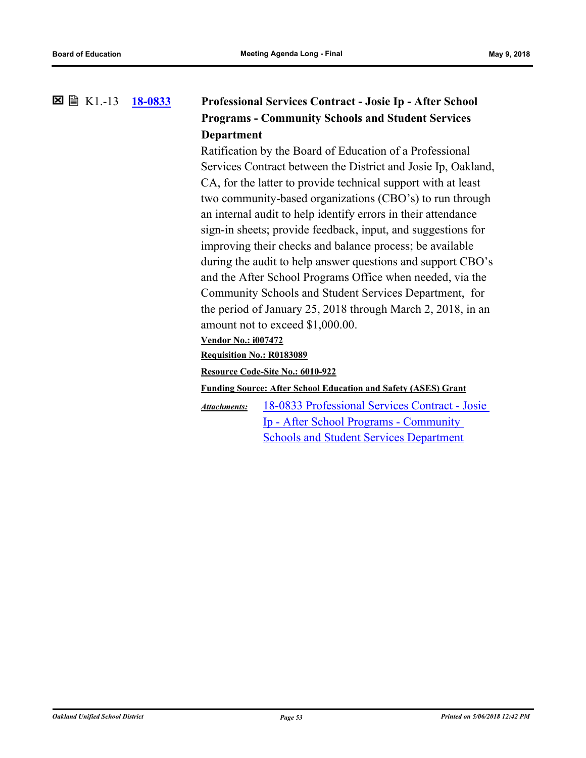☒ 🖹 K1.-13 **18-0833**

**Professional Services Contract - Josie Ip - After School Programs - Community Schools and Student Services Department**

Ratification by the Board of Education of a Professional Services Contract between the District and Josie Ip, Oakland, CA, for the latter to provide technical support with at least two community-based organizations (CBO's) to run through an internal audit to help identify errors in their attendance sign-in sheets; provide feedback, input, and suggestions for improving their checks and balance process; be available during the audit to help answer questions and support CBO's and the After School Programs Office when needed, via the Community Schools and Student Services Department, for the period of January 25, 2018 through March 2, 2018, in an amount not to exceed $1,000.00.

**Vendor No.: i007472**

**Requisition No.: R0183089**

**Resource Code-Site No.: 6010-922**

**Funding Source: After School Education and Safety (ASES) Grant**

*Attachments:* 18-0833 Professional Services Contract - Josie Ip - After School Programs - Community Schools and Student Services Department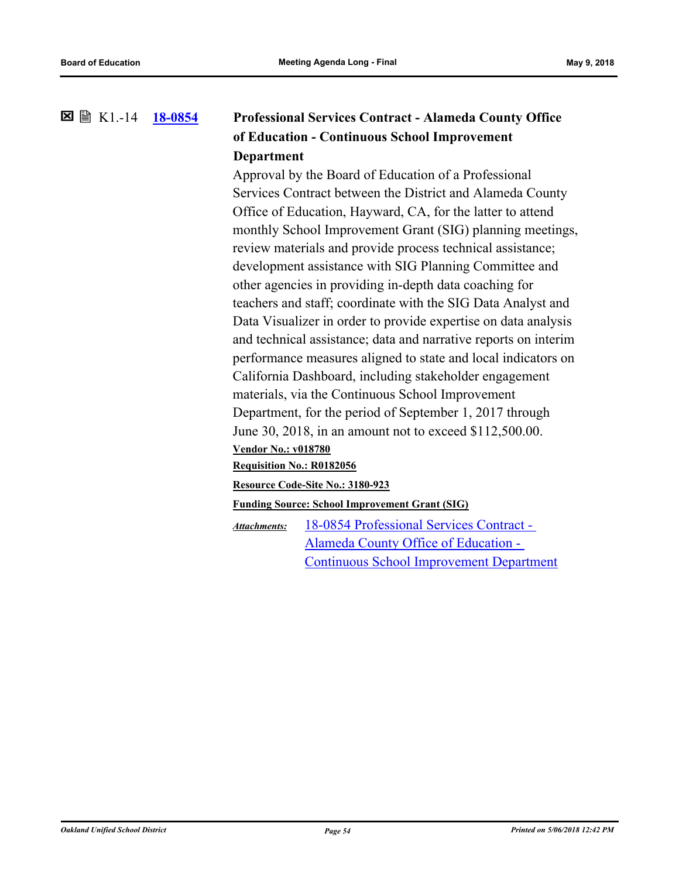☒ 🗎 K1.-14 **18-0854** **Professional Services Contract - Alameda County Office of Education - Continuous School Improvement Department**

Approval by the Board of Education of a Professional Services Contract between the District and Alameda County Office of Education, Hayward, CA, for the latter to attend monthly School Improvement Grant (SIG) planning meetings, review materials and provide process technical assistance; development assistance with SIG Planning Committee and other agencies in providing in-depth data coaching for teachers and staff; coordinate with the SIG Data Analyst and Data Visualizer in order to provide expertise on data analysis and technical assistance; data and narrative reports on interim performance measures aligned to state and local indicators on California Dashboard, including stakeholder engagement materials, via the Continuous School Improvement Department, for the period of September 1, 2017 through June 30, 2018, in an amount not to exceed $112,500.00.

**Vendor No.: v018780**

**Requisition No.: R0182056**

**Resource Code-Site No.: 3180-923**

**Funding Source: School Improvement Grant (SIG)**

*Attachments:* 18-0854 Professional Services Contract - Alameda County Office of Education - Continuous School Improvement Department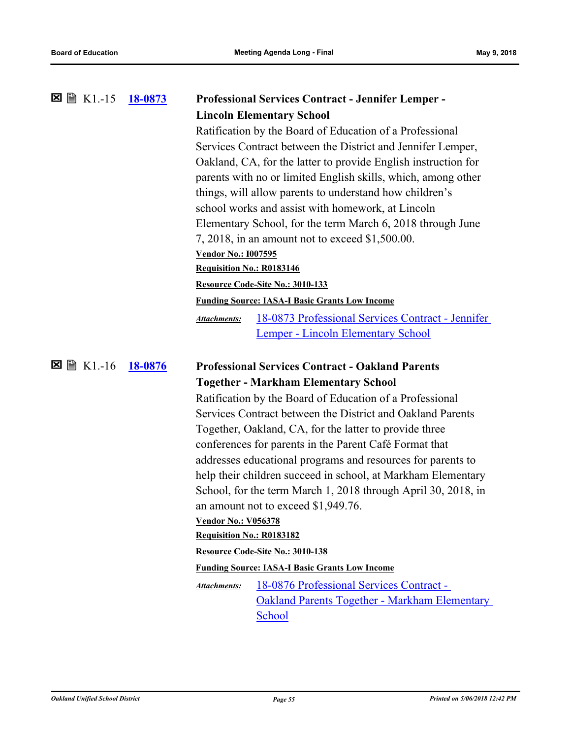☒ 🗎 K1.-15 **18-0873** **Professional Services Contract - Jennifer Lemper - Lincoln Elementary School**

Ratification by the Board of Education of a Professional Services Contract between the District and Jennifer Lemper, Oakland, CA, for the latter to provide English instruction for parents with no or limited English skills, which, among other things, will allow parents to understand how children's school works and assist with homework, at Lincoln Elementary School, for the term March 6, 2018 through June 7, 2018, in an amount not to exceed $1,500.00.

**Vendor No.: I007595**

**Requisition No.: R0183146**

**Resource Code-Site No.: 3010-133**

**Funding Source: IASA-I Basic Grants Low Income**

*Attachments:* 18-0873 Professional Services Contract - Jennifer Lemper - Lincoln Elementary School

☒ 🗎 K1.-16 **18-0876** **Professional Services Contract - Oakland Parents Together - Markham Elementary School**

Ratification by the Board of Education of a Professional Services Contract between the District and Oakland Parents Together, Oakland, CA, for the latter to provide three conferences for parents in the Parent Café Format that addresses educational programs and resources for parents to help their children succeed in school, at Markham Elementary School, for the term March 1, 2018 through April 30, 2018, in an amount not to exceed $1,949.76.

**Vendor No.: V056378**

**Requisition No.: R0183182**

**Resource Code-Site No.: 3010-138**

**Funding Source: IASA-I Basic Grants Low Income**

*Attachments:* 18-0876 Professional Services Contract - Oakland Parents Together - Markham Elementary School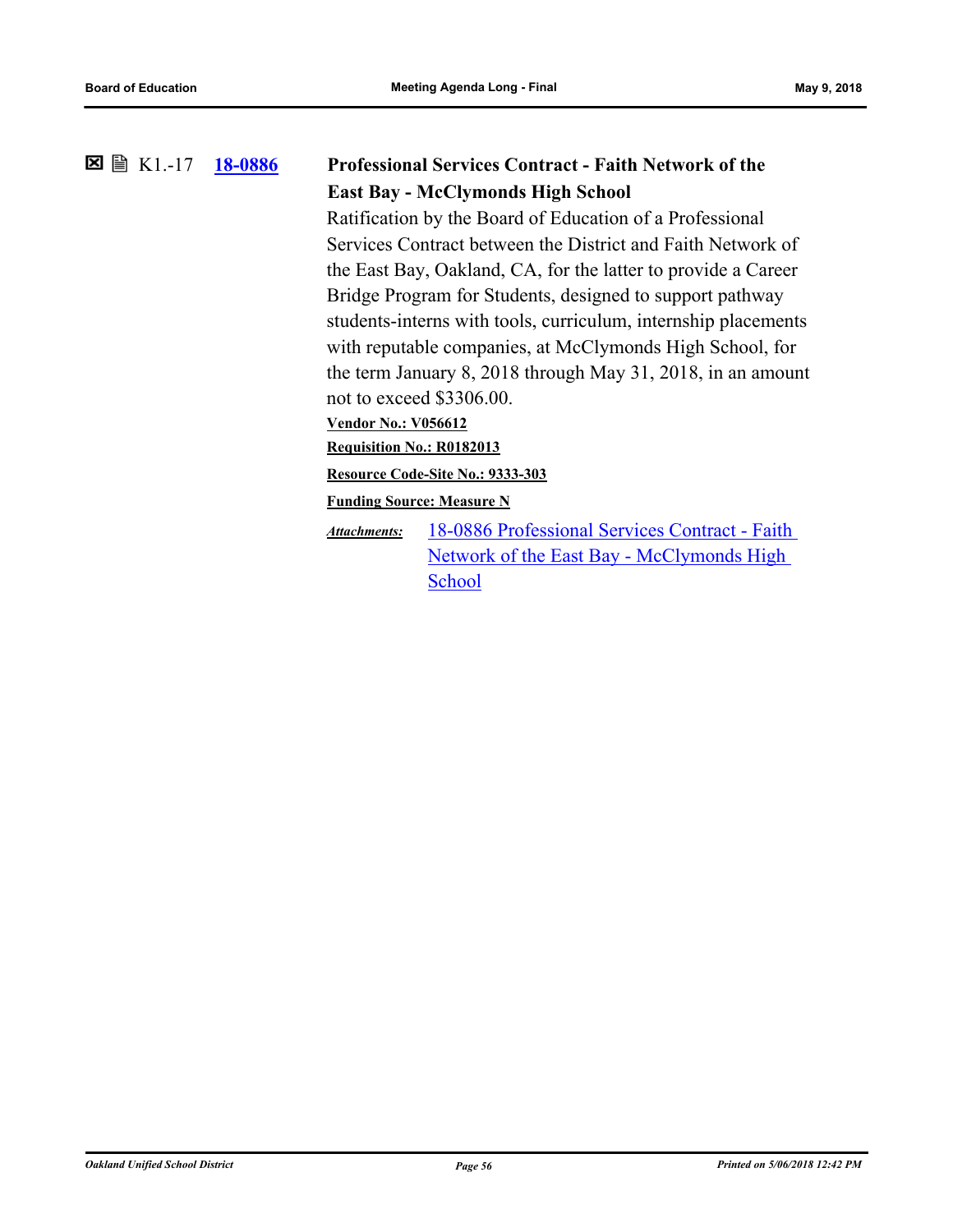☒ 🗎 K1.-17 **18-0886**

**Professional Services Contract - Faith Network of the East Bay - McClymonds High School**

Ratification by the Board of Education of a Professional Services Contract between the District and Faith Network of the East Bay, Oakland, CA, for the latter to provide a Career Bridge Program for Students, designed to support pathway students-interns with tools, curriculum, internship placements with reputable companies, at McClymonds High School, for the term January 8, 2018 through May 31, 2018, in an amount not to exceed $3306.00.

**Vendor No.: V056612**

**Requisition No.: R0182013**

**Resource Code-Site No.: 9333-303**

**Funding Source: Measure N**

*Attachments:* 18-0886 Professional Services Contract - Faith Network of the East Bay - McClymonds High School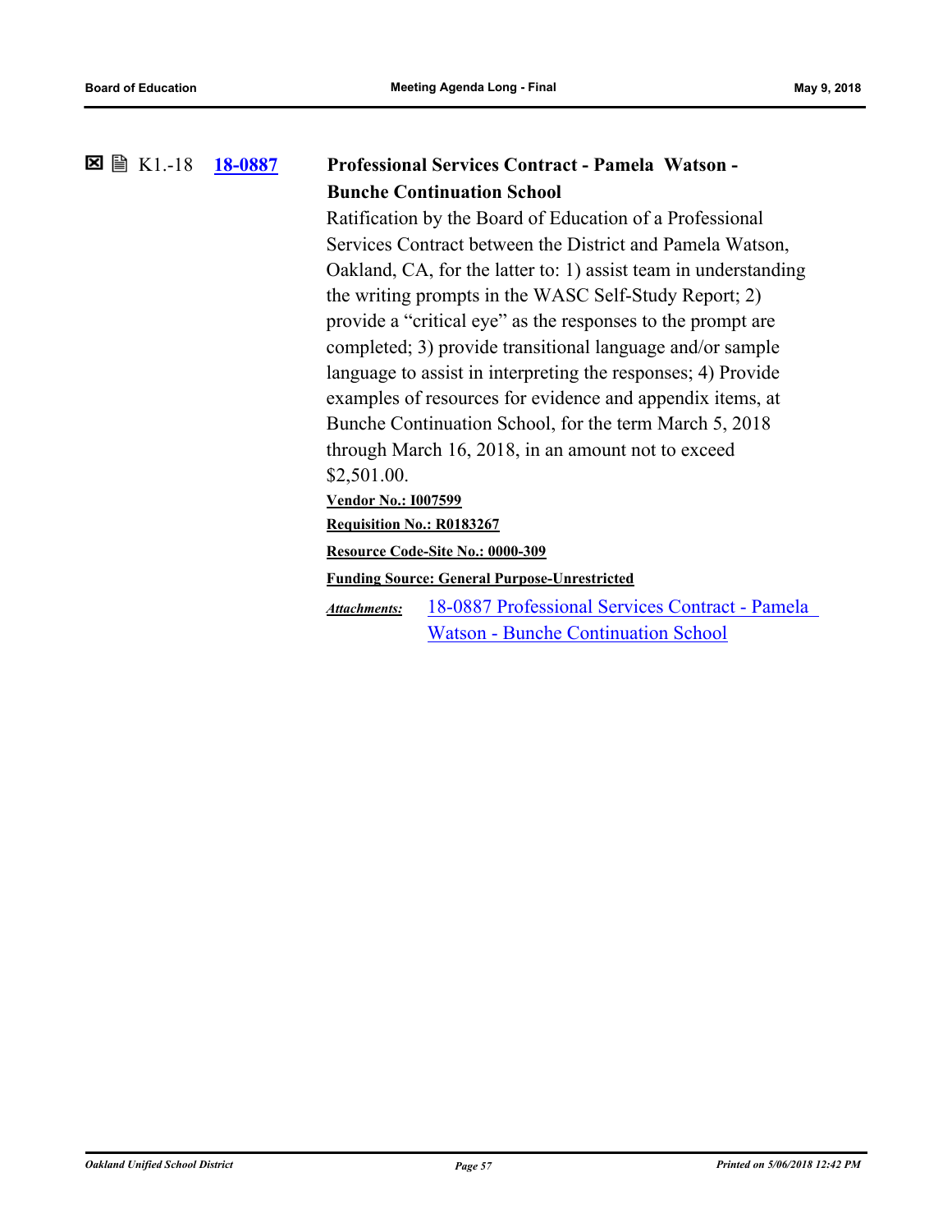☒ 🗎 K1.-18 **[18-0887](18-0887)**

**Professional Services Contract - Pamela Watson - Bunche Continuation School**

Ratification by the Board of Education of a Professional Services Contract between the District and Pamela Watson, Oakland, CA, for the latter to: 1) assist team in understanding the writing prompts in the WASC Self-Study Report; 2) provide a "critical eye" as the responses to the prompt are completed; 3) provide transitional language and/or sample language to assist in interpreting the responses; 4) Provide examples of resources for evidence and appendix items, at Bunche Continuation School, for the term March 5, 2018 through March 16, 2018, in an amount not to exceed $2,501.00.

**Vendor No.: I007599**

**Requisition No.: R0183267**

**Resource Code-Site No.: 0000-309**

**Funding Source: General Purpose-Unrestricted**

*Attachments:* 18-0887 Professional Services Contract - Pamela Watson - Bunche Continuation School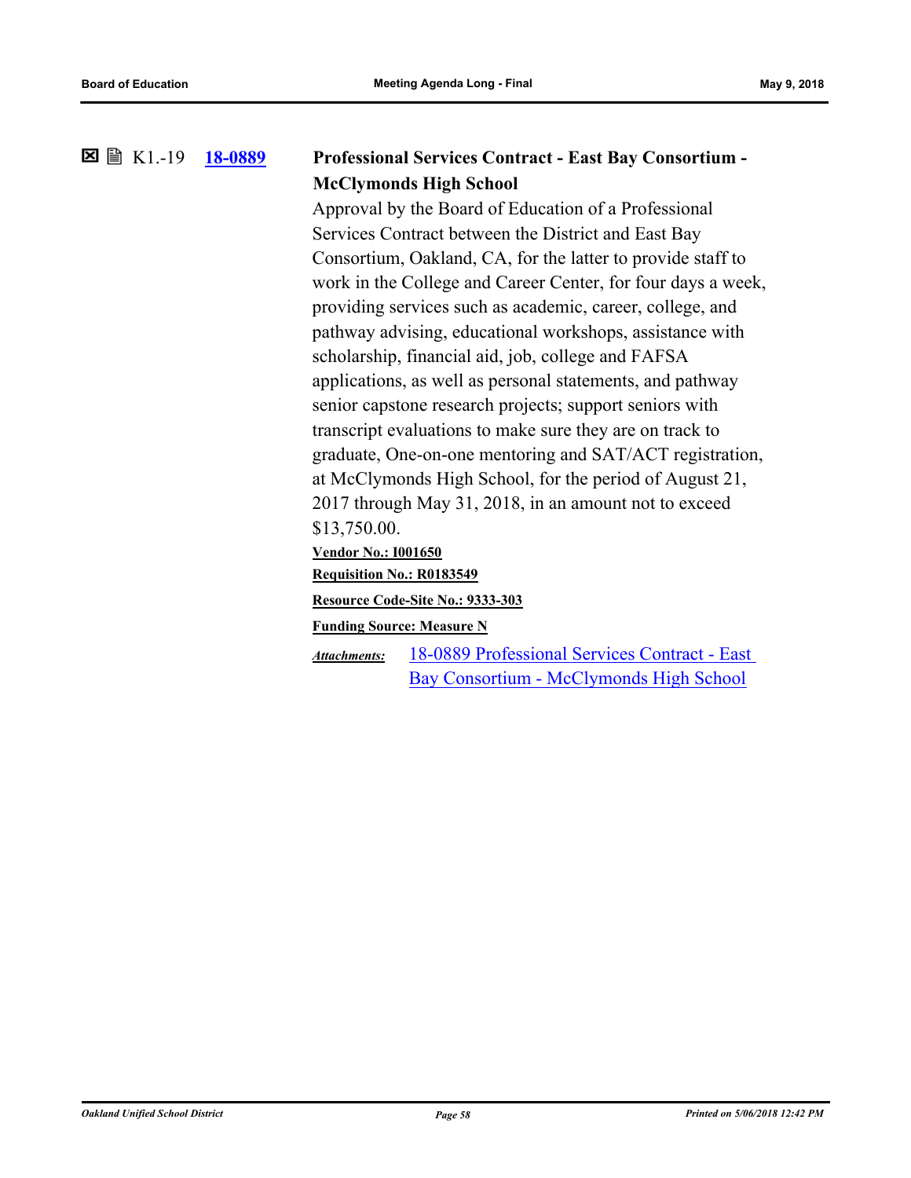☒ 🗎 K1.-19 **18-0889** **Professional Services Contract - East Bay Consortium - McClymonds High School**

Approval by the Board of Education of a Professional Services Contract between the District and East Bay Consortium, Oakland, CA, for the latter to provide staff to work in the College and Career Center, for four days a week, providing services such as academic, career, college, and pathway advising, educational workshops, assistance with scholarship, financial aid, job, college and FAFSA applications, as well as personal statements, and pathway senior capstone research projects; support seniors with transcript evaluations to make sure they are on track to graduate, One-on-one mentoring and SAT/ACT registration, at McClymonds High School, for the period of August 21, 2017 through May 31, 2018, in an amount not to exceed $13,750.00.

**Vendor No.: I001650**

**Requisition No.: R0183549**

**Resource Code-Site No.: 9333-303**

**Funding Source: Measure N**

***Attachments:*** 18-0889 Professional Services Contract - East Bay Consortium - McClymonds High School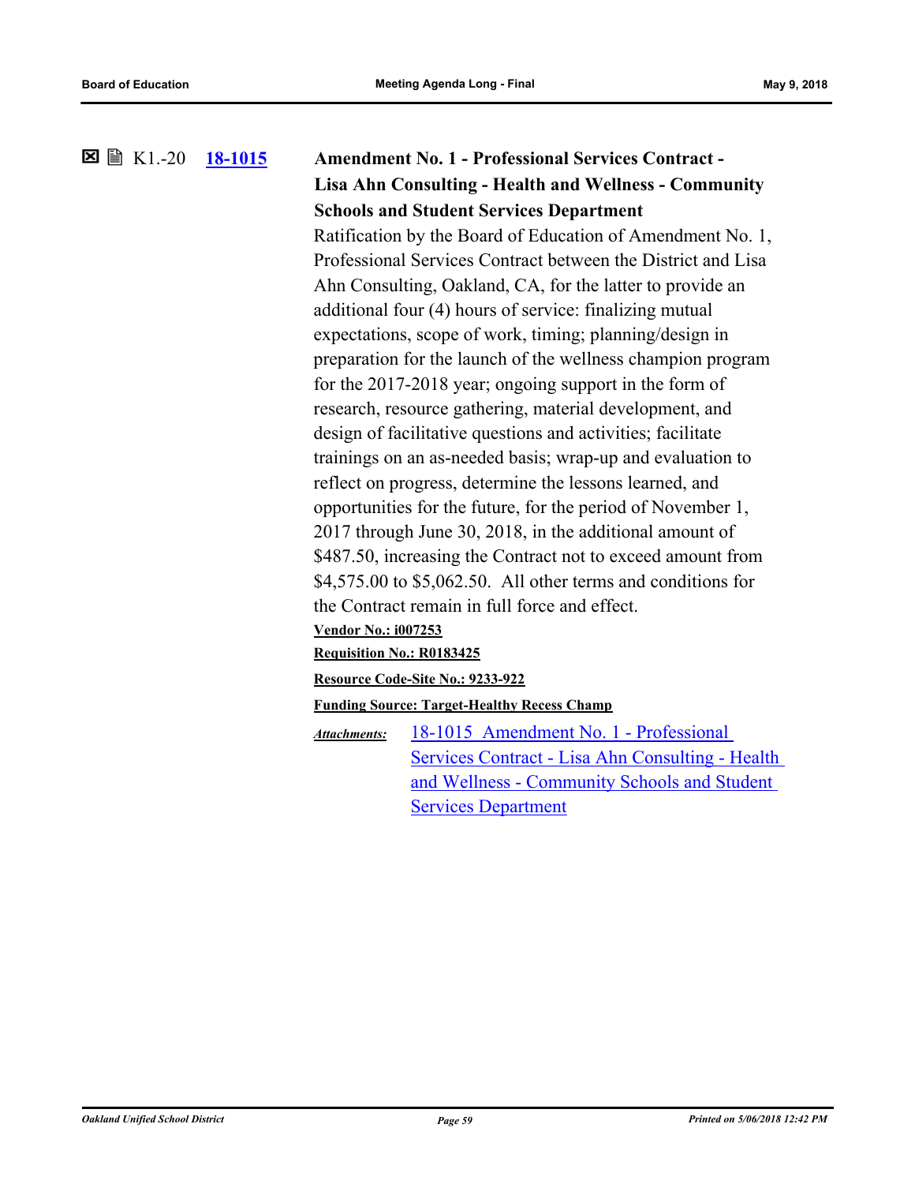☒ 🗎 K1.-20 **18-1015**

**Amendment No. 1 - Professional Services Contract - Lisa Ahn Consulting - Health and Wellness - Community Schools and Student Services Department**

Ratification by the Board of Education of Amendment No. 1, Professional Services Contract between the District and Lisa Ahn Consulting, Oakland, CA, for the latter to provide an additional four (4) hours of service: finalizing mutual expectations, scope of work, timing; planning/design in preparation for the launch of the wellness champion program for the 2017-2018 year; ongoing support in the form of research, resource gathering, material development, and design of facilitative questions and activities; facilitate trainings on an as-needed basis; wrap-up and evaluation to reflect on progress, determine the lessons learned, and opportunities for the future, for the period of November 1, 2017 through June 30, 2018, in the additional amount of $487.50, increasing the Contract not to exceed amount from $4,575.00 to $5,062.50. All other terms and conditions for the Contract remain in full force and effect.

**Vendor No.: i007253**

**Requisition No.: R0183425**

**Resource Code-Site No.: 9233-922**

**Funding Source: Target-Healthy Recess Champ**

*Attachments:* 18-1015 Amendment No. 1 - Professional Services Contract - Lisa Ahn Consulting - Health and Wellness - Community Schools and Student Services Department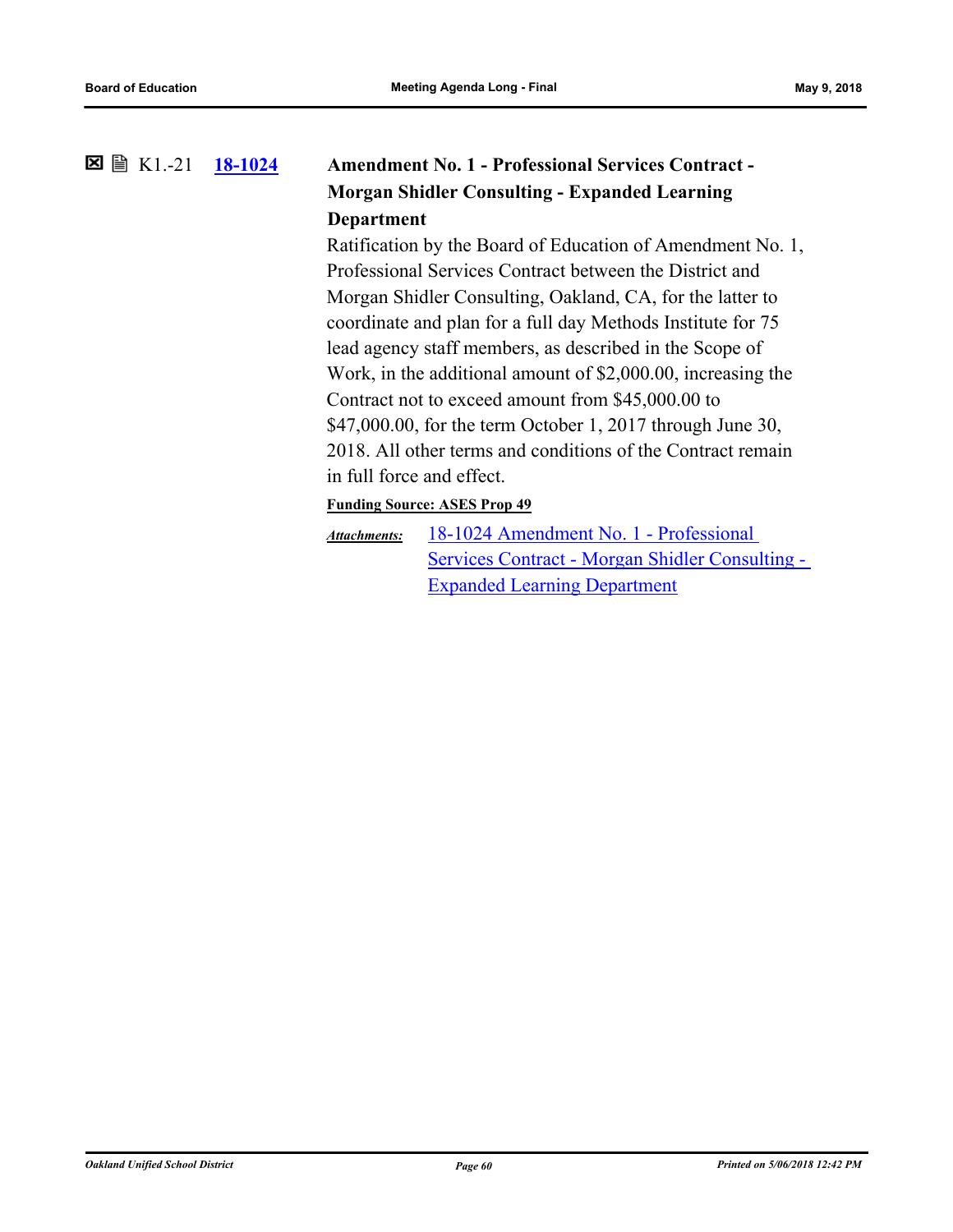☒ 🗎 K1.-21 **18-1024** **Amendment No. 1 - Professional Services Contract - Morgan Shidler Consulting - Expanded Learning Department**

Ratification by the Board of Education of Amendment No. 1, Professional Services Contract between the District and Morgan Shidler Consulting, Oakland, CA, for the latter to coordinate and plan for a full day Methods Institute for 75 lead agency staff members, as described in the Scope of Work, in the additional amount of $2,000.00, increasing the Contract not to exceed amount from $45,000.00 to $47,000.00, for the term October 1, 2017 through June 30, 2018. All other terms and conditions of the Contract remain in full force and effect.

**Funding Source: ASES Prop 49**

***Attachments:*** 18-1024 Amendment No. 1 - Professional Services Contract - Morgan Shidler Consulting - Expanded Learning Department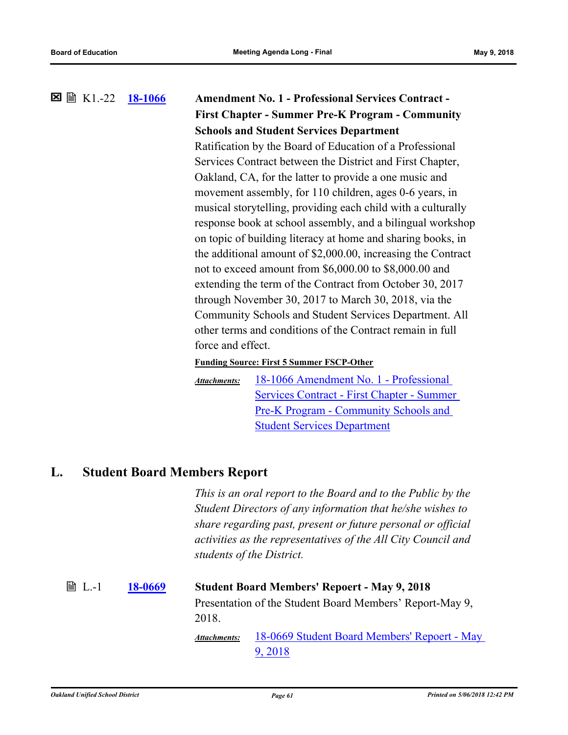☒ 🖹 K1.-22 **18-1066** **Amendment No. 1 - Professional Services Contract - First Chapter - Summer Pre-K Program - Community Schools and Student Services Department**

Ratification by the Board of Education of a Professional Services Contract between the District and First Chapter, Oakland, CA, for the latter to provide a one music and movement assembly, for 110 children, ages 0-6 years, in musical storytelling, providing each child with a culturally response book at school assembly, and a bilingual workshop on topic of building literacy at home and sharing books, in the additional amount of $2,000.00, increasing the Contract not to exceed amount from $6,000.00 to $8,000.00 and extending the term of the Contract from October 30, 2017 through November 30, 2017 to March 30, 2018, via the Community Schools and Student Services Department. All other terms and conditions of the Contract remain in full force and effect.

**Funding Source: First 5 Summer FSCP-Other**

***Attachments:*** 18-1066 Amendment No. 1 - Professional Services Contract - First Chapter - Summer Pre-K Program - Community Schools and Student Services Department

## L. Student Board Members Report

*This is an oral report to the Board and to the Public by the Student Directors of any information that he/she wishes to share regarding past, present or future personal or official activities as the representatives of the All City Council and students of the District.*

🖹 L.-1 **18-0669** **Student Board Members' Repoert - May 9, 2018**

Presentation of the Student Board Members' Report-May 9, 2018.

***Attachments:*** 18-0669 Student Board Members' Repoert - May 9, 2018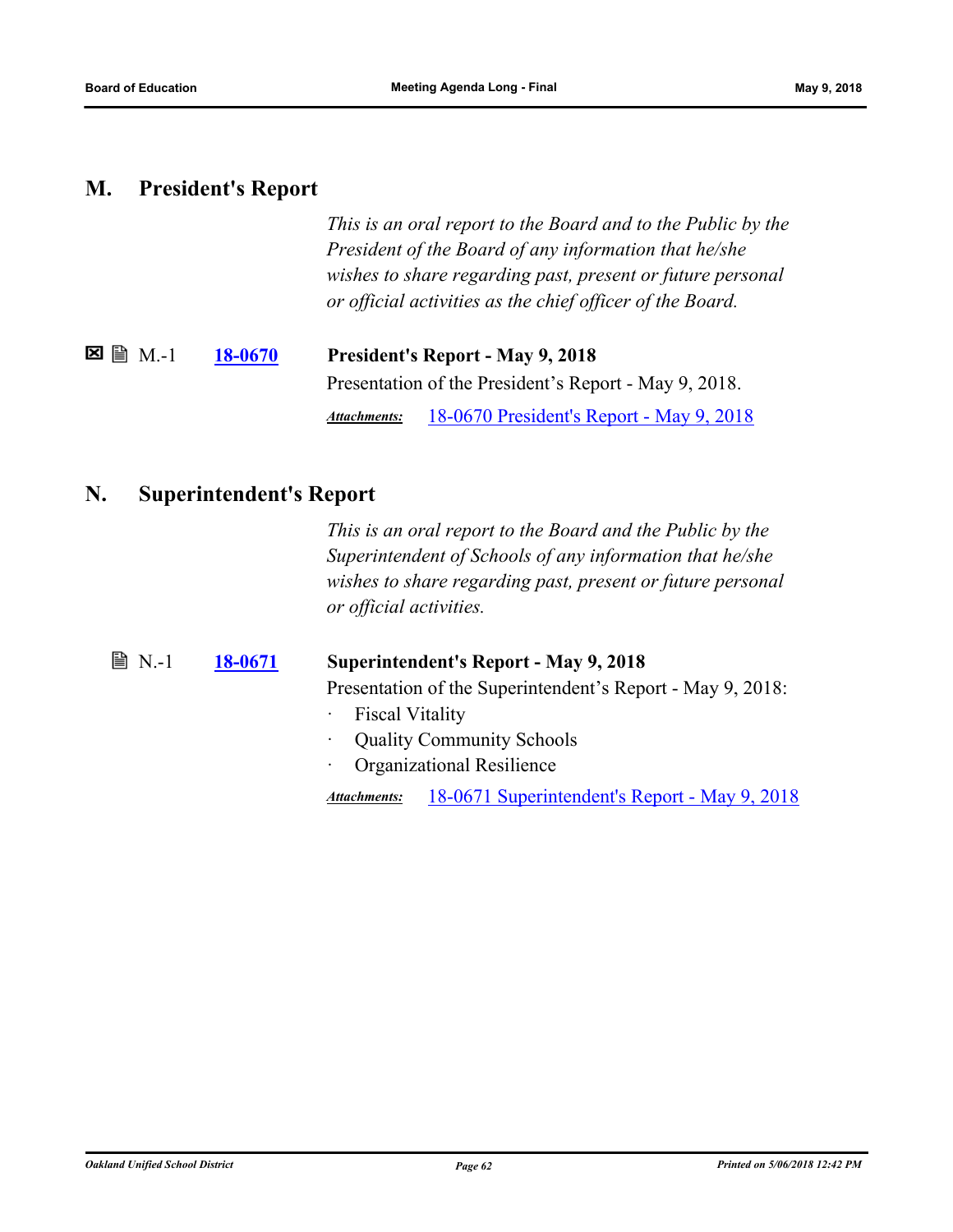## M. President's Report

*This is an oral report to the Board and to the Public by the President of the Board of any information that he/she wishes to share regarding past, present or future personal or official activities as the chief officer of the Board.*

☒ 🖹 M.-1 **18-0670** **President's Report - May 9, 2018**

Presentation of the President's Report - May 9, 2018.

***Attachments:*** 18-0670 President's Report - May 9, 2018

## N. Superintendent's Report

*This is an oral report to the Board and the Public by the Superintendent of Schools of any information that he/she wishes to share regarding past, present or future personal or official activities.*

🖹 N.-1 **18-0671** **Superintendent's Report - May 9, 2018**

Presentation of the Superintendent's Report - May 9, 2018:

- Fiscal Vitality
- Quality Community Schools
- Organizational Resilience

***Attachments:*** 18-0671 Superintendent's Report - May 9, 2018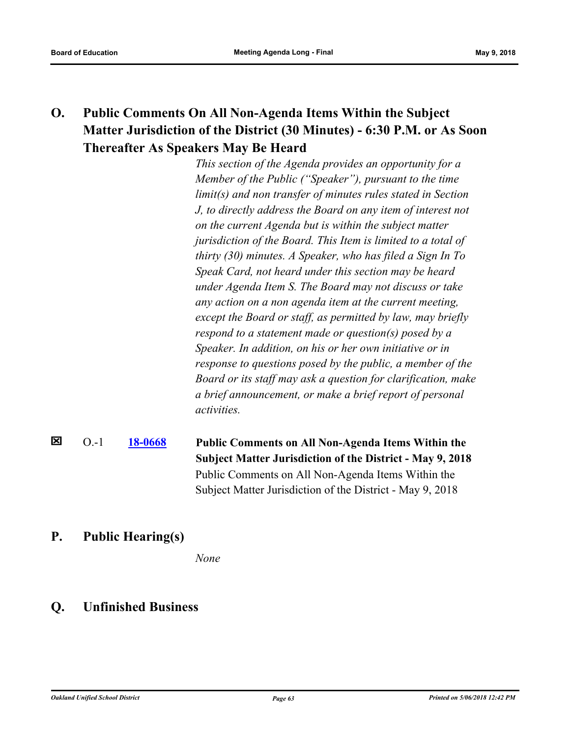## O. Public Comments On All Non-Agenda Items Within the Subject Matter Jurisdiction of the District (30 Minutes) - 6:30 P.M. or As Soon Thereafter As Speakers May Be Heard

*This section of the Agenda provides an opportunity for a Member of the Public ("Speaker"), pursuant to the time limit(s) and non transfer of minutes rules stated in Section J, to directly address the Board on any item of interest not on the current Agenda but is within the subject matter jurisdiction of the Board. This Item is limited to a total of thirty (30) minutes. A Speaker, who has filed a Sign In To Speak Card, not heard under this section may be heard under Agenda Item S. The Board may not discuss or take any action on a non agenda item at the current meeting, except the Board or staff, as permitted by law, may briefly respond to a statement made or question(s) posed by a Speaker. In addition, on his or her own initiative or in response to questions posed by the public, a member of the Board or its staff may ask a question for clarification, make a brief announcement, or make a brief report of personal activities.*

☒ O.-1 **18-0668** **Public Comments on All Non-Agenda Items Within the Subject Matter Jurisdiction of the District - May 9, 2018**

Public Comments on All Non-Agenda Items Within the Subject Matter Jurisdiction of the District - May 9, 2018

## P. Public Hearing(s)

*None*

## Q. Unfinished Business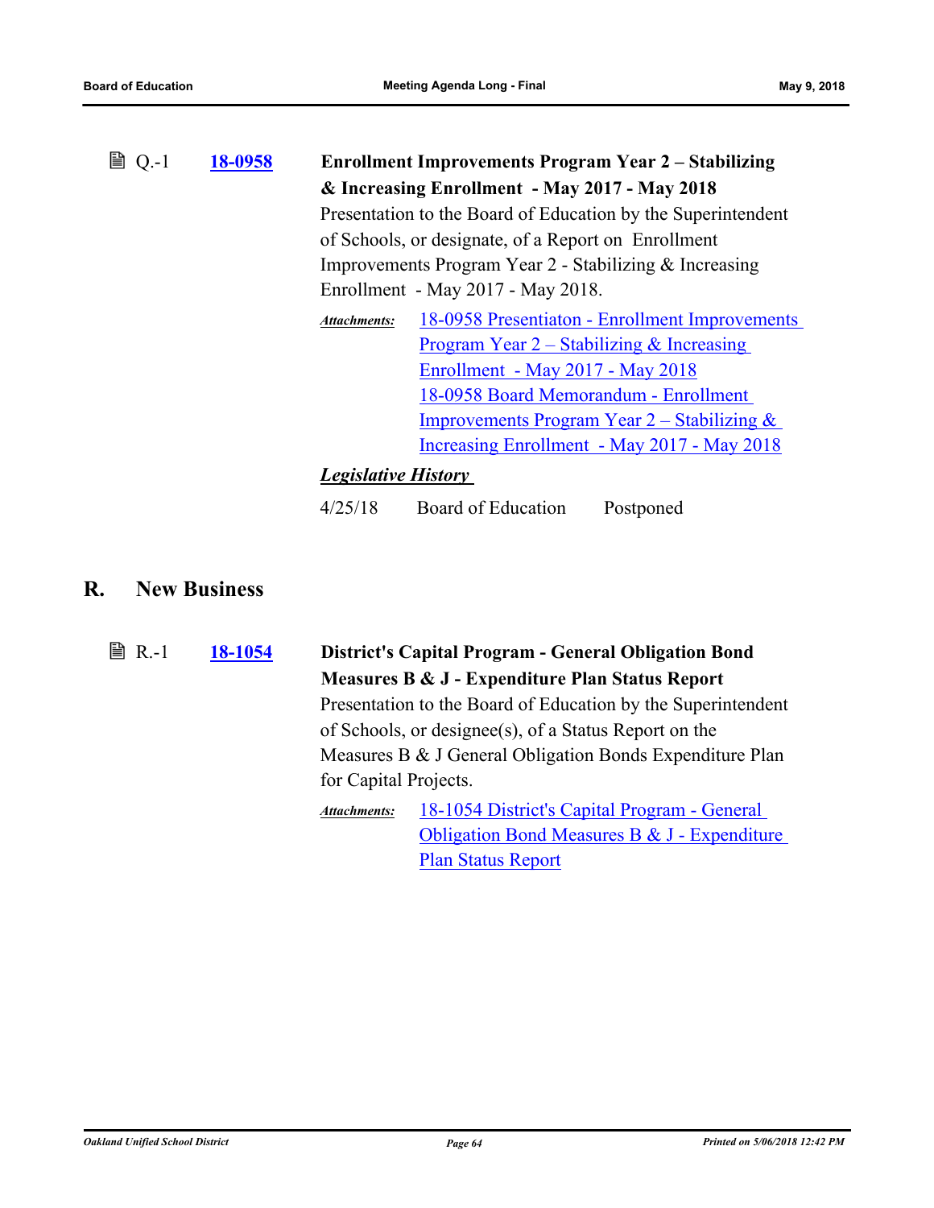Q.-1 **18-0958** **Enrollment Improvements Program Year 2 – Stabilizing & Increasing Enrollment - May 2017 - May 2018**

Presentation to the Board of Education by the Superintendent of Schools, or designate, of a Report on Enrollment Improvements Program Year 2 - Stabilizing & Increasing Enrollment - May 2017 - May 2018.

***Attachments:*** 18-0958 Presentiaton - Enrollment Improvements Program Year 2 – Stabilizing & Increasing Enrollment - May 2017 - May 2018
18-0958 Board Memorandum - Enrollment Improvements Program Year 2 – Stabilizing & Increasing Enrollment - May 2017 - May 2018

***Legislative History***

| | | |
|---|---|---|
| 4/25/18 | Board of Education | Postponed |

## R. New Business

R.-1 **18-1054** **District's Capital Program - General Obligation Bond Measures B & J - Expenditure Plan Status Report**

Presentation to the Board of Education by the Superintendent of Schools, or designee(s), of a Status Report on the Measures B & J General Obligation Bonds Expenditure Plan for Capital Projects.

***Attachments:*** 18-1054 District's Capital Program - General Obligation Bond Measures B & J - Expenditure Plan Status Report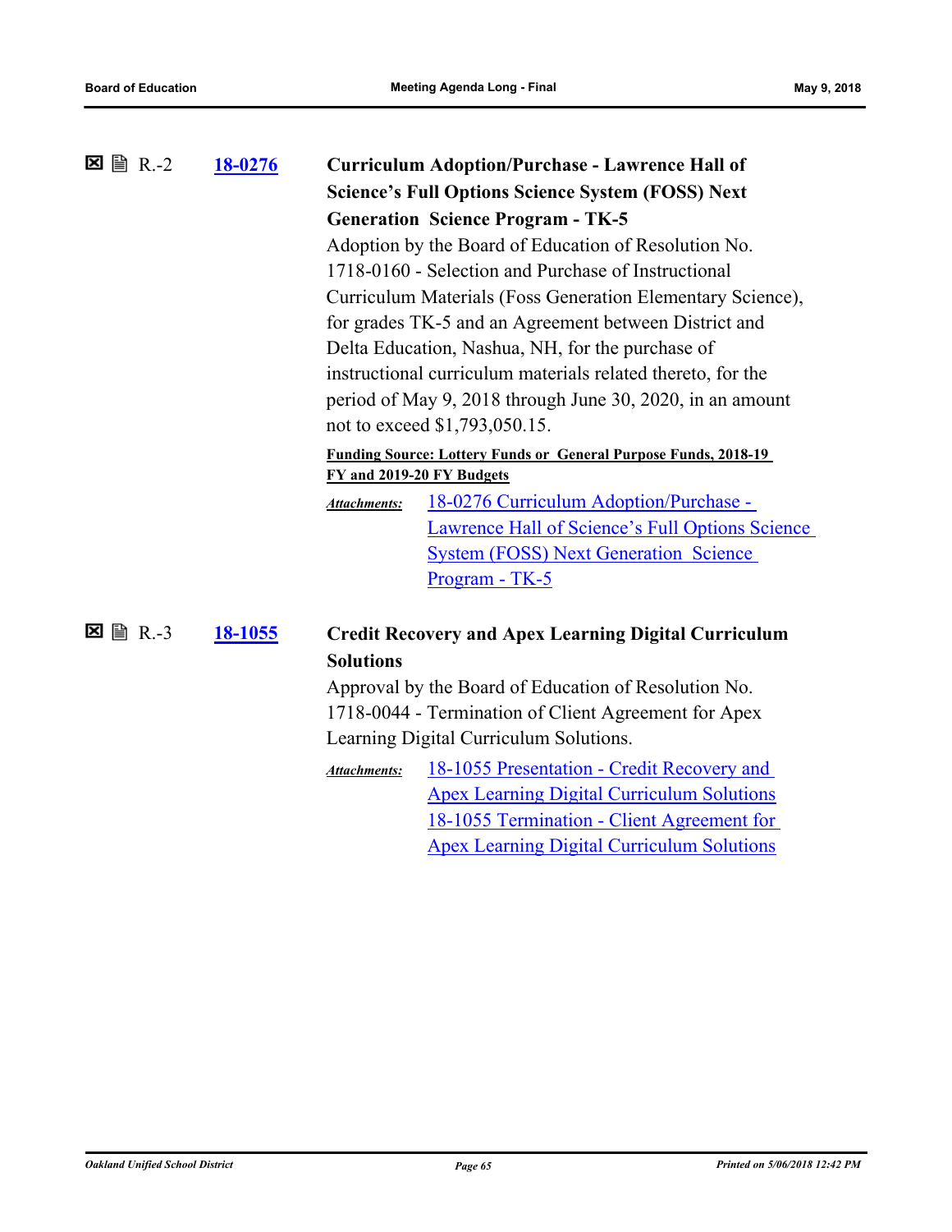☒ 🖹 R.-2 **18-0276** **Curriculum Adoption/Purchase - Lawrence Hall of Science's Full Options Science System (FOSS) Next Generation Science Program - TK-5**

Adoption by the Board of Education of Resolution No. 1718-0160 - Selection and Purchase of Instructional Curriculum Materials (Foss Generation Elementary Science), for grades TK-5 and an Agreement between District and Delta Education, Nashua, NH, for the purchase of instructional curriculum materials related thereto, for the period of May 9, 2018 through June 30, 2020, in an amount not to exceed $1,793,050.15.

**Funding Source: Lottery Funds or General Purpose Funds, 2018-19 FY and 2019-20 FY Budgets**

*Attachments:* 18-0276 Curriculum Adoption/Purchase - Lawrence Hall of Science's Full Options Science System (FOSS) Next Generation Science Program - TK-5

☒ 🖹 R.-3 **18-1055** **Credit Recovery and Apex Learning Digital Curriculum Solutions**

Approval by the Board of Education of Resolution No. 1718-0044 - Termination of Client Agreement for Apex Learning Digital Curriculum Solutions.

*Attachments:* 18-1055 Presentation - Credit Recovery and Apex Learning Digital Curriculum Solutions
18-1055 Termination - Client Agreement for Apex Learning Digital Curriculum Solutions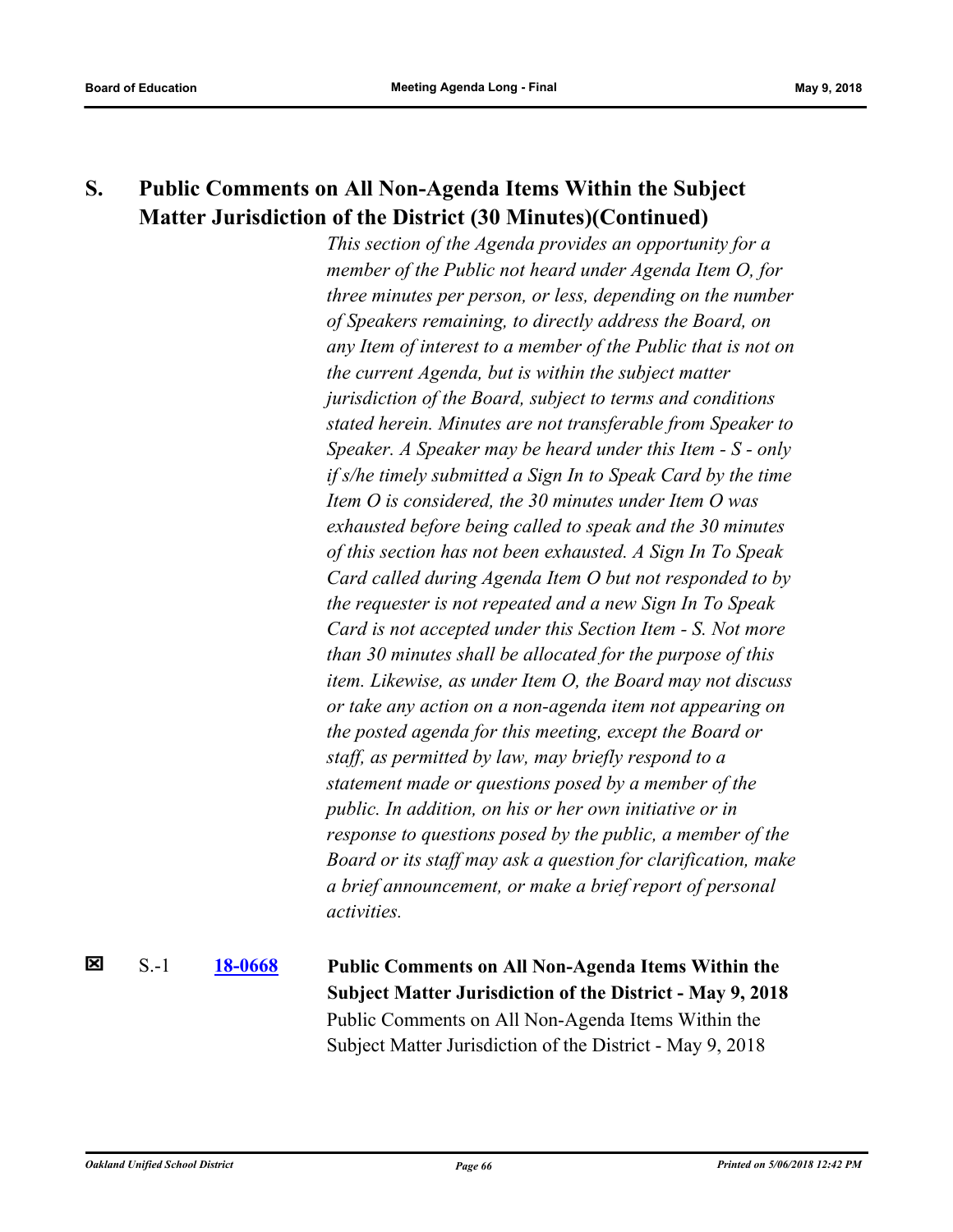## S. Public Comments on All Non-Agenda Items Within the Subject Matter Jurisdiction of the District (30 Minutes)(Continued)

*This section of the Agenda provides an opportunity for a member of the Public not heard under Agenda Item O, for three minutes per person, or less, depending on the number of Speakers remaining, to directly address the Board, on any Item of interest to a member of the Public that is not on the current Agenda, but is within the subject matter jurisdiction of the Board, subject to terms and conditions stated herein. Minutes are not transferable from Speaker to Speaker. A Speaker may be heard under this Item - S - only if s/he timely submitted a Sign In to Speak Card by the time Item O is considered, the 30 minutes under Item O was exhausted before being called to speak and the 30 minutes of this section has not been exhausted. A Sign In To Speak Card called during Agenda Item O but not responded to by the requester is not repeated and a new Sign In To Speak Card is not accepted under this Section Item - S. Not more than 30 minutes shall be allocated for the purpose of this item. Likewise, as under Item O, the Board may not discuss or take any action on a non-agenda item not appearing on the posted agenda for this meeting, except the Board or staff, as permitted by law, may briefly respond to a statement made or questions posed by a member of the public. In addition, on his or her own initiative or in response to questions posed by the public, a member of the Board or its staff may ask a question for clarification, make a brief announcement, or make a brief report of personal activities.*

☒ S.-1 **18-0668** **Public Comments on All Non-Agenda Items Within the Subject Matter Jurisdiction of the District - May 9, 2018**

Public Comments on All Non-Agenda Items Within the Subject Matter Jurisdiction of the District - May 9, 2018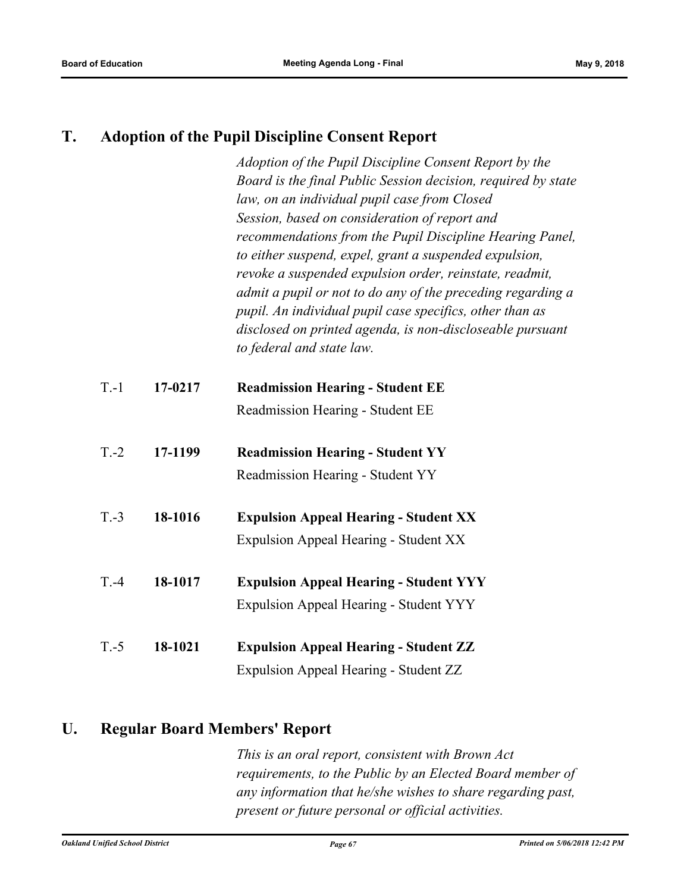## T. Adoption of the Pupil Discipline Consent Report

*Adoption of the Pupil Discipline Consent Report by the Board is the final Public Session decision, required by state law, on an individual pupil case from Closed Session, based on consideration of report and recommendations from the Pupil Discipline Hearing Panel, to either suspend, expel, grant a suspended expulsion, revoke a suspended expulsion order, reinstate, readmit, admit a pupil or not to do any of the preceding regarding a pupil. An individual pupil case specifics, other than as disclosed on printed agenda, is non-discloseable pursuant to federal and state law.*

T.-1 **17-0217** **Readmission Hearing - Student EE**

Readmission Hearing - Student EE

T.-2 **17-1199** **Readmission Hearing - Student YY**

Readmission Hearing - Student YY

T.-3 **18-1016** **Expulsion Appeal Hearing - Student XX**

Expulsion Appeal Hearing - Student XX

T.-4 **18-1017** **Expulsion Appeal Hearing - Student YYY**

Expulsion Appeal Hearing - Student YYY

T.-5 **18-1021** **Expulsion Appeal Hearing - Student ZZ**

Expulsion Appeal Hearing - Student ZZ

## U. Regular Board Members' Report

*This is an oral report, consistent with Brown Act requirements, to the Public by an Elected Board member of any information that he/she wishes to share regarding past, present or future personal or official activities.*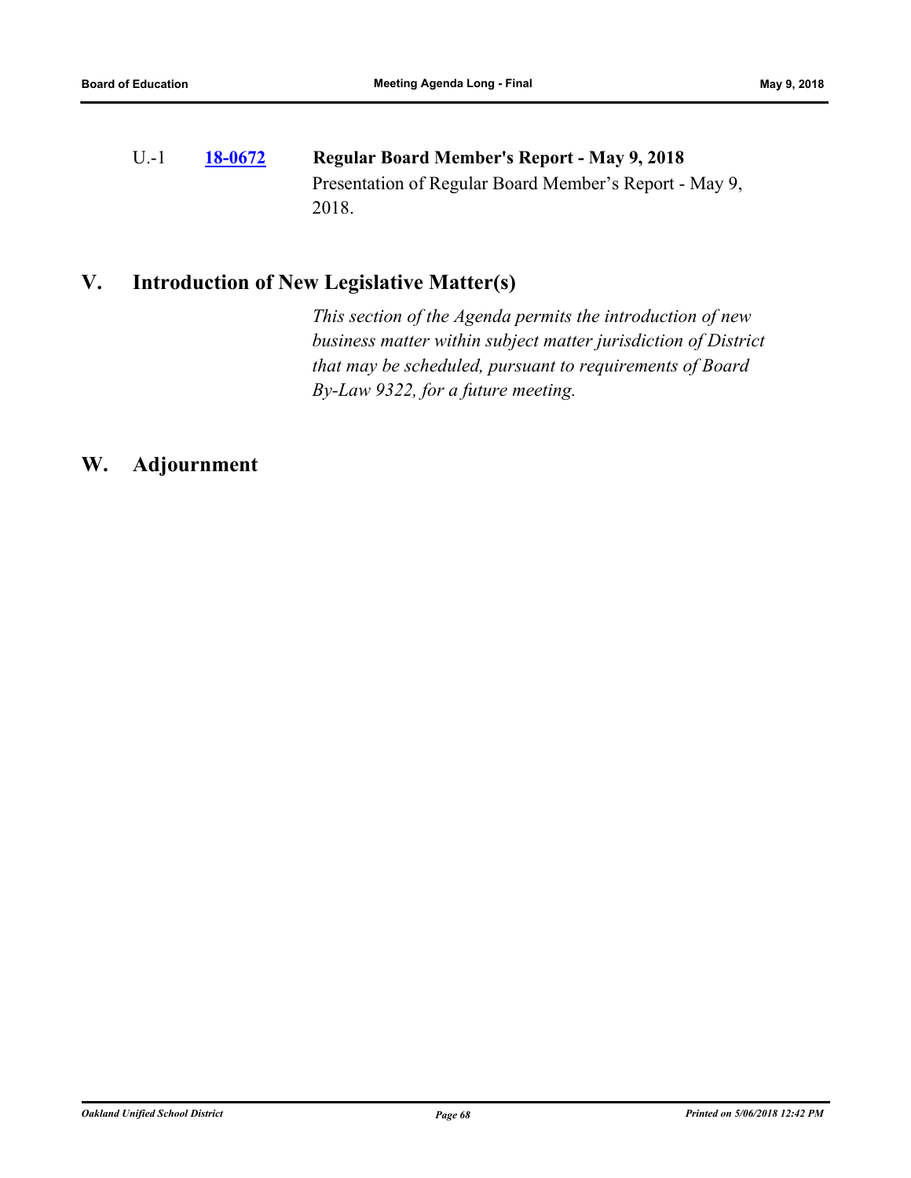U.-1 **18-0672** **Regular Board Member's Report - May 9, 2018**

Presentation of Regular Board Member's Report - May 9, 2018.

## V. Introduction of New Legislative Matter(s)

*This section of the Agenda permits the introduction of new business matter within subject matter jurisdiction of District that may be scheduled, pursuant to requirements of Board By-Law 9322, for a future meeting.*

## W. Adjournment